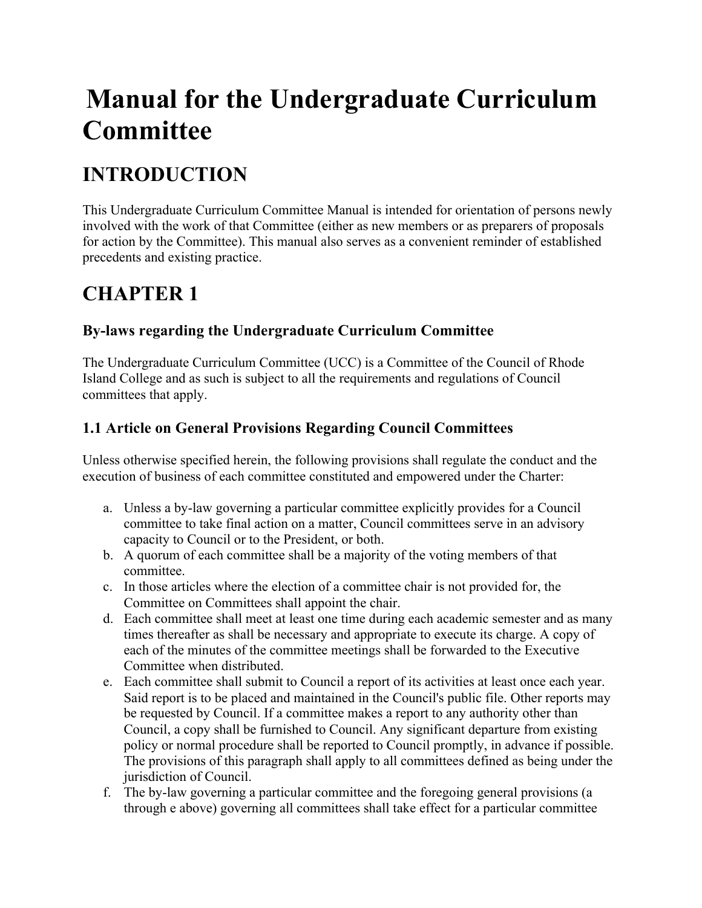# Manual for the Undergraduate Curriculum Committee

## INTRODUCTION

This Undergraduate Curriculum Committee Manual is intended for orientation of persons newly involved with the work of that Committee (either as new members or as preparers of proposals for action by the Committee). This manual also serves as a convenient reminder of established precedents and existing practice.

## CHAPTER 1

### By-laws regarding the Undergraduate Curriculum Committee

The Undergraduate Curriculum Committee (UCC) is a Committee of the Council of Rhode Island College and as such is subject to all the requirements and regulations of Council committees that apply.

### 1.1 Article on General Provisions Regarding Council Committees

Unless otherwise specified herein, the following provisions shall regulate the conduct and the execution of business of each committee constituted and empowered under the Charter:

a. Unless a by-law governing a particular committee explicitly provides for a Council committee to take final action on a matter, Council committees serve in an advisory capacity to Council or to the President, or both.
b. A quorum of each committee shall be a majority of the voting members of that committee.
c. In those articles where the election of a committee chair is not provided for, the Committee on Committees shall appoint the chair.
d. Each committee shall meet at least one time during each academic semester and as many times thereafter as shall be necessary and appropriate to execute its charge. A copy of each of the minutes of the committee meetings shall be forwarded to the Executive Committee when distributed.
e. Each committee shall submit to Council a report of its activities at least once each year. Said report is to be placed and maintained in the Council's public file. Other reports may be requested by Council. If a committee makes a report to any authority other than Council, a copy shall be furnished to Council. Any significant departure from existing policy or normal procedure shall be reported to Council promptly, in advance if possible. The provisions of this paragraph shall apply to all committees defined as being under the jurisdiction of Council.
f. The by-law governing a particular committee and the foregoing general provisions (a through e above) governing all committees shall take effect for a particular committee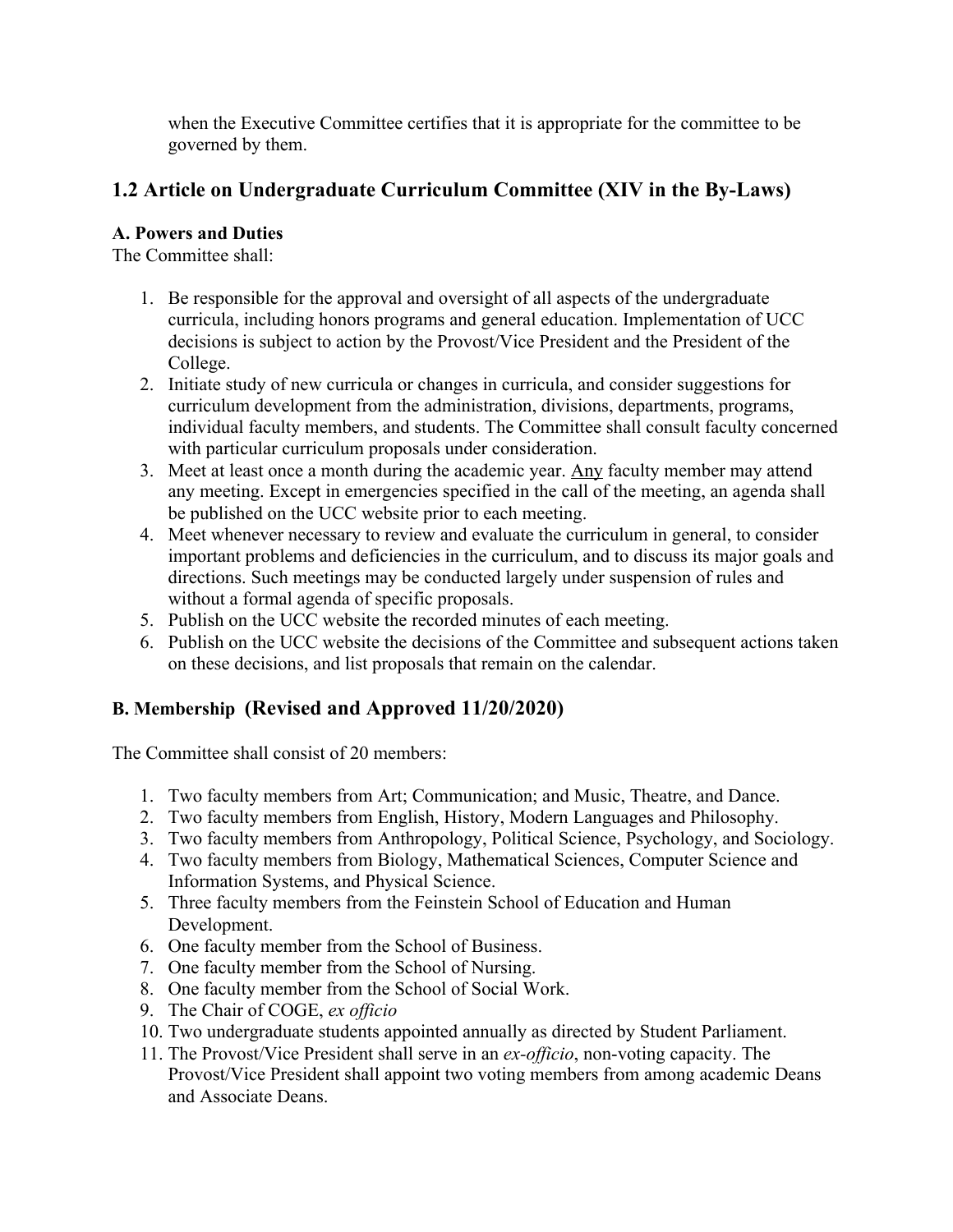when the Executive Committee certifies that it is appropriate for the committee to be governed by them.

## 1.2 Article on Undergraduate Curriculum Committee (XIV in the By-Laws)

### A. Powers and Duties

The Committee shall:

1. Be responsible for the approval and oversight of all aspects of the undergraduate curricula, including honors programs and general education. Implementation of UCC decisions is subject to action by the Provost/Vice President and the President of the College.
2. Initiate study of new curricula or changes in curricula, and consider suggestions for curriculum development from the administration, divisions, departments, programs, individual faculty members, and students. The Committee shall consult faculty concerned with particular curriculum proposals under consideration.
3. Meet at least once a month during the academic year. <u>Any</u> faculty member may attend any meeting. Except in emergencies specified in the call of the meeting, an agenda shall be published on the UCC website prior to each meeting.
4. Meet whenever necessary to review and evaluate the curriculum in general, to consider important problems and deficiencies in the curriculum, and to discuss its major goals and directions. Such meetings may be conducted largely under suspension of rules and without a formal agenda of specific proposals.
5. Publish on the UCC website the recorded minutes of each meeting.
6. Publish on the UCC website the decisions of the Committee and subsequent actions taken on these decisions, and list proposals that remain on the calendar.

### B. Membership (Revised and Approved 11/20/2020)

The Committee shall consist of 20 members:

1. Two faculty members from Art; Communication; and Music, Theatre, and Dance.
2. Two faculty members from English, History, Modern Languages and Philosophy.
3. Two faculty members from Anthropology, Political Science, Psychology, and Sociology.
4. Two faculty members from Biology, Mathematical Sciences, Computer Science and Information Systems, and Physical Science.
5. Three faculty members from the Feinstein School of Education and Human Development.
6. One faculty member from the School of Business.
7. One faculty member from the School of Nursing.
8. One faculty member from the School of Social Work.
9. The Chair of COGE, *ex officio*
10. Two undergraduate students appointed annually as directed by Student Parliament.
11. The Provost/Vice President shall serve in an *ex-officio*, non-voting capacity. The Provost/Vice President shall appoint two voting members from among academic Deans and Associate Deans.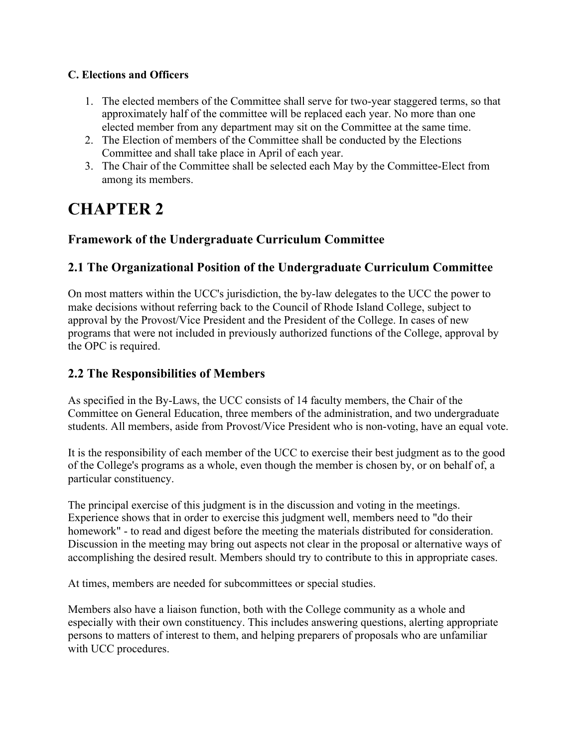**C. Elections and Officers**

1. The elected members of the Committee shall serve for two-year staggered terms, so that approximately half of the committee will be replaced each year. No more than one elected member from any department may sit on the Committee at the same time.
2. The Election of members of the Committee shall be conducted by the Elections Committee and shall take place in April of each year.
3. The Chair of the Committee shall be selected each May by the Committee-Elect from among its members.

# CHAPTER 2

## Framework of the Undergraduate Curriculum Committee

## 2.1 The Organizational Position of the Undergraduate Curriculum Committee

On most matters within the UCC's jurisdiction, the by-law delegates to the UCC the power to make decisions without referring back to the Council of Rhode Island College, subject to approval by the Provost/Vice President and the President of the College. In cases of new programs that were not included in previously authorized functions of the College, approval by the OPC is required.

## 2.2 The Responsibilities of Members

As specified in the By-Laws, the UCC consists of 14 faculty members, the Chair of the Committee on General Education, three members of the administration, and two undergraduate students. All members, aside from Provost/Vice President who is non-voting, have an equal vote.

It is the responsibility of each member of the UCC to exercise their best judgment as to the good of the College's programs as a whole, even though the member is chosen by, or on behalf of, a particular constituency.

The principal exercise of this judgment is in the discussion and voting in the meetings. Experience shows that in order to exercise this judgment well, members need to "do their homework" - to read and digest before the meeting the materials distributed for consideration. Discussion in the meeting may bring out aspects not clear in the proposal or alternative ways of accomplishing the desired result. Members should try to contribute to this in appropriate cases.

At times, members are needed for subcommittees or special studies.

Members also have a liaison function, both with the College community as a whole and especially with their own constituency. This includes answering questions, alerting appropriate persons to matters of interest to them, and helping preparers of proposals who are unfamiliar with UCC procedures.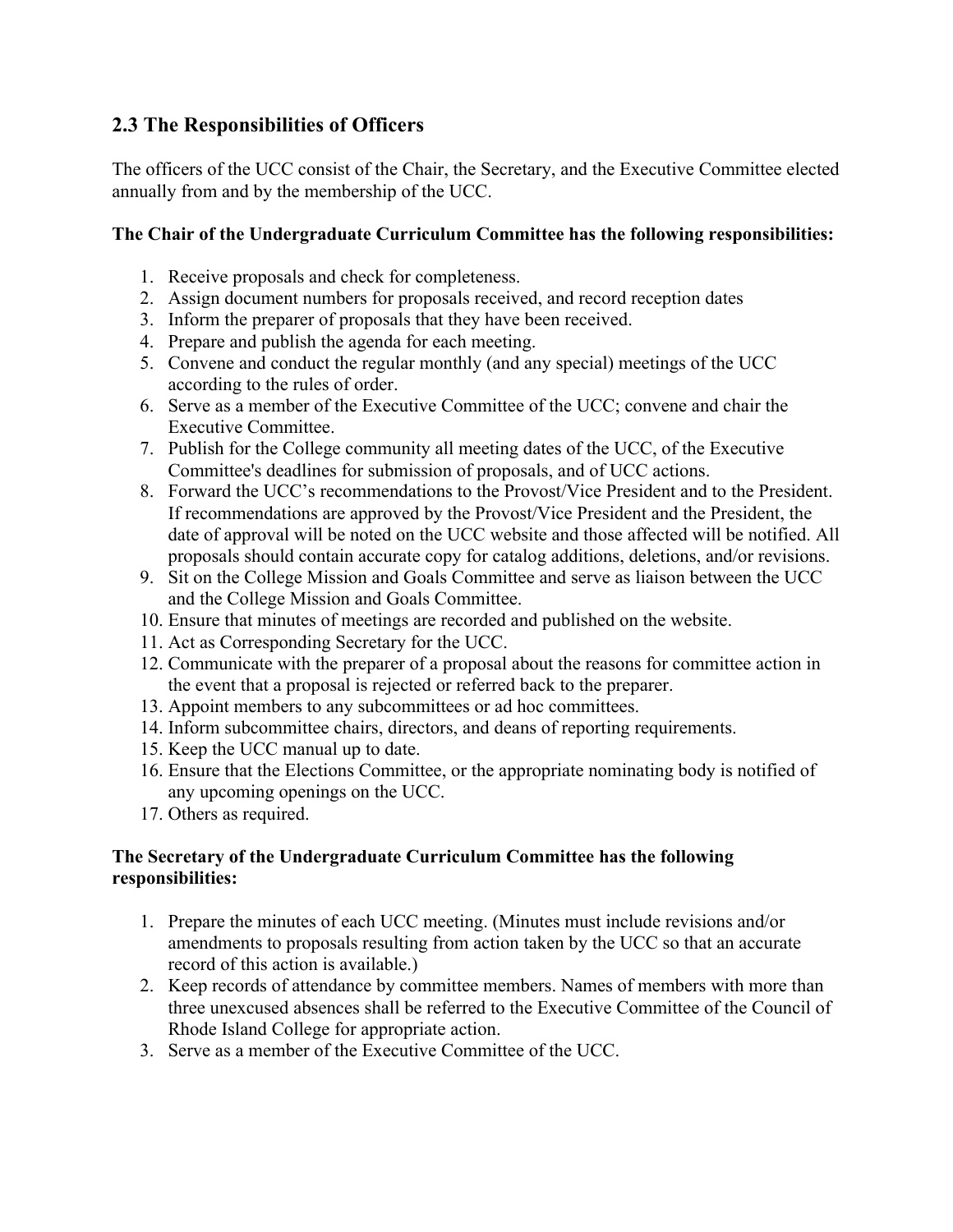## 2.3 The Responsibilities of Officers

The officers of the UCC consist of the Chair, the Secretary, and the Executive Committee elected annually from and by the membership of the UCC.

**The Chair of the Undergraduate Curriculum Committee has the following responsibilities:**

1. Receive proposals and check for completeness.
2. Assign document numbers for proposals received, and record reception dates
3. Inform the preparer of proposals that they have been received.
4. Prepare and publish the agenda for each meeting.
5. Convene and conduct the regular monthly (and any special) meetings of the UCC according to the rules of order.
6. Serve as a member of the Executive Committee of the UCC; convene and chair the Executive Committee.
7. Publish for the College community all meeting dates of the UCC, of the Executive Committee's deadlines for submission of proposals, and of UCC actions.
8. Forward the UCC's recommendations to the Provost/Vice President and to the President. If recommendations are approved by the Provost/Vice President and the President, the date of approval will be noted on the UCC website and those affected will be notified. All proposals should contain accurate copy for catalog additions, deletions, and/or revisions.
9. Sit on the College Mission and Goals Committee and serve as liaison between the UCC and the College Mission and Goals Committee.
10. Ensure that minutes of meetings are recorded and published on the website.
11. Act as Corresponding Secretary for the UCC.
12. Communicate with the preparer of a proposal about the reasons for committee action in the event that a proposal is rejected or referred back to the preparer.
13. Appoint members to any subcommittees or ad hoc committees.
14. Inform subcommittee chairs, directors, and deans of reporting requirements.
15. Keep the UCC manual up to date.
16. Ensure that the Elections Committee, or the appropriate nominating body is notified of any upcoming openings on the UCC.
17. Others as required.

**The Secretary of the Undergraduate Curriculum Committee has the following responsibilities:**

1. Prepare the minutes of each UCC meeting. (Minutes must include revisions and/or amendments to proposals resulting from action taken by the UCC so that an accurate record of this action is available.)
2. Keep records of attendance by committee members. Names of members with more than three unexcused absences shall be referred to the Executive Committee of the Council of Rhode Island College for appropriate action.
3. Serve as a member of the Executive Committee of the UCC.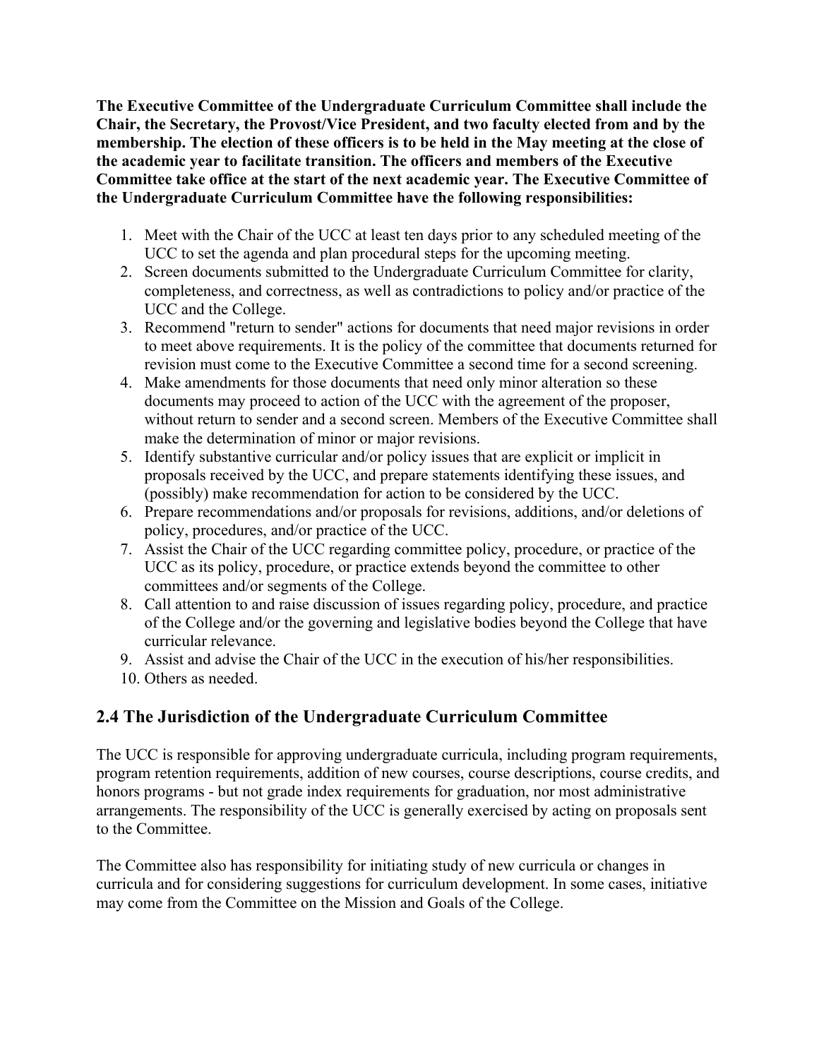**The Executive Committee of the Undergraduate Curriculum Committee shall include the Chair, the Secretary, the Provost/Vice President, and two faculty elected from and by the membership. The election of these officers is to be held in the May meeting at the close of the academic year to facilitate transition. The officers and members of the Executive Committee take office at the start of the next academic year. The Executive Committee of the Undergraduate Curriculum Committee have the following responsibilities:**

1. Meet with the Chair of the UCC at least ten days prior to any scheduled meeting of the UCC to set the agenda and plan procedural steps for the upcoming meeting.
2. Screen documents submitted to the Undergraduate Curriculum Committee for clarity, completeness, and correctness, as well as contradictions to policy and/or practice of the UCC and the College.
3. Recommend "return to sender" actions for documents that need major revisions in order to meet above requirements. It is the policy of the committee that documents returned for revision must come to the Executive Committee a second time for a second screening.
4. Make amendments for those documents that need only minor alteration so these documents may proceed to action of the UCC with the agreement of the proposer, without return to sender and a second screen. Members of the Executive Committee shall make the determination of minor or major revisions.
5. Identify substantive curricular and/or policy issues that are explicit or implicit in proposals received by the UCC, and prepare statements identifying these issues, and (possibly) make recommendation for action to be considered by the UCC.
6. Prepare recommendations and/or proposals for revisions, additions, and/or deletions of policy, procedures, and/or practice of the UCC.
7. Assist the Chair of the UCC regarding committee policy, procedure, or practice of the UCC as its policy, procedure, or practice extends beyond the committee to other committees and/or segments of the College.
8. Call attention to and raise discussion of issues regarding policy, procedure, and practice of the College and/or the governing and legislative bodies beyond the College that have curricular relevance.
9. Assist and advise the Chair of the UCC in the execution of his/her responsibilities.
10. Others as needed.

## 2.4 The Jurisdiction of the Undergraduate Curriculum Committee

The UCC is responsible for approving undergraduate curricula, including program requirements, program retention requirements, addition of new courses, course descriptions, course credits, and honors programs - but not grade index requirements for graduation, nor most administrative arrangements. The responsibility of the UCC is generally exercised by acting on proposals sent to the Committee.

The Committee also has responsibility for initiating study of new curricula or changes in curricula and for considering suggestions for curriculum development. In some cases, initiative may come from the Committee on the Mission and Goals of the College.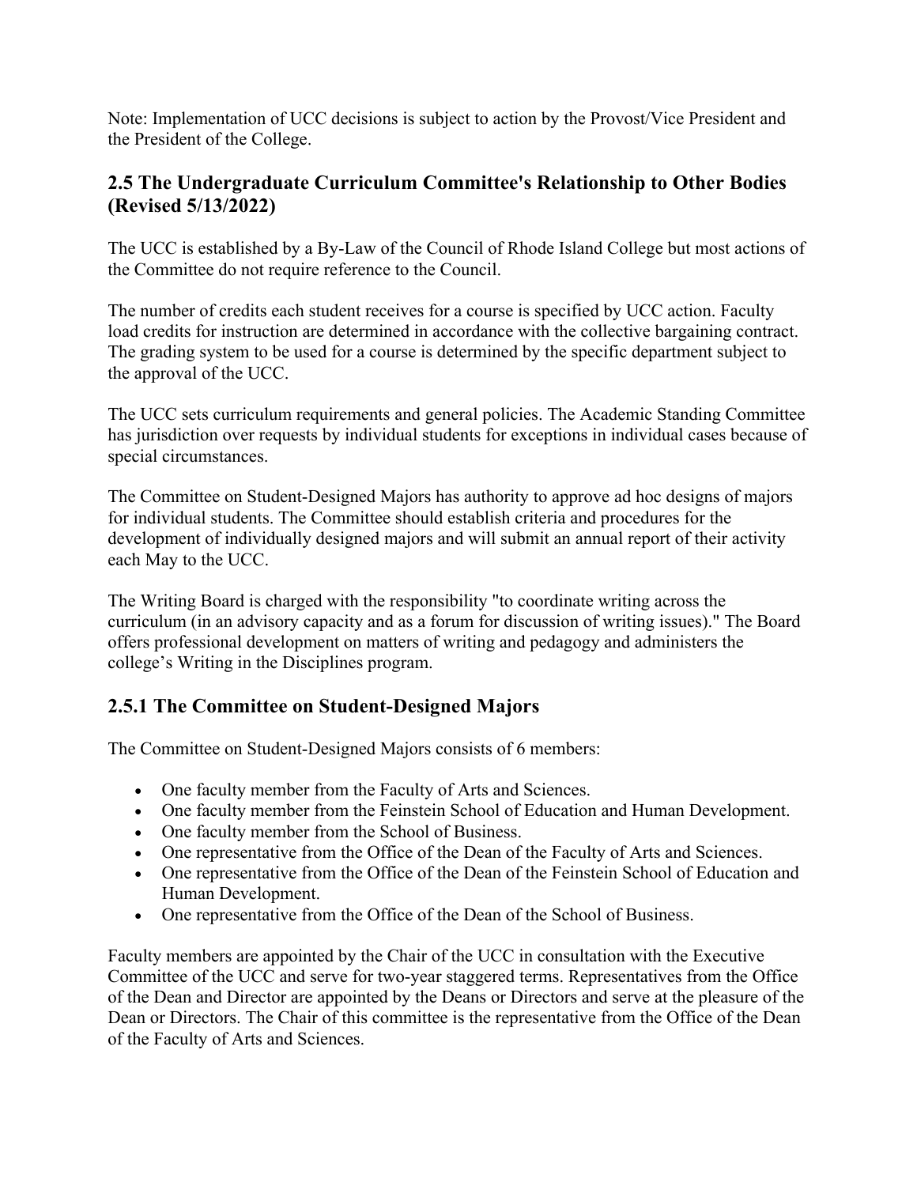Note: Implementation of UCC decisions is subject to action by the Provost/Vice President and the President of the College.

## 2.5 The Undergraduate Curriculum Committee's Relationship to Other Bodies (Revised 5/13/2022)

The UCC is established by a By-Law of the Council of Rhode Island College but most actions of the Committee do not require reference to the Council.

The number of credits each student receives for a course is specified by UCC action. Faculty load credits for instruction are determined in accordance with the collective bargaining contract. The grading system to be used for a course is determined by the specific department subject to the approval of the UCC.

The UCC sets curriculum requirements and general policies. The Academic Standing Committee has jurisdiction over requests by individual students for exceptions in individual cases because of special circumstances.

The Committee on Student-Designed Majors has authority to approve ad hoc designs of majors for individual students. The Committee should establish criteria and procedures for the development of individually designed majors and will submit an annual report of their activity each May to the UCC.

The Writing Board is charged with the responsibility "to coordinate writing across the curriculum (in an advisory capacity and as a forum for discussion of writing issues)." The Board offers professional development on matters of writing and pedagogy and administers the college's Writing in the Disciplines program.

### 2.5.1 The Committee on Student-Designed Majors

The Committee on Student-Designed Majors consists of 6 members:

- One faculty member from the Faculty of Arts and Sciences.
- One faculty member from the Feinstein School of Education and Human Development.
- One faculty member from the School of Business.
- One representative from the Office of the Dean of the Faculty of Arts and Sciences.
- One representative from the Office of the Dean of the Feinstein School of Education and Human Development.
- One representative from the Office of the Dean of the School of Business.

Faculty members are appointed by the Chair of the UCC in consultation with the Executive Committee of the UCC and serve for two-year staggered terms. Representatives from the Office of the Dean and Director are appointed by the Deans or Directors and serve at the pleasure of the Dean or Directors. The Chair of this committee is the representative from the Office of the Dean of the Faculty of Arts and Sciences.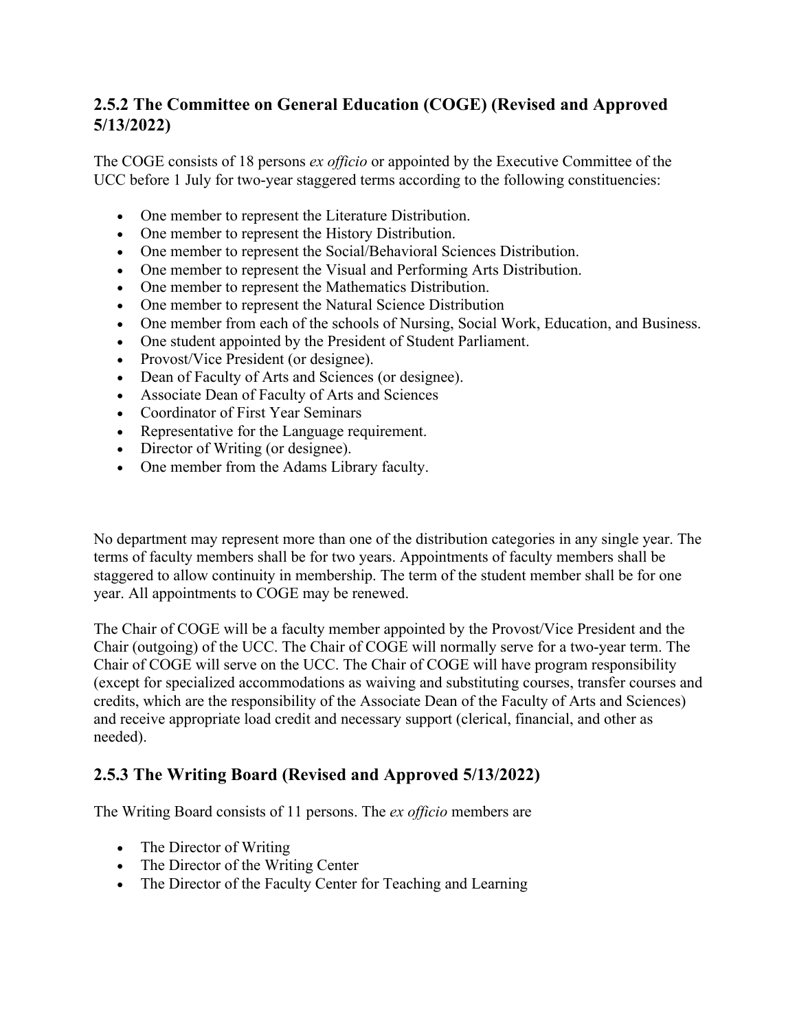### 2.5.2 The Committee on General Education (COGE) (Revised and Approved 5/13/2022)

The COGE consists of 18 persons *ex officio* or appointed by the Executive Committee of the UCC before 1 July for two-year staggered terms according to the following constituencies:

- One member to represent the Literature Distribution.
- One member to represent the History Distribution.
- One member to represent the Social/Behavioral Sciences Distribution.
- One member to represent the Visual and Performing Arts Distribution.
- One member to represent the Mathematics Distribution.
- One member to represent the Natural Science Distribution
- One member from each of the schools of Nursing, Social Work, Education, and Business.
- One student appointed by the President of Student Parliament.
- Provost/Vice President (or designee).
- Dean of Faculty of Arts and Sciences (or designee).
- Associate Dean of Faculty of Arts and Sciences
- Coordinator of First Year Seminars
- Representative for the Language requirement.
- Director of Writing (or designee).
- One member from the Adams Library faculty.

No department may represent more than one of the distribution categories in any single year. The terms of faculty members shall be for two years. Appointments of faculty members shall be staggered to allow continuity in membership. The term of the student member shall be for one year. All appointments to COGE may be renewed.

The Chair of COGE will be a faculty member appointed by the Provost/Vice President and the Chair (outgoing) of the UCC. The Chair of COGE will normally serve for a two-year term. The Chair of COGE will serve on the UCC. The Chair of COGE will have program responsibility (except for specialized accommodations as waiving and substituting courses, transfer courses and credits, which are the responsibility of the Associate Dean of the Faculty of Arts and Sciences) and receive appropriate load credit and necessary support (clerical, financial, and other as needed).

### 2.5.3 The Writing Board (Revised and Approved 5/13/2022)

The Writing Board consists of 11 persons. The *ex officio* members are

- The Director of Writing
- The Director of the Writing Center
- The Director of the Faculty Center for Teaching and Learning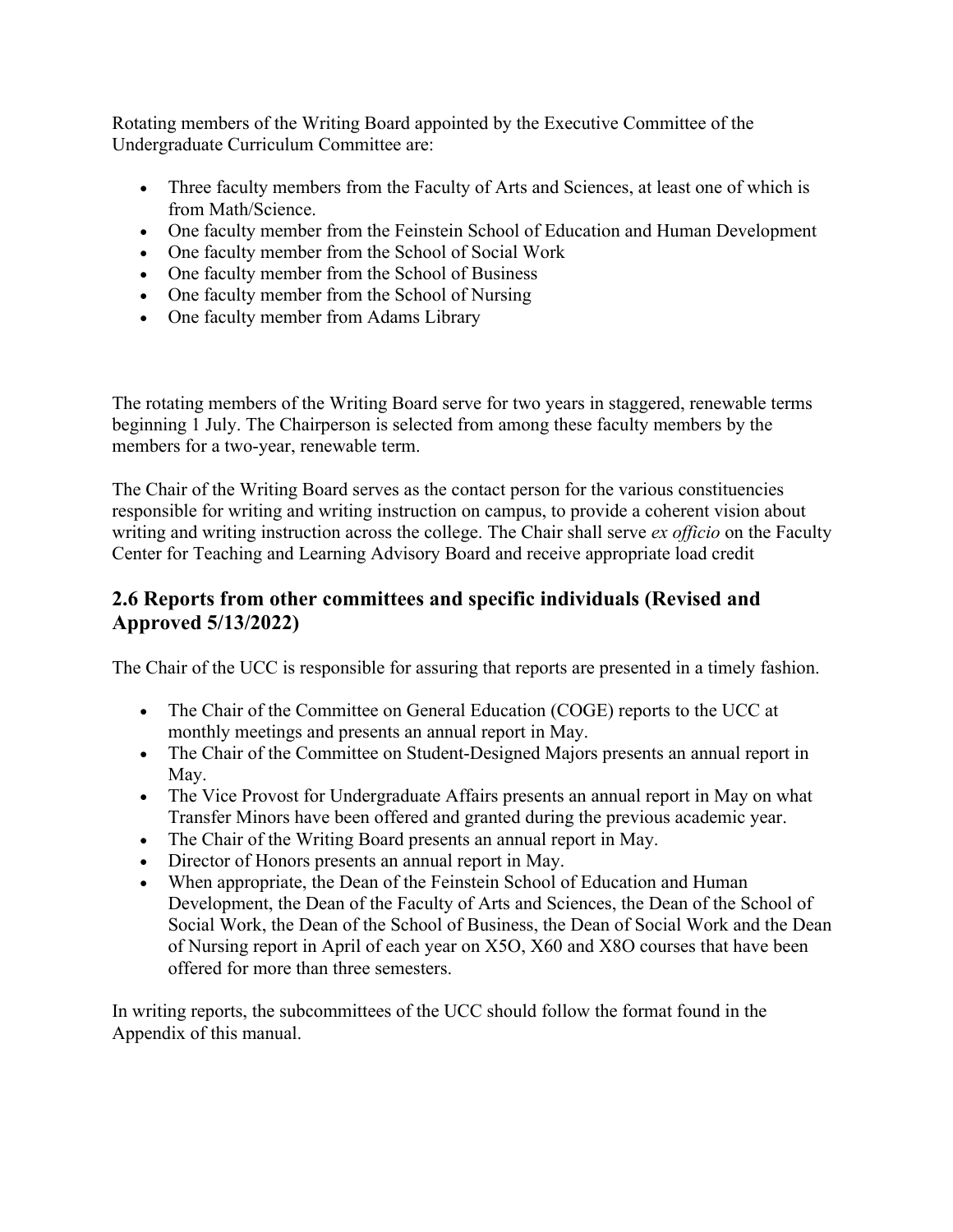Rotating members of the Writing Board appointed by the Executive Committee of the Undergraduate Curriculum Committee are:

- Three faculty members from the Faculty of Arts and Sciences, at least one of which is from Math/Science.
- One faculty member from the Feinstein School of Education and Human Development
- One faculty member from the School of Social Work
- One faculty member from the School of Business
- One faculty member from the School of Nursing
- One faculty member from Adams Library

The rotating members of the Writing Board serve for two years in staggered, renewable terms beginning 1 July. The Chairperson is selected from among these faculty members by the members for a two-year, renewable term.

The Chair of the Writing Board serves as the contact person for the various constituencies responsible for writing and writing instruction on campus, to provide a coherent vision about writing and writing instruction across the college. The Chair shall serve *ex officio* on the Faculty Center for Teaching and Learning Advisory Board and receive appropriate load credit

## 2.6 Reports from other committees and specific individuals (Revised and Approved 5/13/2022)

The Chair of the UCC is responsible for assuring that reports are presented in a timely fashion.

- The Chair of the Committee on General Education (COGE) reports to the UCC at monthly meetings and presents an annual report in May.
- The Chair of the Committee on Student-Designed Majors presents an annual report in May.
- The Vice Provost for Undergraduate Affairs presents an annual report in May on what Transfer Minors have been offered and granted during the previous academic year.
- The Chair of the Writing Board presents an annual report in May.
- Director of Honors presents an annual report in May.
- When appropriate, the Dean of the Feinstein School of Education and Human Development, the Dean of the Faculty of Arts and Sciences, the Dean of the School of Social Work, the Dean of the School of Business, the Dean of Social Work and the Dean of Nursing report in April of each year on X5O, X60 and X8O courses that have been offered for more than three semesters.

In writing reports, the subcommittees of the UCC should follow the format found in the Appendix of this manual.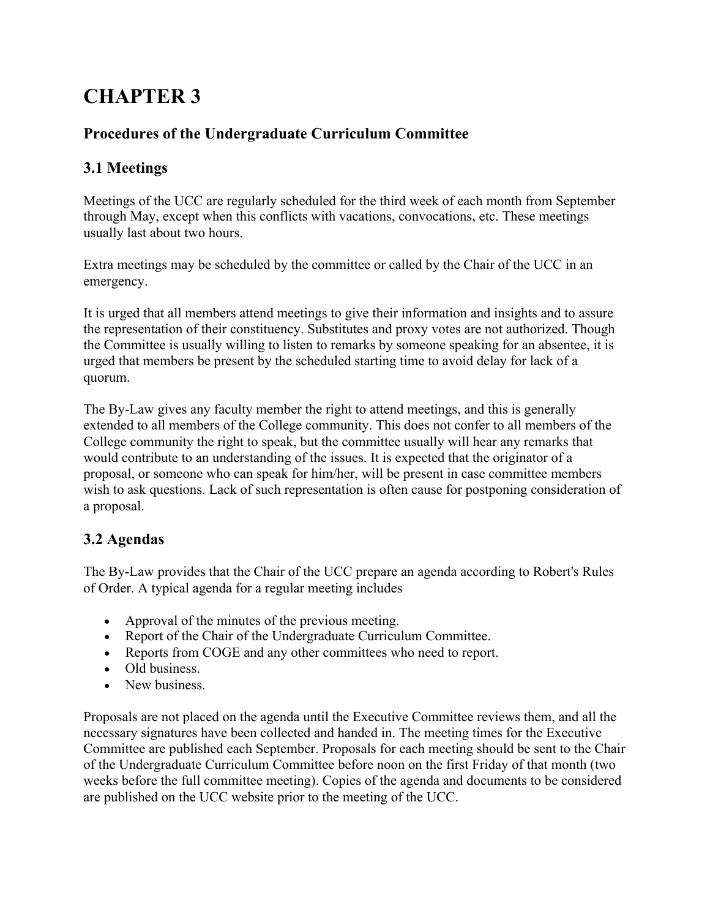# CHAPTER 3

### Procedures of the Undergraduate Curriculum Committee

## 3.1 Meetings

Meetings of the UCC are regularly scheduled for the third week of each month from September through May, except when this conflicts with vacations, convocations, etc. These meetings usually last about two hours.

Extra meetings may be scheduled by the committee or called by the Chair of the UCC in an emergency.

It is urged that all members attend meetings to give their information and insights and to assure the representation of their constituency. Substitutes and proxy votes are not authorized. Though the Committee is usually willing to listen to remarks by someone speaking for an absentee, it is urged that members be present by the scheduled starting time to avoid delay for lack of a quorum.

The By-Law gives any faculty member the right to attend meetings, and this is generally extended to all members of the College community. This does not confer to all members of the College community the right to speak, but the committee usually will hear any remarks that would contribute to an understanding of the issues. It is expected that the originator of a proposal, or someone who can speak for him/her, will be present in case committee members wish to ask questions. Lack of such representation is often cause for postponing consideration of a proposal.

## 3.2 Agendas

The By-Law provides that the Chair of the UCC prepare an agenda according to Robert's Rules of Order. A typical agenda for a regular meeting includes

- Approval of the minutes of the previous meeting.
- Report of the Chair of the Undergraduate Curriculum Committee.
- Reports from COGE and any other committees who need to report.
- Old business.
- New business.

Proposals are not placed on the agenda until the Executive Committee reviews them, and all the necessary signatures have been collected and handed in. The meeting times for the Executive Committee are published each September. Proposals for each meeting should be sent to the Chair of the Undergraduate Curriculum Committee before noon on the first Friday of that month (two weeks before the full committee meeting). Copies of the agenda and documents to be considered are published on the UCC website prior to the meeting of the UCC.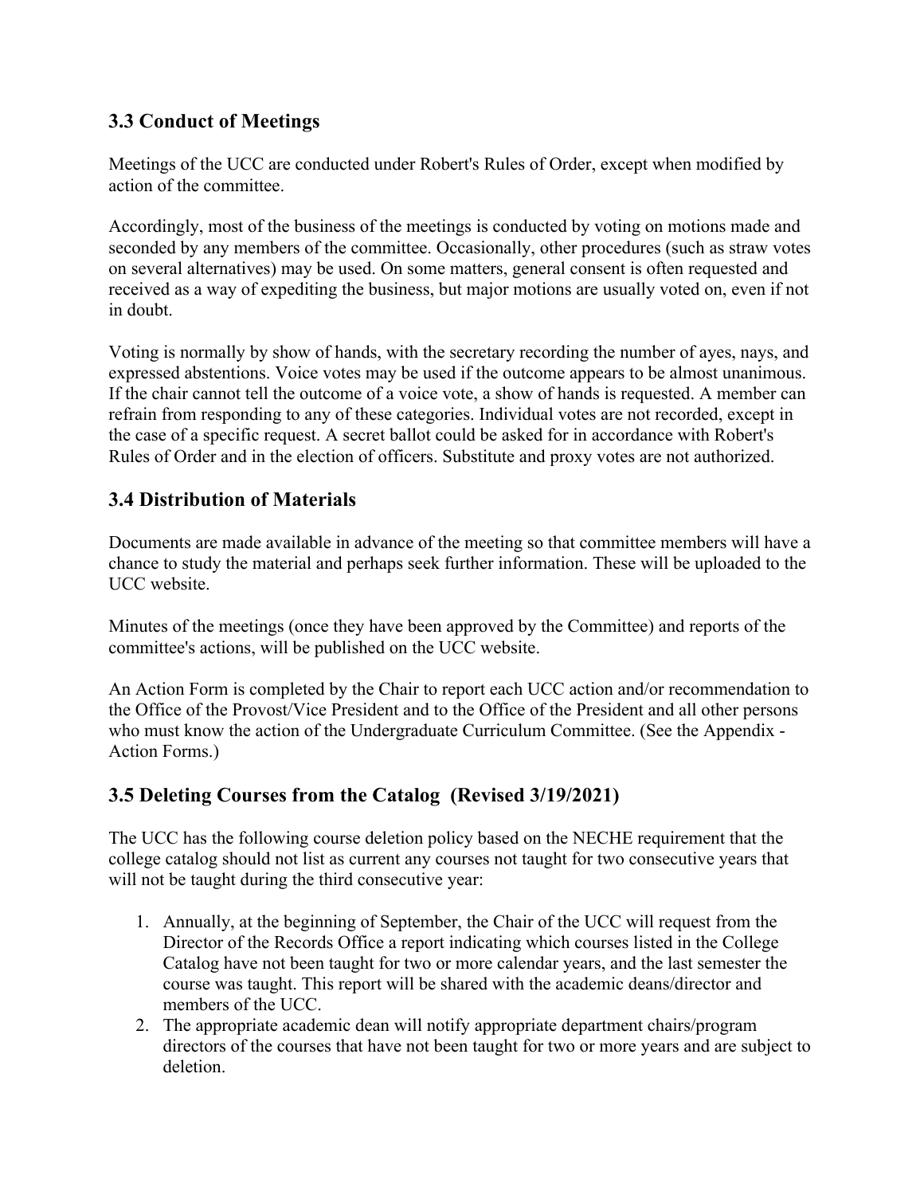### 3.3 Conduct of Meetings

Meetings of the UCC are conducted under Robert's Rules of Order, except when modified by action of the committee.

Accordingly, most of the business of the meetings is conducted by voting on motions made and seconded by any members of the committee. Occasionally, other procedures (such as straw votes on several alternatives) may be used. On some matters, general consent is often requested and received as a way of expediting the business, but major motions are usually voted on, even if not in doubt.

Voting is normally by show of hands, with the secretary recording the number of ayes, nays, and expressed abstentions. Voice votes may be used if the outcome appears to be almost unanimous. If the chair cannot tell the outcome of a voice vote, a show of hands is requested. A member can refrain from responding to any of these categories. Individual votes are not recorded, except in the case of a specific request. A secret ballot could be asked for in accordance with Robert's Rules of Order and in the election of officers. Substitute and proxy votes are not authorized.

### 3.4 Distribution of Materials

Documents are made available in advance of the meeting so that committee members will have a chance to study the material and perhaps seek further information. These will be uploaded to the UCC website.

Minutes of the meetings (once they have been approved by the Committee) and reports of the committee's actions, will be published on the UCC website.

An Action Form is completed by the Chair to report each UCC action and/or recommendation to the Office of the Provost/Vice President and to the Office of the President and all other persons who must know the action of the Undergraduate Curriculum Committee. (See the Appendix - Action Forms.)

### 3.5 Deleting Courses from the Catalog (Revised 3/19/2021)

The UCC has the following course deletion policy based on the NECHE requirement that the college catalog should not list as current any courses not taught for two consecutive years that will not be taught during the third consecutive year:

1. Annually, at the beginning of September, the Chair of the UCC will request from the Director of the Records Office a report indicating which courses listed in the College Catalog have not been taught for two or more calendar years, and the last semester the course was taught. This report will be shared with the academic deans/director and members of the UCC.
2. The appropriate academic dean will notify appropriate department chairs/program directors of the courses that have not been taught for two or more years and are subject to deletion.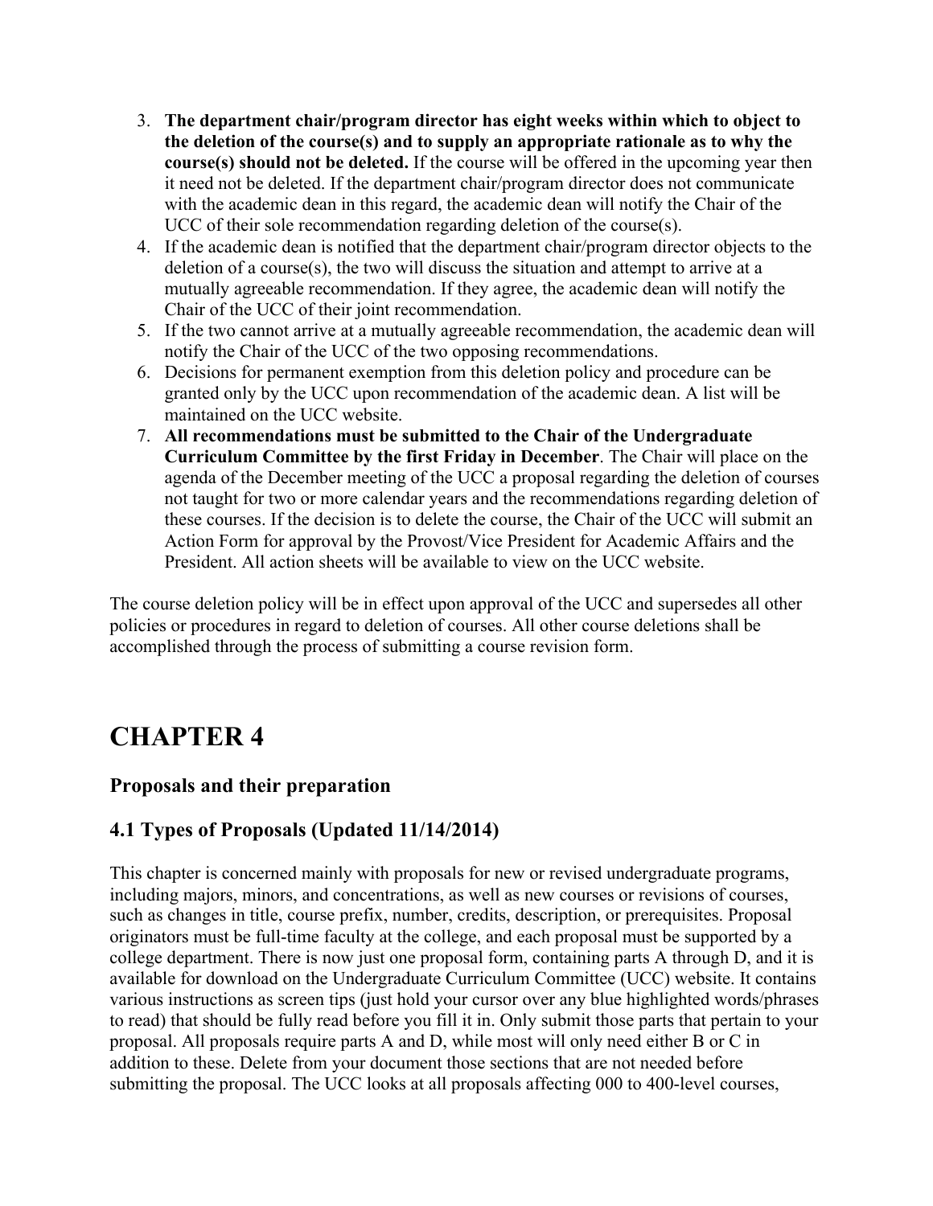3. **The department chair/program director has eight weeks within which to object to the deletion of the course(s) and to supply an appropriate rationale as to why the course(s) should not be deleted.** If the course will be offered in the upcoming year then it need not be deleted. If the department chair/program director does not communicate with the academic dean in this regard, the academic dean will notify the Chair of the UCC of their sole recommendation regarding deletion of the course(s).
4. If the academic dean is notified that the department chair/program director objects to the deletion of a course(s), the two will discuss the situation and attempt to arrive at a mutually agreeable recommendation. If they agree, the academic dean will notify the Chair of the UCC of their joint recommendation.
5. If the two cannot arrive at a mutually agreeable recommendation, the academic dean will notify the Chair of the UCC of the two opposing recommendations.
6. Decisions for permanent exemption from this deletion policy and procedure can be granted only by the UCC upon recommendation of the academic dean. A list will be maintained on the UCC website.
7. **All recommendations must be submitted to the Chair of the Undergraduate Curriculum Committee by the first Friday in December**. The Chair will place on the agenda of the December meeting of the UCC a proposal regarding the deletion of courses not taught for two or more calendar years and the recommendations regarding deletion of these courses. If the decision is to delete the course, the Chair of the UCC will submit an Action Form for approval by the Provost/Vice President for Academic Affairs and the President. All action sheets will be available to view on the UCC website.

The course deletion policy will be in effect upon approval of the UCC and supersedes all other policies or procedures in regard to deletion of courses. All other course deletions shall be accomplished through the process of submitting a course revision form.

# CHAPTER 4

### Proposals and their preparation

### 4.1 Types of Proposals (Updated 11/14/2014)

This chapter is concerned mainly with proposals for new or revised undergraduate programs, including majors, minors, and concentrations, as well as new courses or revisions of courses, such as changes in title, course prefix, number, credits, description, or prerequisites. Proposal originators must be full-time faculty at the college, and each proposal must be supported by a college department. There is now just one proposal form, containing parts A through D, and it is available for download on the Undergraduate Curriculum Committee (UCC) website. It contains various instructions as screen tips (just hold your cursor over any blue highlighted words/phrases to read) that should be fully read before you fill it in. Only submit those parts that pertain to your proposal. All proposals require parts A and D, while most will only need either B or C in addition to these. Delete from your document those sections that are not needed before submitting the proposal. The UCC looks at all proposals affecting 000 to 400-level courses,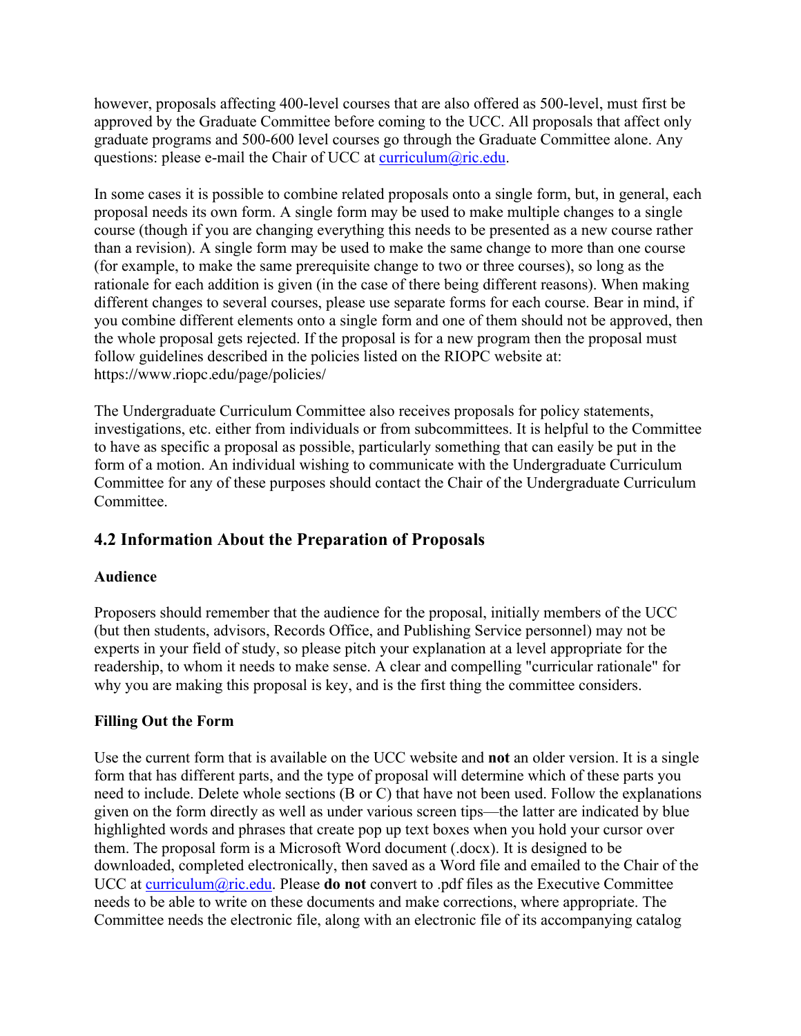however, proposals affecting 400-level courses that are also offered as 500-level, must first be approved by the Graduate Committee before coming to the UCC. All proposals that affect only graduate programs and 500-600 level courses go through the Graduate Committee alone. Any questions: please e-mail the Chair of UCC at curriculum@ric.edu.

In some cases it is possible to combine related proposals onto a single form, but, in general, each proposal needs its own form. A single form may be used to make multiple changes to a single course (though if you are changing everything this needs to be presented as a new course rather than a revision). A single form may be used to make the same change to more than one course (for example, to make the same prerequisite change to two or three courses), so long as the rationale for each addition is given (in the case of there being different reasons). When making different changes to several courses, please use separate forms for each course. Bear in mind, if you combine different elements onto a single form and one of them should not be approved, then the whole proposal gets rejected. If the proposal is for a new program then the proposal must follow guidelines described in the policies listed on the RIOPC website at: https://www.riopc.edu/page/policies/

The Undergraduate Curriculum Committee also receives proposals for policy statements, investigations, etc. either from individuals or from subcommittees. It is helpful to the Committee to have as specific a proposal as possible, particularly something that can easily be put in the form of a motion. An individual wishing to communicate with the Undergraduate Curriculum Committee for any of these purposes should contact the Chair of the Undergraduate Curriculum Committee.

## 4.2 Information About the Preparation of Proposals

**Audience**

Proposers should remember that the audience for the proposal, initially members of the UCC (but then students, advisors, Records Office, and Publishing Service personnel) may not be experts in your field of study, so please pitch your explanation at a level appropriate for the readership, to whom it needs to make sense. A clear and compelling "curricular rationale" for why you are making this proposal is key, and is the first thing the committee considers.

**Filling Out the Form**

Use the current form that is available on the UCC website and **not** an older version. It is a single form that has different parts, and the type of proposal will determine which of these parts you need to include. Delete whole sections (B or C) that have not been used. Follow the explanations given on the form directly as well as under various screen tips—the latter are indicated by blue highlighted words and phrases that create pop up text boxes when you hold your cursor over them. The proposal form is a Microsoft Word document (.docx). It is designed to be downloaded, completed electronically, then saved as a Word file and emailed to the Chair of the UCC at curriculum@ric.edu. Please **do not** convert to .pdf files as the Executive Committee needs to be able to write on these documents and make corrections, where appropriate. The Committee needs the electronic file, along with an electronic file of its accompanying catalog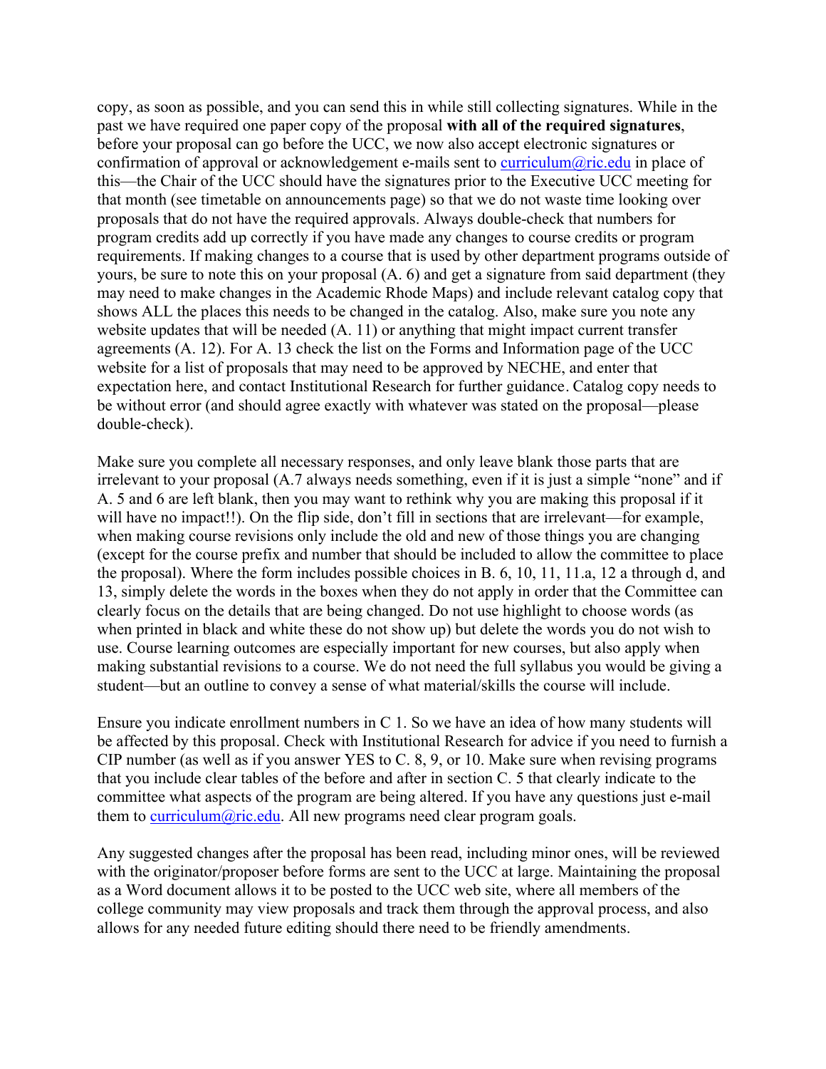copy, as soon as possible, and you can send this in while still collecting signatures. While in the past we have required one paper copy of the proposal **with all of the required signatures**, before your proposal can go before the UCC, we now also accept electronic signatures or confirmation of approval or acknowledgement e-mails sent to curriculum@ric.edu in place of this—the Chair of the UCC should have the signatures prior to the Executive UCC meeting for that month (see timetable on announcements page) so that we do not waste time looking over proposals that do not have the required approvals. Always double-check that numbers for program credits add up correctly if you have made any changes to course credits or program requirements. If making changes to a course that is used by other department programs outside of yours, be sure to note this on your proposal (A. 6) and get a signature from said department (they may need to make changes in the Academic Rhode Maps) and include relevant catalog copy that shows ALL the places this needs to be changed in the catalog. Also, make sure you note any website updates that will be needed (A. 11) or anything that might impact current transfer agreements (A. 12). For A. 13 check the list on the Forms and Information page of the UCC website for a list of proposals that may need to be approved by NECHE, and enter that expectation here, and contact Institutional Research for further guidance. Catalog copy needs to be without error (and should agree exactly with whatever was stated on the proposal—please double-check).

Make sure you complete all necessary responses, and only leave blank those parts that are irrelevant to your proposal (A.7 always needs something, even if it is just a simple "none" and if A. 5 and 6 are left blank, then you may want to rethink why you are making this proposal if it will have no impact!!). On the flip side, don't fill in sections that are irrelevant—for example, when making course revisions only include the old and new of those things you are changing (except for the course prefix and number that should be included to allow the committee to place the proposal). Where the form includes possible choices in B. 6, 10, 11, 11.a, 12 a through d, and 13, simply delete the words in the boxes when they do not apply in order that the Committee can clearly focus on the details that are being changed. Do not use highlight to choose words (as when printed in black and white these do not show up) but delete the words you do not wish to use. Course learning outcomes are especially important for new courses, but also apply when making substantial revisions to a course. We do not need the full syllabus you would be giving a student—but an outline to convey a sense of what material/skills the course will include.

Ensure you indicate enrollment numbers in C 1. So we have an idea of how many students will be affected by this proposal. Check with Institutional Research for advice if you need to furnish a CIP number (as well as if you answer YES to C. 8, 9, or 10. Make sure when revising programs that you include clear tables of the before and after in section C. 5 that clearly indicate to the committee what aspects of the program are being altered. If you have any questions just e-mail them to curriculum@ric.edu. All new programs need clear program goals.

Any suggested changes after the proposal has been read, including minor ones, will be reviewed with the originator/proposer before forms are sent to the UCC at large. Maintaining the proposal as a Word document allows it to be posted to the UCC web site, where all members of the college community may view proposals and track them through the approval process, and also allows for any needed future editing should there need to be friendly amendments.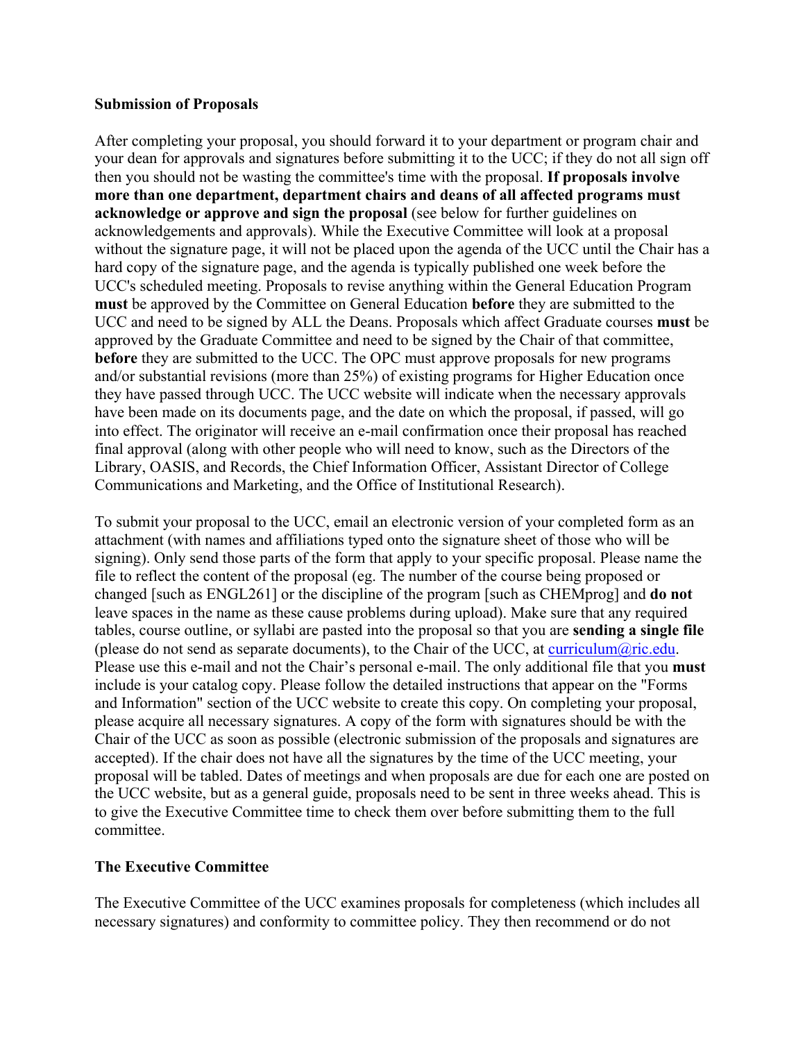**Submission of Proposals**

After completing your proposal, you should forward it to your department or program chair and your dean for approvals and signatures before submitting it to the UCC; if they do not all sign off then you should not be wasting the committee's time with the proposal. **If proposals involve more than one department, department chairs and deans of all affected programs must acknowledge or approve and sign the proposal** (see below for further guidelines on acknowledgements and approvals). While the Executive Committee will look at a proposal without the signature page, it will not be placed upon the agenda of the UCC until the Chair has a hard copy of the signature page, and the agenda is typically published one week before the UCC's scheduled meeting. Proposals to revise anything within the General Education Program **must** be approved by the Committee on General Education **before** they are submitted to the UCC and need to be signed by ALL the Deans. Proposals which affect Graduate courses **must** be approved by the Graduate Committee and need to be signed by the Chair of that committee, **before** they are submitted to the UCC. The OPC must approve proposals for new programs and/or substantial revisions (more than 25%) of existing programs for Higher Education once they have passed through UCC. The UCC website will indicate when the necessary approvals have been made on its documents page, and the date on which the proposal, if passed, will go into effect. The originator will receive an e-mail confirmation once their proposal has reached final approval (along with other people who will need to know, such as the Directors of the Library, OASIS, and Records, the Chief Information Officer, Assistant Director of College Communications and Marketing, and the Office of Institutional Research).

To submit your proposal to the UCC, email an electronic version of your completed form as an attachment (with names and affiliations typed onto the signature sheet of those who will be signing). Only send those parts of the form that apply to your specific proposal. Please name the file to reflect the content of the proposal (eg. The number of the course being proposed or changed [such as ENGL261] or the discipline of the program [such as CHEMprog] and **do not** leave spaces in the name as these cause problems during upload). Make sure that any required tables, course outline, or syllabi are pasted into the proposal so that you are **sending a single file** (please do not send as separate documents), to the Chair of the UCC, at curriculum@ric.edu. Please use this e-mail and not the Chair's personal e-mail. The only additional file that you **must** include is your catalog copy. Please follow the detailed instructions that appear on the "Forms and Information" section of the UCC website to create this copy. On completing your proposal, please acquire all necessary signatures. A copy of the form with signatures should be with the Chair of the UCC as soon as possible (electronic submission of the proposals and signatures are accepted). If the chair does not have all the signatures by the time of the UCC meeting, your proposal will be tabled. Dates of meetings and when proposals are due for each one are posted on the UCC website, but as a general guide, proposals need to be sent in three weeks ahead. This is to give the Executive Committee time to check them over before submitting them to the full committee.

**The Executive Committee**

The Executive Committee of the UCC examines proposals for completeness (which includes all necessary signatures) and conformity to committee policy. They then recommend or do not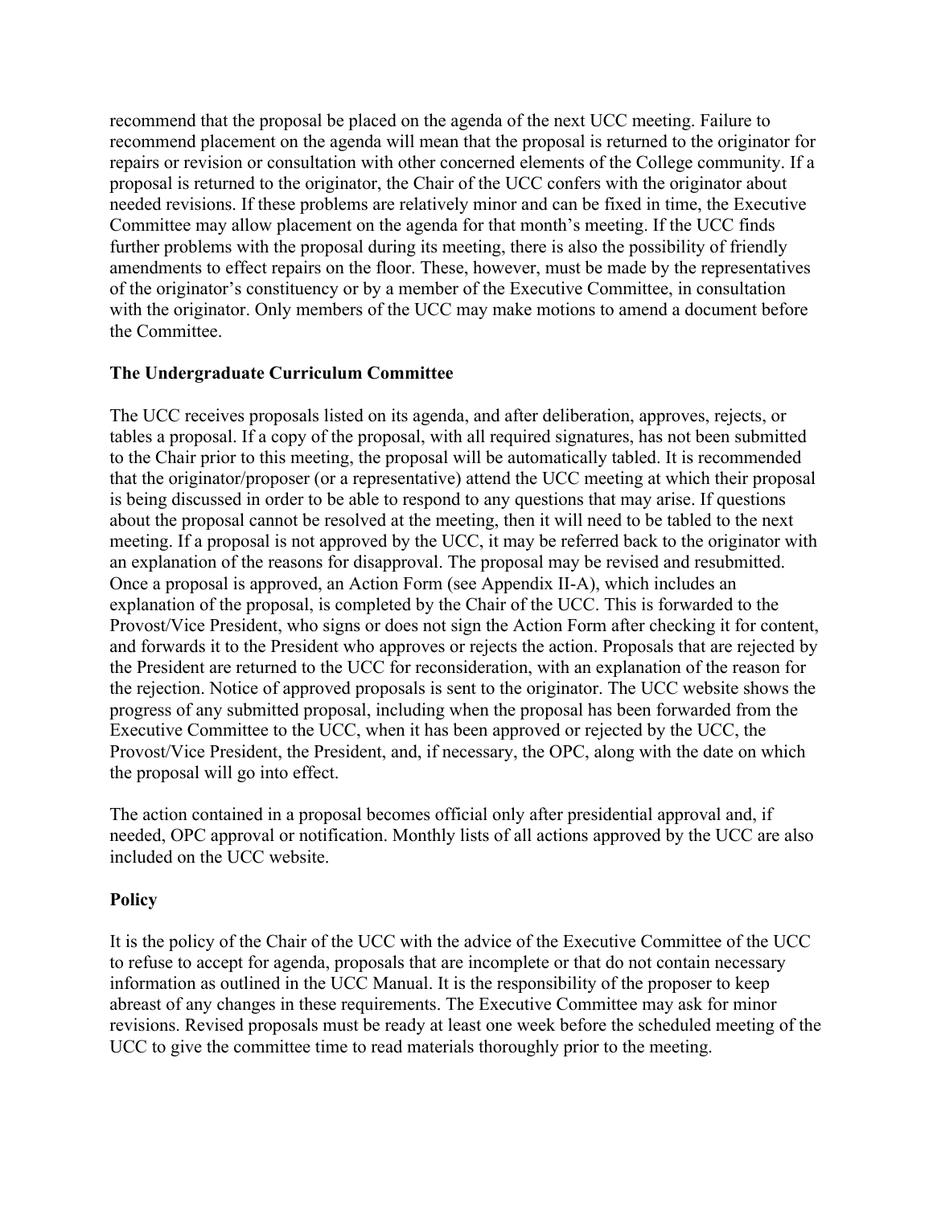recommend that the proposal be placed on the agenda of the next UCC meeting. Failure to recommend placement on the agenda will mean that the proposal is returned to the originator for repairs or revision or consultation with other concerned elements of the College community. If a proposal is returned to the originator, the Chair of the UCC confers with the originator about needed revisions. If these problems are relatively minor and can be fixed in time, the Executive Committee may allow placement on the agenda for that month's meeting. If the UCC finds further problems with the proposal during its meeting, there is also the possibility of friendly amendments to effect repairs on the floor. These, however, must be made by the representatives of the originator's constituency or by a member of the Executive Committee, in consultation with the originator. Only members of the UCC may make motions to amend a document before the Committee.

**The Undergraduate Curriculum Committee**

The UCC receives proposals listed on its agenda, and after deliberation, approves, rejects, or tables a proposal. If a copy of the proposal, with all required signatures, has not been submitted to the Chair prior to this meeting, the proposal will be automatically tabled. It is recommended that the originator/proposer (or a representative) attend the UCC meeting at which their proposal is being discussed in order to be able to respond to any questions that may arise. If questions about the proposal cannot be resolved at the meeting, then it will need to be tabled to the next meeting. If a proposal is not approved by the UCC, it may be referred back to the originator with an explanation of the reasons for disapproval. The proposal may be revised and resubmitted. Once a proposal is approved, an Action Form (see Appendix II-A), which includes an explanation of the proposal, is completed by the Chair of the UCC. This is forwarded to the Provost/Vice President, who signs or does not sign the Action Form after checking it for content, and forwards it to the President who approves or rejects the action. Proposals that are rejected by the President are returned to the UCC for reconsideration, with an explanation of the reason for the rejection. Notice of approved proposals is sent to the originator. The UCC website shows the progress of any submitted proposal, including when the proposal has been forwarded from the Executive Committee to the UCC, when it has been approved or rejected by the UCC, the Provost/Vice President, the President, and, if necessary, the OPC, along with the date on which the proposal will go into effect.

The action contained in a proposal becomes official only after presidential approval and, if needed, OPC approval or notification. Monthly lists of all actions approved by the UCC are also included on the UCC website.

**Policy**

It is the policy of the Chair of the UCC with the advice of the Executive Committee of the UCC to refuse to accept for agenda, proposals that are incomplete or that do not contain necessary information as outlined in the UCC Manual. It is the responsibility of the proposer to keep abreast of any changes in these requirements. The Executive Committee may ask for minor revisions. Revised proposals must be ready at least one week before the scheduled meeting of the UCC to give the committee time to read materials thoroughly prior to the meeting.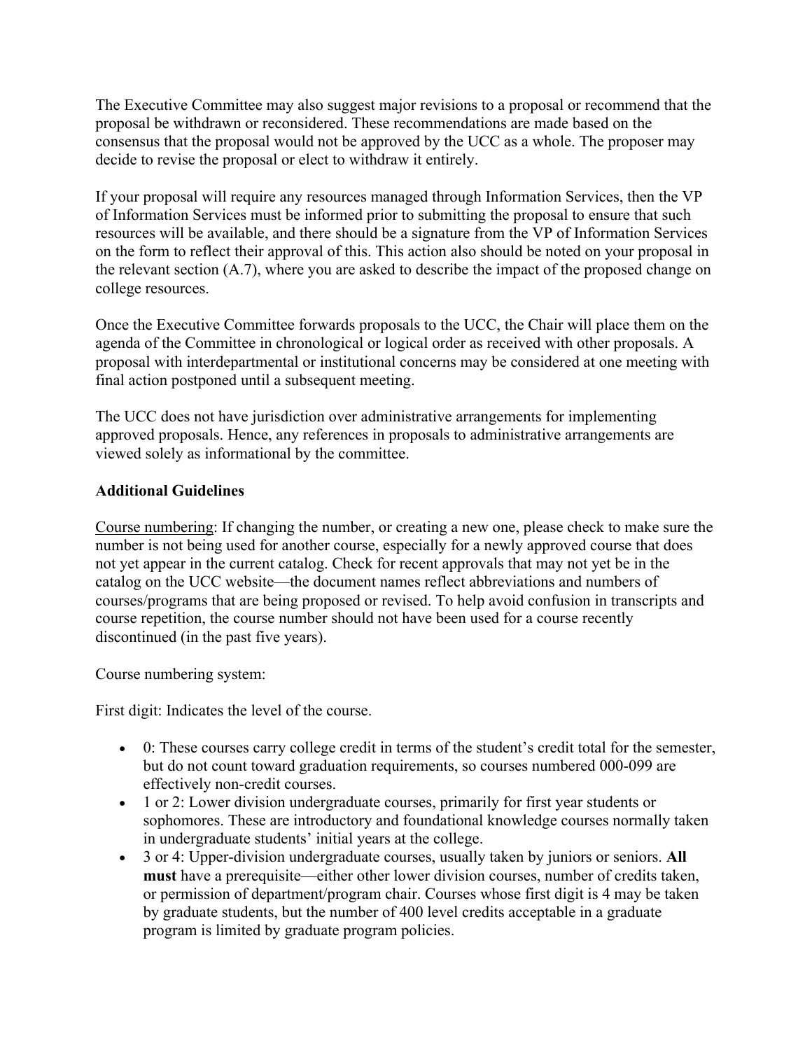The Executive Committee may also suggest major revisions to a proposal or recommend that the proposal be withdrawn or reconsidered. These recommendations are made based on the consensus that the proposal would not be approved by the UCC as a whole. The proposer may decide to revise the proposal or elect to withdraw it entirely.

If your proposal will require any resources managed through Information Services, then the VP of Information Services must be informed prior to submitting the proposal to ensure that such resources will be available, and there should be a signature from the VP of Information Services on the form to reflect their approval of this. This action also should be noted on your proposal in the relevant section (A.7), where you are asked to describe the impact of the proposed change on college resources.

Once the Executive Committee forwards proposals to the UCC, the Chair will place them on the agenda of the Committee in chronological or logical order as received with other proposals. A proposal with interdepartmental or institutional concerns may be considered at one meeting with final action postponed until a subsequent meeting.

The UCC does not have jurisdiction over administrative arrangements for implementing approved proposals. Hence, any references in proposals to administrative arrangements are viewed solely as informational by the committee.

### Additional Guidelines

<u>Course numbering</u>: If changing the number, or creating a new one, please check to make sure the number is not being used for another course, especially for a newly approved course that does not yet appear in the current catalog. Check for recent approvals that may not yet be in the catalog on the UCC website—the document names reflect abbreviations and numbers of courses/programs that are being proposed or revised. To help avoid confusion in transcripts and course repetition, the course number should not have been used for a course recently discontinued (in the past five years).

Course numbering system:

First digit: Indicates the level of the course.

- 0: These courses carry college credit in terms of the student's credit total for the semester, but do not count toward graduation requirements, so courses numbered 000-099 are effectively non-credit courses.
- 1 or 2: Lower division undergraduate courses, primarily for first year students or sophomores. These are introductory and foundational knowledge courses normally taken in undergraduate students' initial years at the college.
- 3 or 4: Upper-division undergraduate courses, usually taken by juniors or seniors. **All must** have a prerequisite—either other lower division courses, number of credits taken, or permission of department/program chair. Courses whose first digit is 4 may be taken by graduate students, but the number of 400 level credits acceptable in a graduate program is limited by graduate program policies.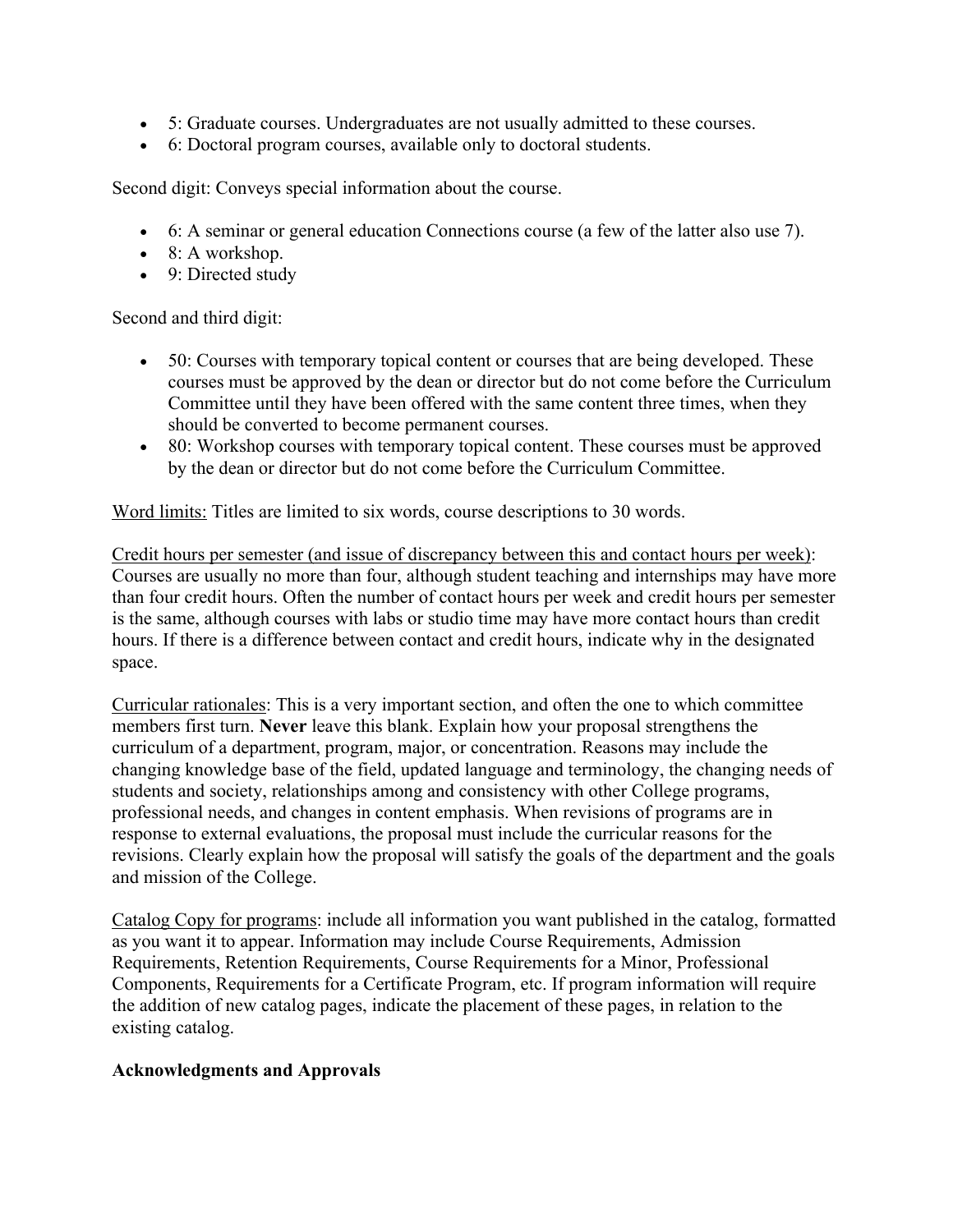- 5: Graduate courses. Undergraduates are not usually admitted to these courses.
- 6: Doctoral program courses, available only to doctoral students.

Second digit: Conveys special information about the course.

- 6: A seminar or general education Connections course (a few of the latter also use 7).
- 8: A workshop.
- 9: Directed study

Second and third digit:

- 50: Courses with temporary topical content or courses that are being developed. These courses must be approved by the dean or director but do not come before the Curriculum Committee until they have been offered with the same content three times, when they should be converted to become permanent courses.
- 80: Workshop courses with temporary topical content. These courses must be approved by the dean or director but do not come before the Curriculum Committee.

<u>Word limits:</u> Titles are limited to six words, course descriptions to 30 words.

<u>Credit hours per semester (and issue of discrepancy between this and contact hours per week)</u>: Courses are usually no more than four, although student teaching and internships may have more than four credit hours. Often the number of contact hours per week and credit hours per semester is the same, although courses with labs or studio time may have more contact hours than credit hours. If there is a difference between contact and credit hours, indicate why in the designated space.

<u>Curricular rationales</u>: This is a very important section, and often the one to which committee members first turn. **Never** leave this blank. Explain how your proposal strengthens the curriculum of a department, program, major, or concentration. Reasons may include the changing knowledge base of the field, updated language and terminology, the changing needs of students and society, relationships among and consistency with other College programs, professional needs, and changes in content emphasis. When revisions of programs are in response to external evaluations, the proposal must include the curricular reasons for the revisions. Clearly explain how the proposal will satisfy the goals of the department and the goals and mission of the College.

<u>Catalog Copy for programs</u>: include all information you want published in the catalog, formatted as you want it to appear. Information may include Course Requirements, Admission Requirements, Retention Requirements, Course Requirements for a Minor, Professional Components, Requirements for a Certificate Program, etc. If program information will require the addition of new catalog pages, indicate the placement of these pages, in relation to the existing catalog.

**Acknowledgments and Approvals**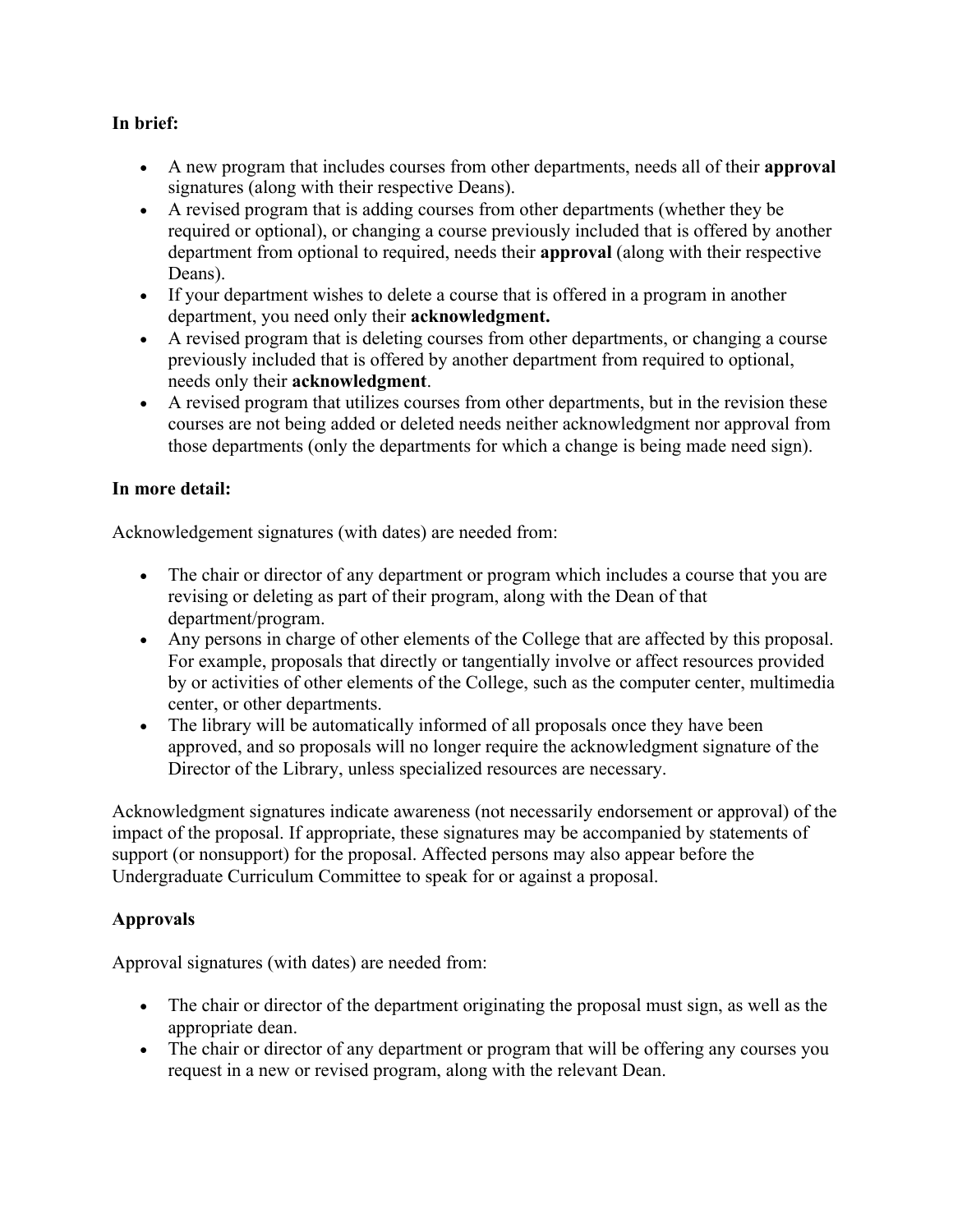**In brief:**

- A new program that includes courses from other departments, needs all of their **approval** signatures (along with their respective Deans).
- A revised program that is adding courses from other departments (whether they be required or optional), or changing a course previously included that is offered by another department from optional to required, needs their **approval** (along with their respective Deans).
- If your department wishes to delete a course that is offered in a program in another department, you need only their **acknowledgment.**
- A revised program that is deleting courses from other departments, or changing a course previously included that is offered by another department from required to optional, needs only their **acknowledgment**.
- A revised program that utilizes courses from other departments, but in the revision these courses are not being added or deleted needs neither acknowledgment nor approval from those departments (only the departments for which a change is being made need sign).

**In more detail:**

Acknowledgement signatures (with dates) are needed from:

- The chair or director of any department or program which includes a course that you are revising or deleting as part of their program, along with the Dean of that department/program.
- Any persons in charge of other elements of the College that are affected by this proposal. For example, proposals that directly or tangentially involve or affect resources provided by or activities of other elements of the College, such as the computer center, multimedia center, or other departments.
- The library will be automatically informed of all proposals once they have been approved, and so proposals will no longer require the acknowledgment signature of the Director of the Library, unless specialized resources are necessary.

Acknowledgment signatures indicate awareness (not necessarily endorsement or approval) of the impact of the proposal. If appropriate, these signatures may be accompanied by statements of support (or nonsupport) for the proposal. Affected persons may also appear before the Undergraduate Curriculum Committee to speak for or against a proposal.

**Approvals**

Approval signatures (with dates) are needed from:

- The chair or director of the department originating the proposal must sign, as well as the appropriate dean.
- The chair or director of any department or program that will be offering any courses you request in a new or revised program, along with the relevant Dean.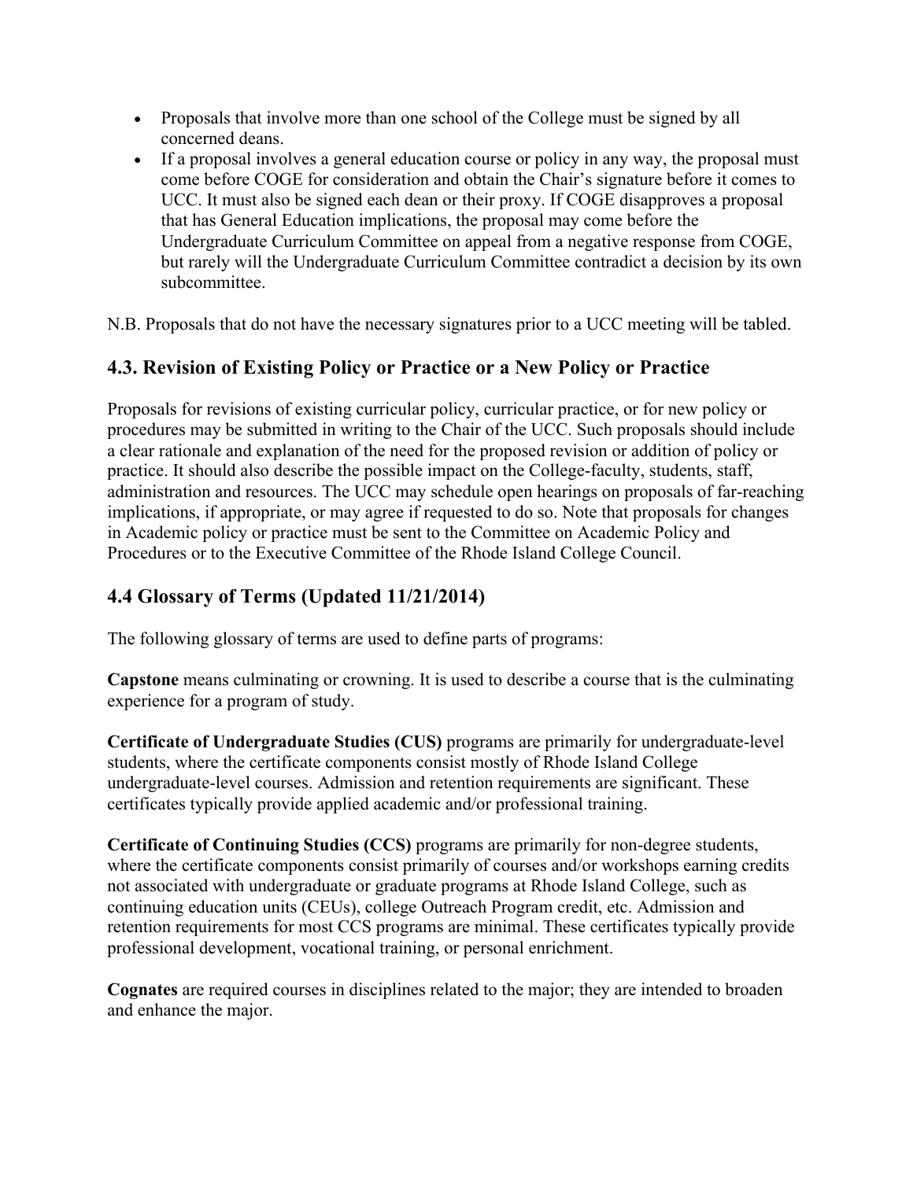- Proposals that involve more than one school of the College must be signed by all concerned deans.
- If a proposal involves a general education course or policy in any way, the proposal must come before COGE for consideration and obtain the Chair's signature before it comes to UCC. It must also be signed each dean or their proxy. If COGE disapproves a proposal that has General Education implications, the proposal may come before the Undergraduate Curriculum Committee on appeal from a negative response from COGE, but rarely will the Undergraduate Curriculum Committee contradict a decision by its own subcommittee.

N.B. Proposals that do not have the necessary signatures prior to a UCC meeting will be tabled.

## 4.3. Revision of Existing Policy or Practice or a New Policy or Practice

Proposals for revisions of existing curricular policy, curricular practice, or for new policy or procedures may be submitted in writing to the Chair of the UCC. Such proposals should include a clear rationale and explanation of the need for the proposed revision or addition of policy or practice. It should also describe the possible impact on the College-faculty, students, staff, administration and resources. The UCC may schedule open hearings on proposals of far-reaching implications, if appropriate, or may agree if requested to do so. Note that proposals for changes in Academic policy or practice must be sent to the Committee on Academic Policy and Procedures or to the Executive Committee of the Rhode Island College Council.

## 4.4 Glossary of Terms (Updated 11/21/2014)

The following glossary of terms are used to define parts of programs:

**Capstone** means culminating or crowning. It is used to describe a course that is the culminating experience for a program of study.

**Certificate of Undergraduate Studies (CUS)** programs are primarily for undergraduate-level students, where the certificate components consist mostly of Rhode Island College undergraduate-level courses. Admission and retention requirements are significant. These certificates typically provide applied academic and/or professional training.

**Certificate of Continuing Studies (CCS)** programs are primarily for non-degree students, where the certificate components consist primarily of courses and/or workshops earning credits not associated with undergraduate or graduate programs at Rhode Island College, such as continuing education units (CEUs), college Outreach Program credit, etc. Admission and retention requirements for most CCS programs are minimal. These certificates typically provide professional development, vocational training, or personal enrichment.

**Cognates** are required courses in disciplines related to the major; they are intended to broaden and enhance the major.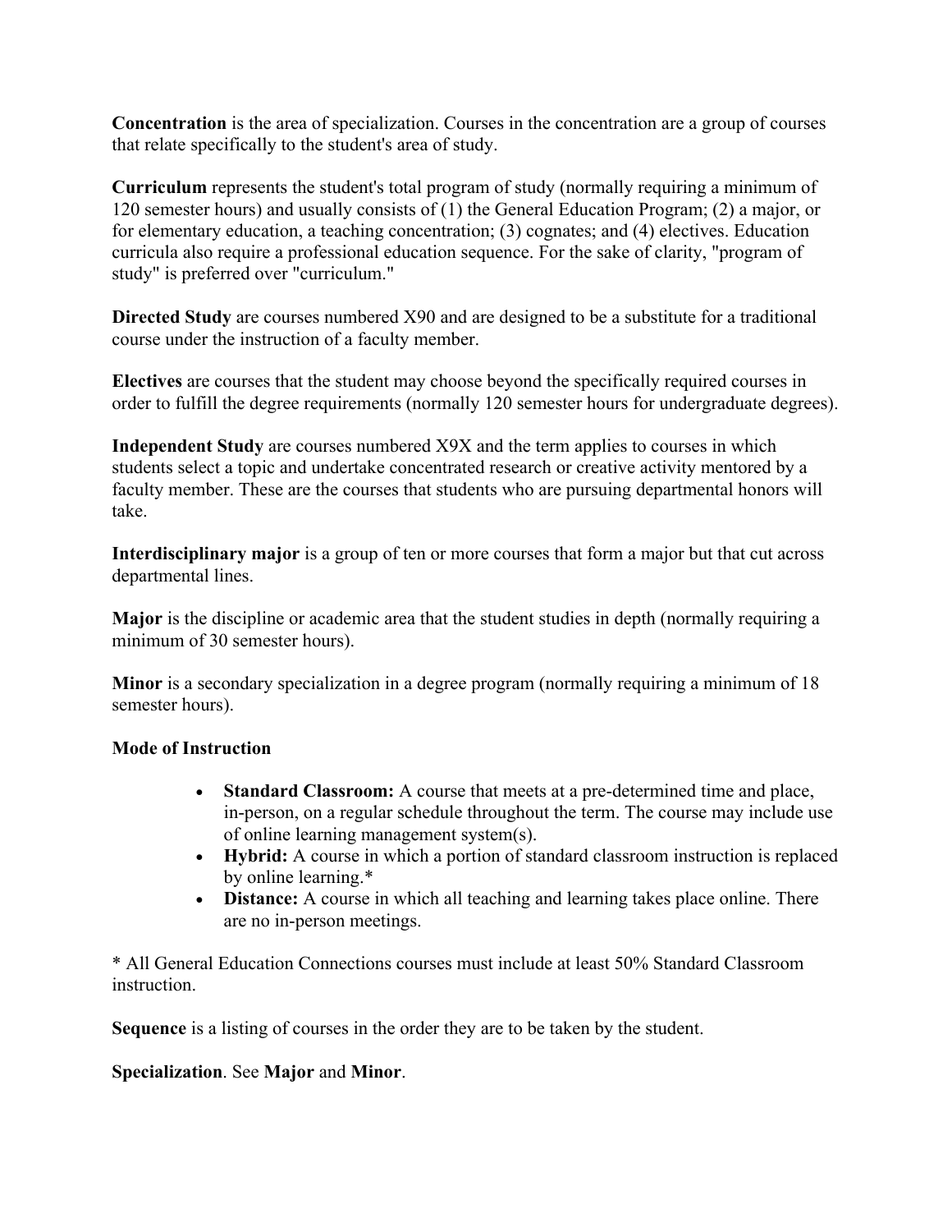**Concentration** is the area of specialization. Courses in the concentration are a group of courses that relate specifically to the student's area of study.

**Curriculum** represents the student's total program of study (normally requiring a minimum of 120 semester hours) and usually consists of (1) the General Education Program; (2) a major, or for elementary education, a teaching concentration; (3) cognates; and (4) electives. Education curricula also require a professional education sequence. For the sake of clarity, "program of study" is preferred over "curriculum."

**Directed Study** are courses numbered X90 and are designed to be a substitute for a traditional course under the instruction of a faculty member.

**Electives** are courses that the student may choose beyond the specifically required courses in order to fulfill the degree requirements (normally 120 semester hours for undergraduate degrees).

**Independent Study** are courses numbered X9X and the term applies to courses in which students select a topic and undertake concentrated research or creative activity mentored by a faculty member. These are the courses that students who are pursuing departmental honors will take.

**Interdisciplinary major** is a group of ten or more courses that form a major but that cut across departmental lines.

**Major** is the discipline or academic area that the student studies in depth (normally requiring a minimum of 30 semester hours).

**Minor** is a secondary specialization in a degree program (normally requiring a minimum of 18 semester hours).

**Mode of Instruction**

- **Standard Classroom:** A course that meets at a pre-determined time and place, in-person, on a regular schedule throughout the term. The course may include use of online learning management system(s).
- **Hybrid:** A course in which a portion of standard classroom instruction is replaced by online learning.*
- **Distance:** A course in which all teaching and learning takes place online. There are no in-person meetings.

* All General Education Connections courses must include at least 50% Standard Classroom instruction.

**Sequence** is a listing of courses in the order they are to be taken by the student.

**Specialization**. See **Major** and **Minor**.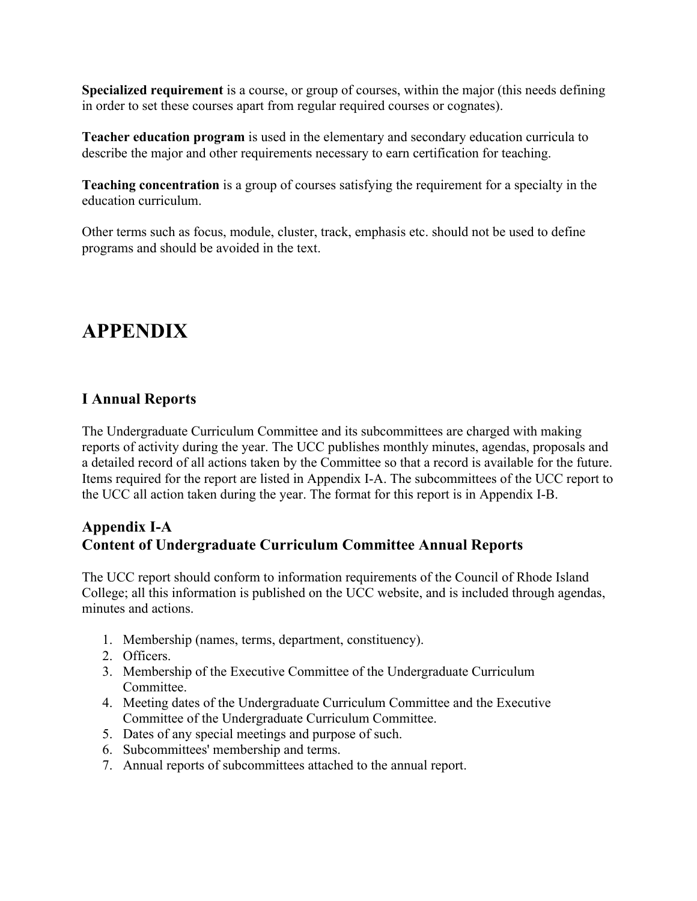**Specialized requirement** is a course, or group of courses, within the major (this needs defining in order to set these courses apart from regular required courses or cognates).

**Teacher education program** is used in the elementary and secondary education curricula to describe the major and other requirements necessary to earn certification for teaching.

**Teaching concentration** is a group of courses satisfying the requirement for a specialty in the education curriculum.

Other terms such as focus, module, cluster, track, emphasis etc. should not be used to define programs and should be avoided in the text.

# APPENDIX

## I Annual Reports

The Undergraduate Curriculum Committee and its subcommittees are charged with making reports of activity during the year. The UCC publishes monthly minutes, agendas, proposals and a detailed record of all actions taken by the Committee so that a record is available for the future. Items required for the report are listed in Appendix I-A. The subcommittees of the UCC report to the UCC all action taken during the year. The format for this report is in Appendix I-B.

### Appendix I-A
### Content of Undergraduate Curriculum Committee Annual Reports

The UCC report should conform to information requirements of the Council of Rhode Island College; all this information is published on the UCC website, and is included through agendas, minutes and actions.

1. Membership (names, terms, department, constituency).
2. Officers.
3. Membership of the Executive Committee of the Undergraduate Curriculum Committee.
4. Meeting dates of the Undergraduate Curriculum Committee and the Executive Committee of the Undergraduate Curriculum Committee.
5. Dates of any special meetings and purpose of such.
6. Subcommittees' membership and terms.
7. Annual reports of subcommittees attached to the annual report.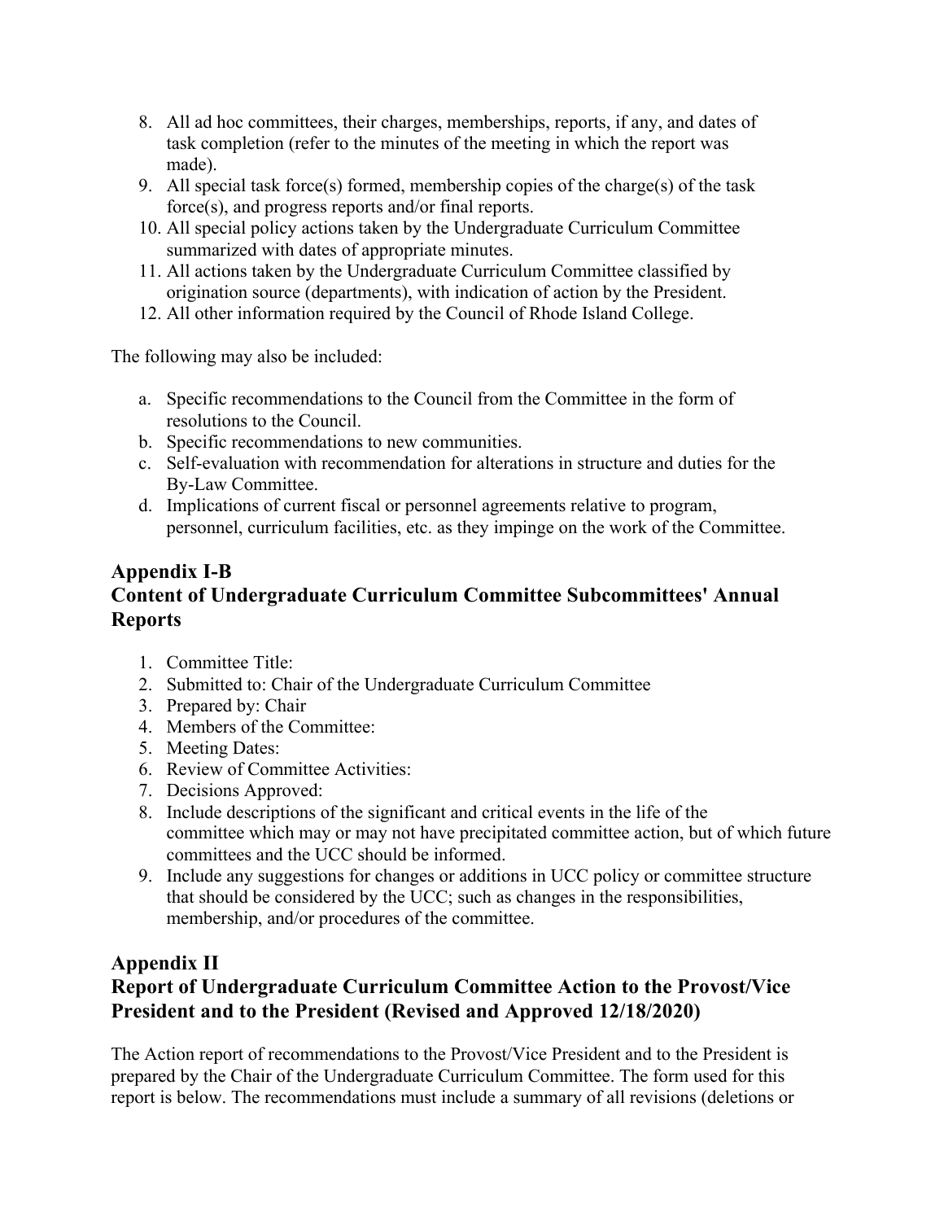8. All ad hoc committees, their charges, memberships, reports, if any, and dates of task completion (refer to the minutes of the meeting in which the report was made).
9. All special task force(s) formed, membership copies of the charge(s) of the task force(s), and progress reports and/or final reports.
10. All special policy actions taken by the Undergraduate Curriculum Committee summarized with dates of appropriate minutes.
11. All actions taken by the Undergraduate Curriculum Committee classified by origination source (departments), with indication of action by the President.
12. All other information required by the Council of Rhode Island College.

The following may also be included:

a. Specific recommendations to the Council from the Committee in the form of resolutions to the Council.
b. Specific recommendations to new communities.
c. Self-evaluation with recommendation for alterations in structure and duties for the By-Law Committee.
d. Implications of current fiscal or personnel agreements relative to program, personnel, curriculum facilities, etc. as they impinge on the work of the Committee.

## Appendix I-B
## Content of Undergraduate Curriculum Committee Subcommittees' Annual Reports

1. Committee Title:
2. Submitted to: Chair of the Undergraduate Curriculum Committee
3. Prepared by: Chair
4. Members of the Committee:
5. Meeting Dates:
6. Review of Committee Activities:
7. Decisions Approved:
8. Include descriptions of the significant and critical events in the life of the committee which may or may not have precipitated committee action, but of which future committees and the UCC should be informed.
9. Include any suggestions for changes or additions in UCC policy or committee structure that should be considered by the UCC; such as changes in the responsibilities, membership, and/or procedures of the committee.

## Appendix II
## Report of Undergraduate Curriculum Committee Action to the Provost/Vice President and to the President (Revised and Approved 12/18/2020)

The Action report of recommendations to the Provost/Vice President and to the President is prepared by the Chair of the Undergraduate Curriculum Committee. The form used for this report is below. The recommendations must include a summary of all revisions (deletions or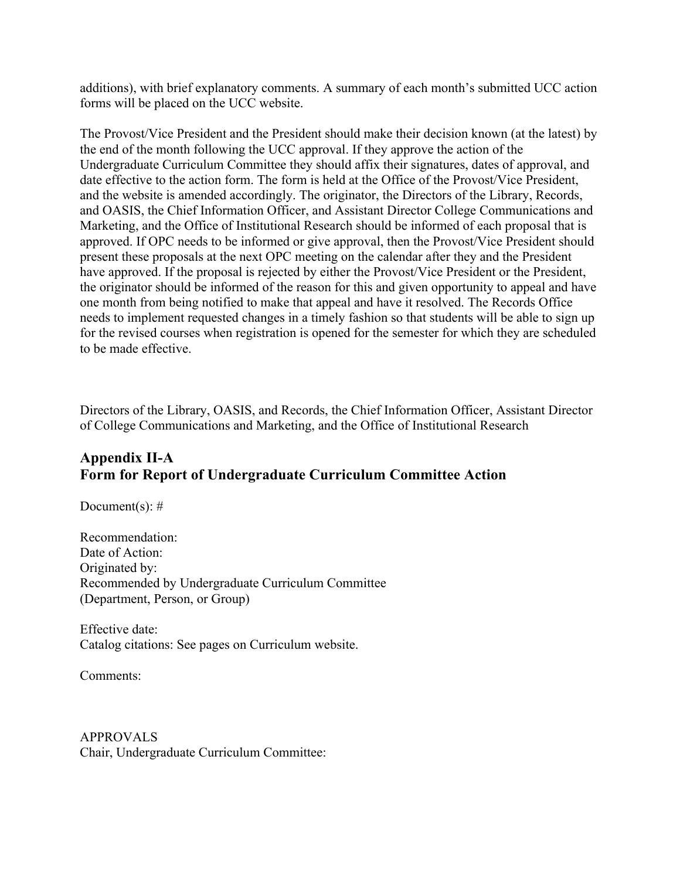additions), with brief explanatory comments. A summary of each month's submitted UCC action forms will be placed on the UCC website.

The Provost/Vice President and the President should make their decision known (at the latest) by the end of the month following the UCC approval. If they approve the action of the Undergraduate Curriculum Committee they should affix their signatures, dates of approval, and date effective to the action form. The form is held at the Office of the Provost/Vice President, and the website is amended accordingly. The originator, the Directors of the Library, Records, and OASIS, the Chief Information Officer, and Assistant Director College Communications and Marketing, and the Office of Institutional Research should be informed of each proposal that is approved. If OPC needs to be informed or give approval, then the Provost/Vice President should present these proposals at the next OPC meeting on the calendar after they and the President have approved. If the proposal is rejected by either the Provost/Vice President or the President, the originator should be informed of the reason for this and given opportunity to appeal and have one month from being notified to make that appeal and have it resolved. The Records Office needs to implement requested changes in a timely fashion so that students will be able to sign up for the revised courses when registration is opened for the semester for which they are scheduled to be made effective.

Directors of the Library, OASIS, and Records, the Chief Information Officer, Assistant Director of College Communications and Marketing, and the Office of Institutional Research

## Appendix II-A
## Form for Report of Undergraduate Curriculum Committee Action

Document(s): #

Recommendation:
Date of Action:
Originated by:
Recommended by Undergraduate Curriculum Committee
(Department, Person, or Group)

Effective date:
Catalog citations: See pages on Curriculum website.

Comments:

APPROVALS
Chair, Undergraduate Curriculum Committee: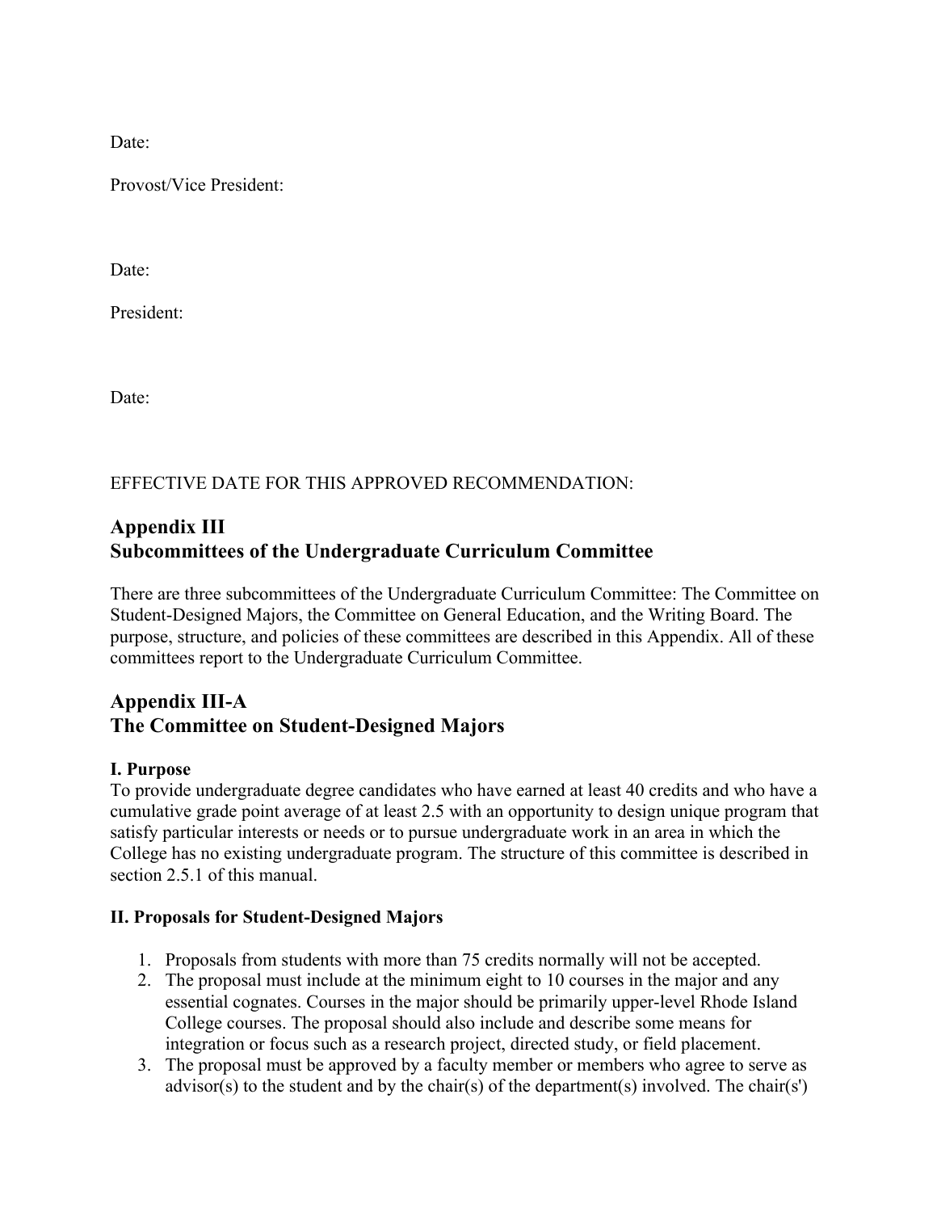Date:

Provost/Vice President:

Date:

President:

Date:

EFFECTIVE DATE FOR THIS APPROVED RECOMMENDATION:

## Appendix III
## Subcommittees of the Undergraduate Curriculum Committee

There are three subcommittees of the Undergraduate Curriculum Committee: The Committee on Student-Designed Majors, the Committee on General Education, and the Writing Board. The purpose, structure, and policies of these committees are described in this Appendix. All of these committees report to the Undergraduate Curriculum Committee.

## Appendix III-A
## The Committee on Student-Designed Majors

**I. Purpose**
To provide undergraduate degree candidates who have earned at least 40 credits and who have a cumulative grade point average of at least 2.5 with an opportunity to design unique program that satisfy particular interests or needs or to pursue undergraduate work in an area in which the College has no existing undergraduate program. The structure of this committee is described in section 2.5.1 of this manual.

**II. Proposals for Student-Designed Majors**

1. Proposals from students with more than 75 credits normally will not be accepted.
2. The proposal must include at the minimum eight to 10 courses in the major and any essential cognates. Courses in the major should be primarily upper-level Rhode Island College courses. The proposal should also include and describe some means for integration or focus such as a research project, directed study, or field placement.
3. The proposal must be approved by a faculty member or members who agree to serve as advisor(s) to the student and by the chair(s) of the department(s) involved. The chair(s')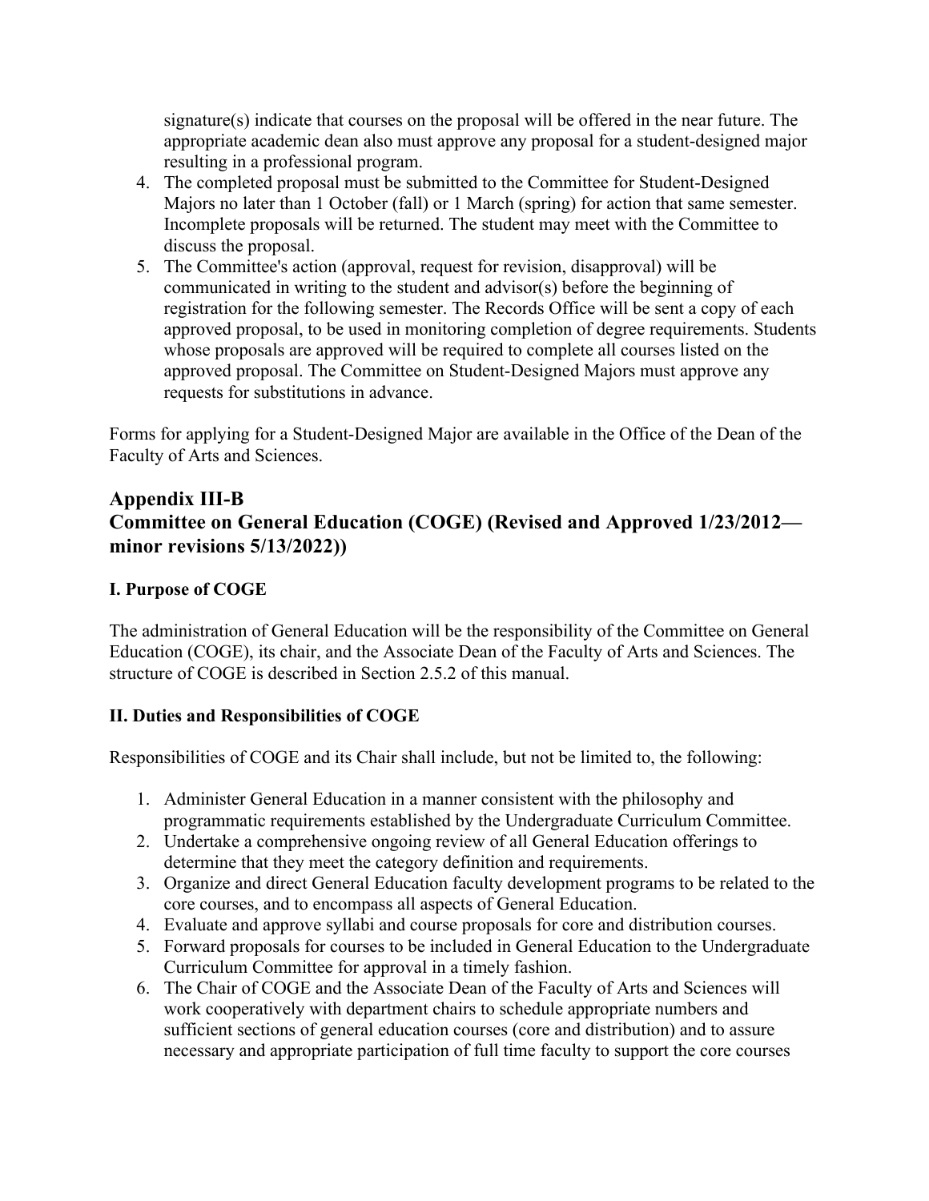signature(s) indicate that courses on the proposal will be offered in the near future. The appropriate academic dean also must approve any proposal for a student-designed major resulting in a professional program.

4. The completed proposal must be submitted to the Committee for Student-Designed Majors no later than 1 October (fall) or 1 March (spring) for action that same semester. Incomplete proposals will be returned. The student may meet with the Committee to discuss the proposal.
5. The Committee's action (approval, request for revision, disapproval) will be communicated in writing to the student and advisor(s) before the beginning of registration for the following semester. The Records Office will be sent a copy of each approved proposal, to be used in monitoring completion of degree requirements. Students whose proposals are approved will be required to complete all courses listed on the approved proposal. The Committee on Student-Designed Majors must approve any requests for substitutions in advance.

Forms for applying for a Student-Designed Major are available in the Office of the Dean of the Faculty of Arts and Sciences.

## Appendix III-B
## Committee on General Education (COGE) (Revised and Approved 1/23/2012—minor revisions 5/13/2022))

### I. Purpose of COGE

The administration of General Education will be the responsibility of the Committee on General Education (COGE), its chair, and the Associate Dean of the Faculty of Arts and Sciences. The structure of COGE is described in Section 2.5.2 of this manual.

### II. Duties and Responsibilities of COGE

Responsibilities of COGE and its Chair shall include, but not be limited to, the following:

1. Administer General Education in a manner consistent with the philosophy and programmatic requirements established by the Undergraduate Curriculum Committee.
2. Undertake a comprehensive ongoing review of all General Education offerings to determine that they meet the category definition and requirements.
3. Organize and direct General Education faculty development programs to be related to the core courses, and to encompass all aspects of General Education.
4. Evaluate and approve syllabi and course proposals for core and distribution courses.
5. Forward proposals for courses to be included in General Education to the Undergraduate Curriculum Committee for approval in a timely fashion.
6. The Chair of COGE and the Associate Dean of the Faculty of Arts and Sciences will work cooperatively with department chairs to schedule appropriate numbers and sufficient sections of general education courses (core and distribution) and to assure necessary and appropriate participation of full time faculty to support the core courses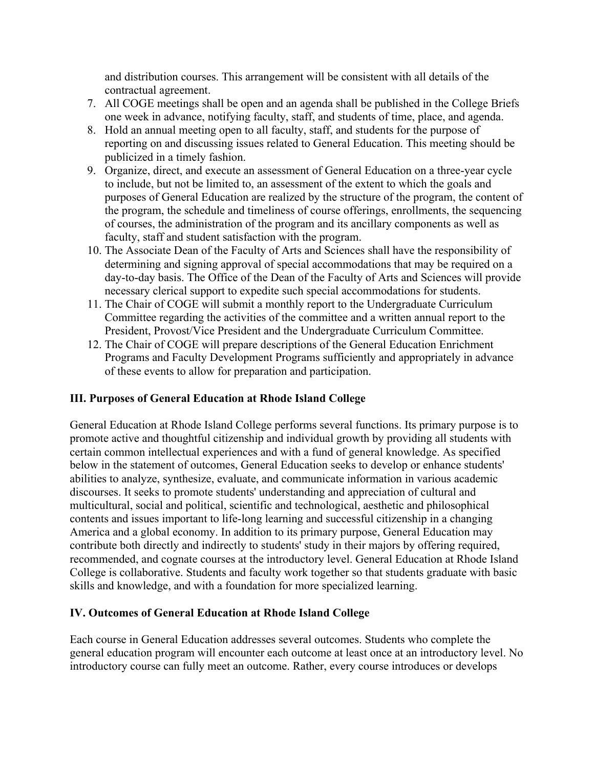and distribution courses. This arrangement will be consistent with all details of the contractual agreement.

7. All COGE meetings shall be open and an agenda shall be published in the College Briefs one week in advance, notifying faculty, staff, and students of time, place, and agenda.
8. Hold an annual meeting open to all faculty, staff, and students for the purpose of reporting on and discussing issues related to General Education. This meeting should be publicized in a timely fashion.
9. Organize, direct, and execute an assessment of General Education on a three-year cycle to include, but not be limited to, an assessment of the extent to which the goals and purposes of General Education are realized by the structure of the program, the content of the program, the schedule and timeliness of course offerings, enrollments, the sequencing of courses, the administration of the program and its ancillary components as well as faculty, staff and student satisfaction with the program.
10. The Associate Dean of the Faculty of Arts and Sciences shall have the responsibility of determining and signing approval of special accommodations that may be required on a day-to-day basis. The Office of the Dean of the Faculty of Arts and Sciences will provide necessary clerical support to expedite such special accommodations for students.
11. The Chair of COGE will submit a monthly report to the Undergraduate Curriculum Committee regarding the activities of the committee and a written annual report to the President, Provost/Vice President and the Undergraduate Curriculum Committee.
12. The Chair of COGE will prepare descriptions of the General Education Enrichment Programs and Faculty Development Programs sufficiently and appropriately in advance of these events to allow for preparation and participation.

## III. Purposes of General Education at Rhode Island College

General Education at Rhode Island College performs several functions. Its primary purpose is to promote active and thoughtful citizenship and individual growth by providing all students with certain common intellectual experiences and with a fund of general knowledge. As specified below in the statement of outcomes, General Education seeks to develop or enhance students' abilities to analyze, synthesize, evaluate, and communicate information in various academic discourses. It seeks to promote students' understanding and appreciation of cultural and multicultural, social and political, scientific and technological, aesthetic and philosophical contents and issues important to life-long learning and successful citizenship in a changing America and a global economy. In addition to its primary purpose, General Education may contribute both directly and indirectly to students' study in their majors by offering required, recommended, and cognate courses at the introductory level. General Education at Rhode Island College is collaborative. Students and faculty work together so that students graduate with basic skills and knowledge, and with a foundation for more specialized learning.

## IV. Outcomes of General Education at Rhode Island College

Each course in General Education addresses several outcomes. Students who complete the general education program will encounter each outcome at least once at an introductory level. No introductory course can fully meet an outcome. Rather, every course introduces or develops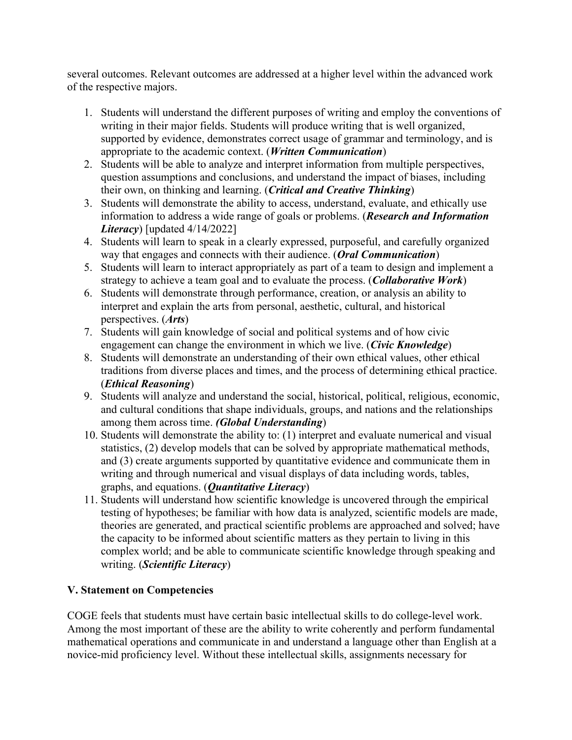several outcomes. Relevant outcomes are addressed at a higher level within the advanced work of the respective majors.

1. Students will understand the different purposes of writing and employ the conventions of writing in their major fields. Students will produce writing that is well organized, supported by evidence, demonstrates correct usage of grammar and terminology, and is appropriate to the academic context. (***Written Communication***)
2. Students will be able to analyze and interpret information from multiple perspectives, question assumptions and conclusions, and understand the impact of biases, including their own, on thinking and learning. (***Critical and Creative Thinking***)
3. Students will demonstrate the ability to access, understand, evaluate, and ethically use information to address a wide range of goals or problems. (***Research and Information Literacy***) [updated 4/14/2022]
4. Students will learn to speak in a clearly expressed, purposeful, and carefully organized way that engages and connects with their audience. (***Oral Communication***)
5. Students will learn to interact appropriately as part of a team to design and implement a strategy to achieve a team goal and to evaluate the process. (***Collaborative Work***)
6. Students will demonstrate through performance, creation, or analysis an ability to interpret and explain the arts from personal, aesthetic, cultural, and historical perspectives. (***Arts***)
7. Students will gain knowledge of social and political systems and of how civic engagement can change the environment in which we live. (***Civic Knowledge***)
8. Students will demonstrate an understanding of their own ethical values, other ethical traditions from diverse places and times, and the process of determining ethical practice. (***Ethical Reasoning***)
9. Students will analyze and understand the social, historical, political, religious, economic, and cultural conditions that shape individuals, groups, and nations and the relationships among them across time. ***(Global Understanding***)
10. Students will demonstrate the ability to: (1) interpret and evaluate numerical and visual statistics, (2) develop models that can be solved by appropriate mathematical methods, and (3) create arguments supported by quantitative evidence and communicate them in writing and through numerical and visual displays of data including words, tables, graphs, and equations. (***Quantitative Literacy***)
11. Students will understand how scientific knowledge is uncovered through the empirical testing of hypotheses; be familiar with how data is analyzed, scientific models are made, theories are generated, and practical scientific problems are approached and solved; have the capacity to be informed about scientific matters as they pertain to living in this complex world; and be able to communicate scientific knowledge through speaking and writing. (***Scientific Literacy***)

## V. Statement on Competencies

COGE feels that students must have certain basic intellectual skills to do college-level work. Among the most important of these are the ability to write coherently and perform fundamental mathematical operations and communicate in and understand a language other than English at a novice-mid proficiency level. Without these intellectual skills, assignments necessary for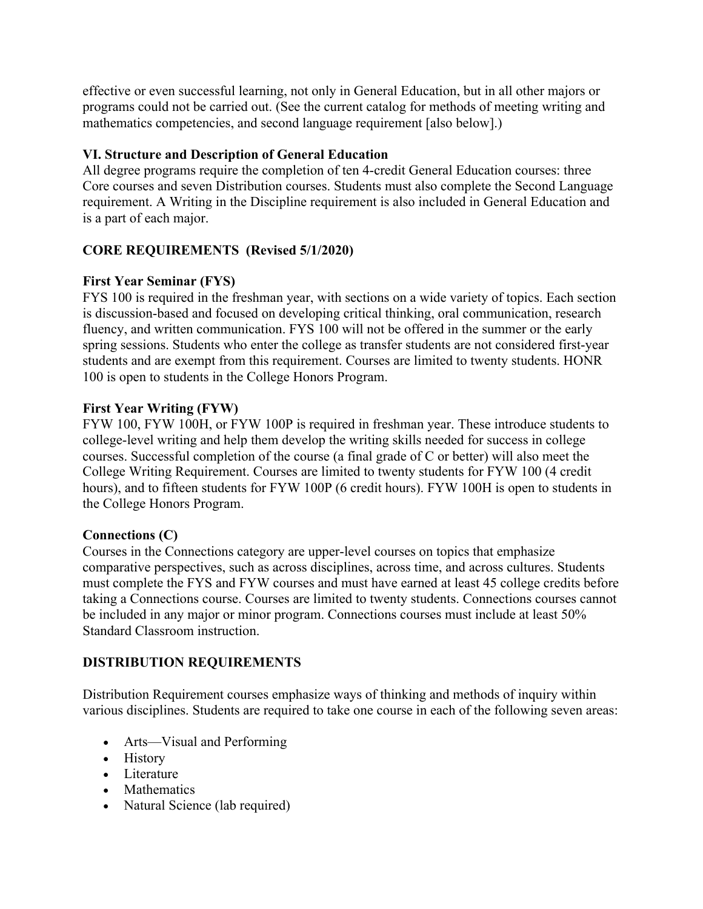effective or even successful learning, not only in General Education, but in all other majors or programs could not be carried out. (See the current catalog for methods of meeting writing and mathematics competencies, and second language requirement [also below].)

## VI. Structure and Description of General Education

All degree programs require the completion of ten 4-credit General Education courses: three Core courses and seven Distribution courses. Students must also complete the Second Language requirement. A Writing in the Discipline requirement is also included in General Education and is a part of each major.

### CORE REQUIREMENTS (Revised 5/1/2020)

**First Year Seminar (FYS)**

FYS 100 is required in the freshman year, with sections on a wide variety of topics. Each section is discussion-based and focused on developing critical thinking, oral communication, research fluency, and written communication. FYS 100 will not be offered in the summer or the early spring sessions. Students who enter the college as transfer students are not considered first-year students and are exempt from this requirement. Courses are limited to twenty students. HONR 100 is open to students in the College Honors Program.

**First Year Writing (FYW)**

FYW 100, FYW 100H, or FYW 100P is required in freshman year. These introduce students to college-level writing and help them develop the writing skills needed for success in college courses. Successful completion of the course (a final grade of C or better) will also meet the College Writing Requirement. Courses are limited to twenty students for FYW 100 (4 credit hours), and to fifteen students for FYW 100P (6 credit hours). FYW 100H is open to students in the College Honors Program.

**Connections (C)**

Courses in the Connections category are upper-level courses on topics that emphasize comparative perspectives, such as across disciplines, across time, and across cultures. Students must complete the FYS and FYW courses and must have earned at least 45 college credits before taking a Connections course. Courses are limited to twenty students. Connections courses cannot be included in any major or minor program. Connections courses must include at least 50% Standard Classroom instruction.

### DISTRIBUTION REQUIREMENTS

Distribution Requirement courses emphasize ways of thinking and methods of inquiry within various disciplines. Students are required to take one course in each of the following seven areas:

- Arts—Visual and Performing
- History
- Literature
- Mathematics
- Natural Science (lab required)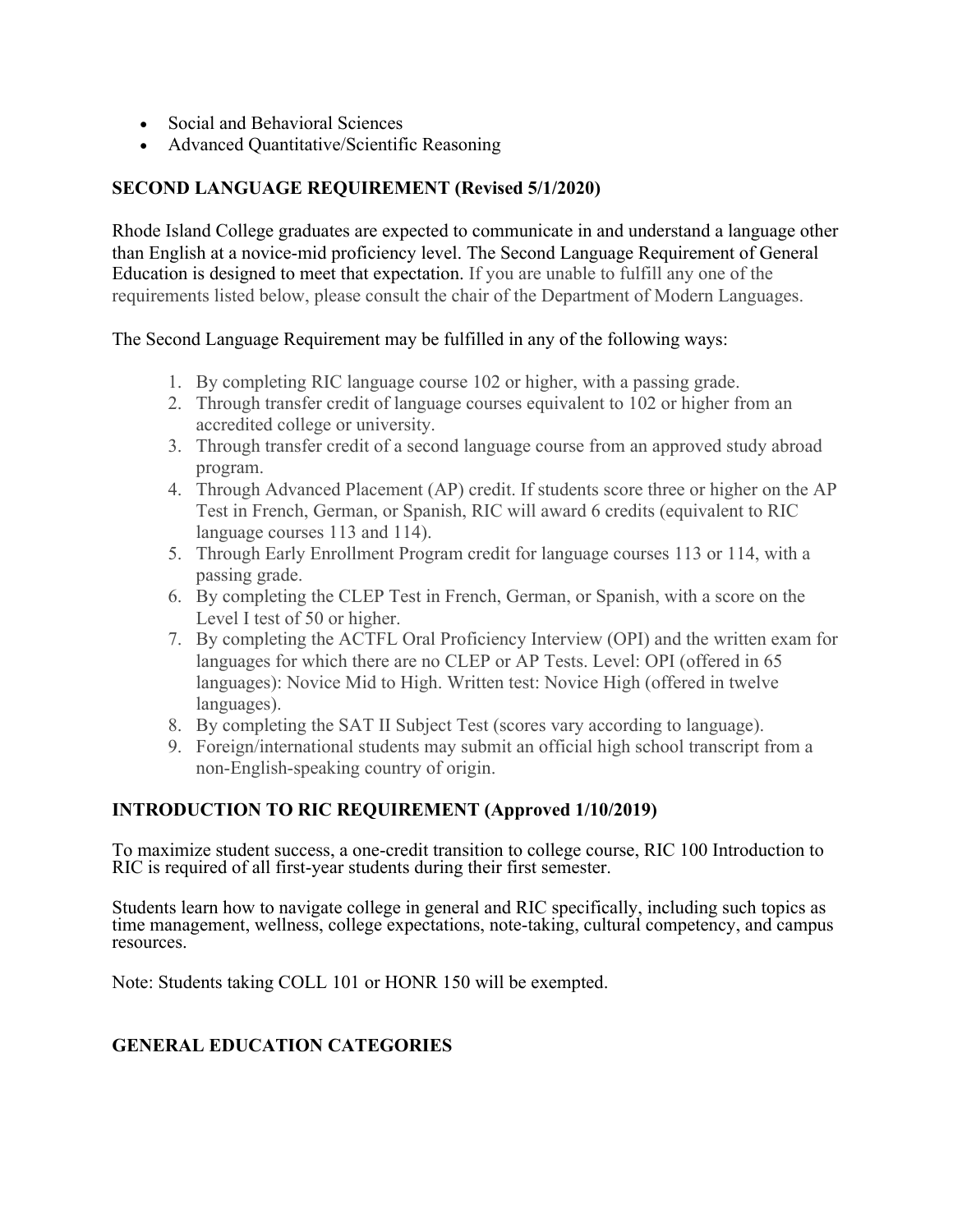- Social and Behavioral Sciences
- Advanced Quantitative/Scientific Reasoning

## SECOND LANGUAGE REQUIREMENT (Revised 5/1/2020)

Rhode Island College graduates are expected to communicate in and understand a language other than English at a novice-mid proficiency level. The Second Language Requirement of General Education is designed to meet that expectation. If you are unable to fulfill any one of the requirements listed below, please consult the chair of the Department of Modern Languages.

The Second Language Requirement may be fulfilled in any of the following ways:

1. By completing RIC language course 102 or higher, with a passing grade.
2. Through transfer credit of language courses equivalent to 102 or higher from an accredited college or university.
3. Through transfer credit of a second language course from an approved study abroad program.
4. Through Advanced Placement (AP) credit. If students score three or higher on the AP Test in French, German, or Spanish, RIC will award 6 credits (equivalent to RIC language courses 113 and 114).
5. Through Early Enrollment Program credit for language courses 113 or 114, with a passing grade.
6. By completing the CLEP Test in French, German, or Spanish, with a score on the Level I test of 50 or higher.
7. By completing the ACTFL Oral Proficiency Interview (OPI) and the written exam for languages for which there are no CLEP or AP Tests. Level: OPI (offered in 65 languages): Novice Mid to High. Written test: Novice High (offered in twelve languages).
8. By completing the SAT II Subject Test (scores vary according to language).
9. Foreign/international students may submit an official high school transcript from a non-English-speaking country of origin.

## INTRODUCTION TO RIC REQUIREMENT (Approved 1/10/2019)

To maximize student success, a one-credit transition to college course, RIC 100 Introduction to RIC is required of all first-year students during their first semester.

Students learn how to navigate college in general and RIC specifically, including such topics as time management, wellness, college expectations, note-taking, cultural competency, and campus resources.

Note: Students taking COLL 101 or HONR 150 will be exempted.

## GENERAL EDUCATION CATEGORIES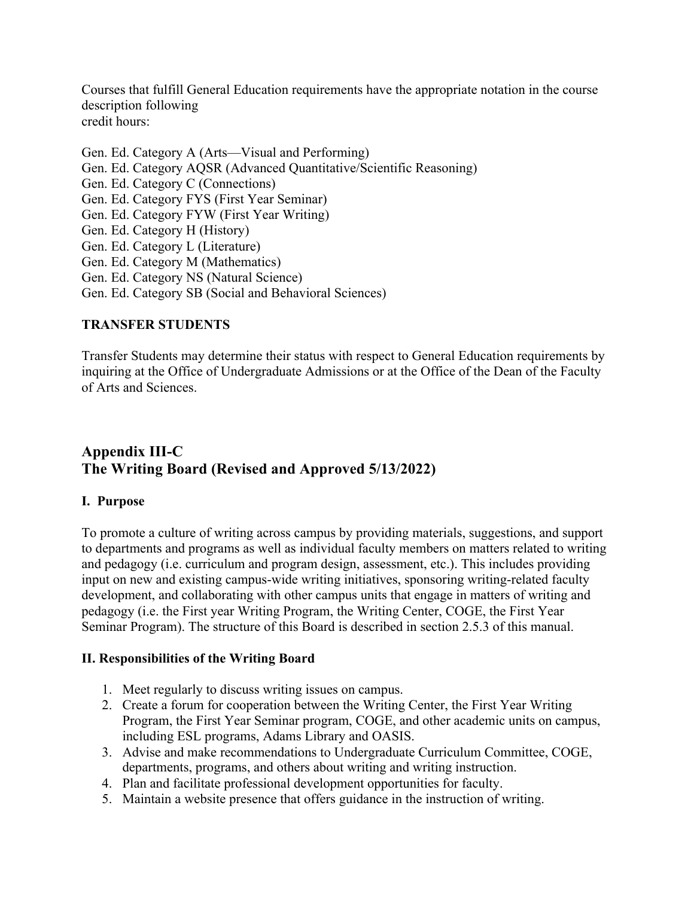Courses that fulfill General Education requirements have the appropriate notation in the course description following
credit hours:

Gen. Ed. Category A (Arts—Visual and Performing)
Gen. Ed. Category AQSR (Advanced Quantitative/Scientific Reasoning)
Gen. Ed. Category C (Connections)
Gen. Ed. Category FYS (First Year Seminar)
Gen. Ed. Category FYW (First Year Writing)
Gen. Ed. Category H (History)
Gen. Ed. Category L (Literature)
Gen. Ed. Category M (Mathematics)
Gen. Ed. Category NS (Natural Science)
Gen. Ed. Category SB (Social and Behavioral Sciences)

**TRANSFER STUDENTS**

Transfer Students may determine their status with respect to General Education requirements by inquiring at the Office of Undergraduate Admissions or at the Office of the Dean of the Faculty of Arts and Sciences.

## Appendix III-C
## The Writing Board (Revised and Approved 5/13/2022)

### I. Purpose

To promote a culture of writing across campus by providing materials, suggestions, and support to departments and programs as well as individual faculty members on matters related to writing and pedagogy (i.e. curriculum and program design, assessment, etc.). This includes providing input on new and existing campus-wide writing initiatives, sponsoring writing-related faculty development, and collaborating with other campus units that engage in matters of writing and pedagogy (i.e. the First year Writing Program, the Writing Center, COGE, the First Year Seminar Program). The structure of this Board is described in section 2.5.3 of this manual.

### II. Responsibilities of the Writing Board

1. Meet regularly to discuss writing issues on campus.
2. Create a forum for cooperation between the Writing Center, the First Year Writing Program, the First Year Seminar program, COGE, and other academic units on campus, including ESL programs, Adams Library and OASIS.
3. Advise and make recommendations to Undergraduate Curriculum Committee, COGE, departments, programs, and others about writing and writing instruction.
4. Plan and facilitate professional development opportunities for faculty.
5. Maintain a website presence that offers guidance in the instruction of writing.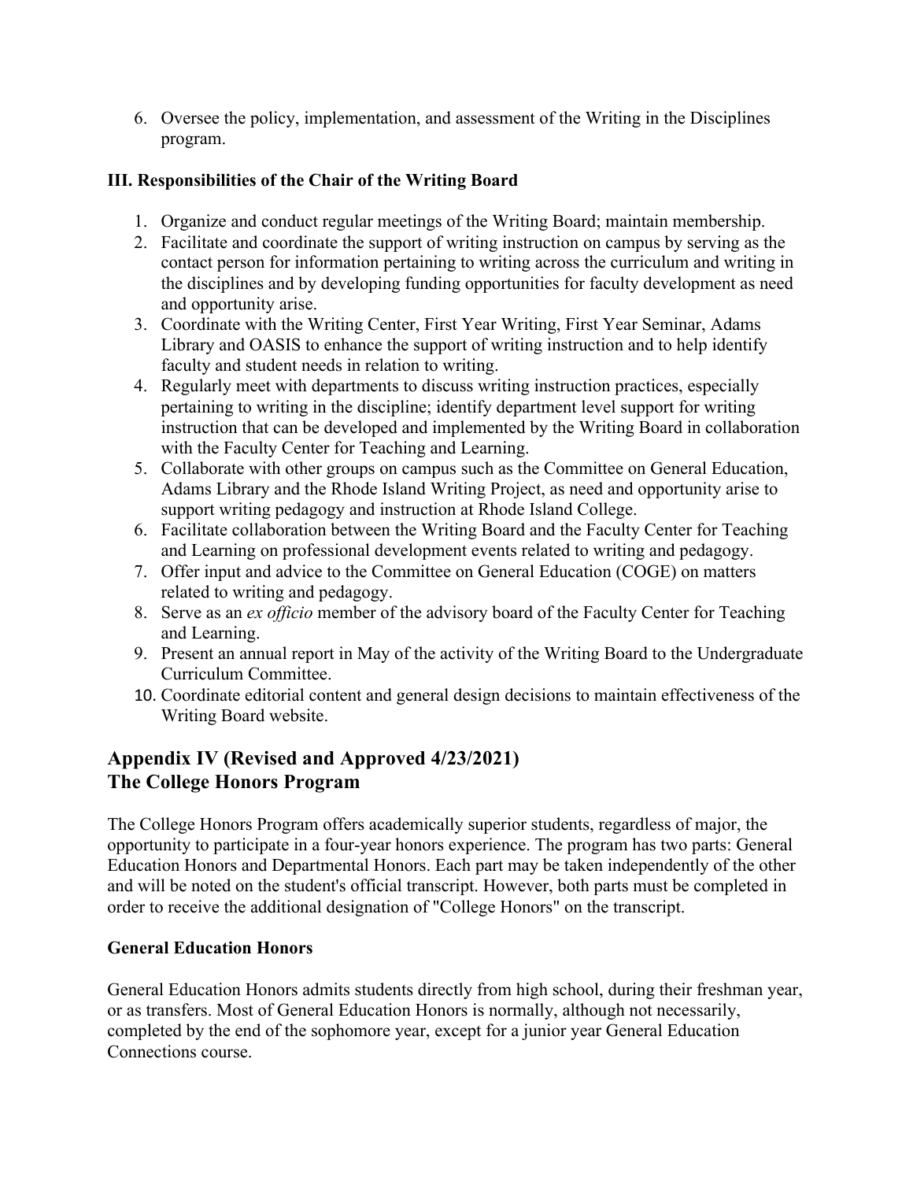6. Oversee the policy, implementation, and assessment of the Writing in the Disciplines program.

### III. Responsibilities of the Chair of the Writing Board

1. Organize and conduct regular meetings of the Writing Board; maintain membership.
2. Facilitate and coordinate the support of writing instruction on campus by serving as the contact person for information pertaining to writing across the curriculum and writing in the disciplines and by developing funding opportunities for faculty development as need and opportunity arise.
3. Coordinate with the Writing Center, First Year Writing, First Year Seminar, Adams Library and OASIS to enhance the support of writing instruction and to help identify faculty and student needs in relation to writing.
4. Regularly meet with departments to discuss writing instruction practices, especially pertaining to writing in the discipline; identify department level support for writing instruction that can be developed and implemented by the Writing Board in collaboration with the Faculty Center for Teaching and Learning.
5. Collaborate with other groups on campus such as the Committee on General Education, Adams Library and the Rhode Island Writing Project, as need and opportunity arise to support writing pedagogy and instruction at Rhode Island College.
6. Facilitate collaboration between the Writing Board and the Faculty Center for Teaching and Learning on professional development events related to writing and pedagogy.
7. Offer input and advice to the Committee on General Education (COGE) on matters related to writing and pedagogy.
8. Serve as an *ex officio* member of the advisory board of the Faculty Center for Teaching and Learning.
9. Present an annual report in May of the activity of the Writing Board to the Undergraduate Curriculum Committee.
10. Coordinate editorial content and general design decisions to maintain effectiveness of the Writing Board website.

## Appendix IV (Revised and Approved 4/23/2021)
## The College Honors Program

The College Honors Program offers academically superior students, regardless of major, the opportunity to participate in a four-year honors experience. The program has two parts: General Education Honors and Departmental Honors. Each part may be taken independently of the other and will be noted on the student's official transcript. However, both parts must be completed in order to receive the additional designation of "College Honors" on the transcript.

### General Education Honors

General Education Honors admits students directly from high school, during their freshman year, or as transfers. Most of General Education Honors is normally, although not necessarily, completed by the end of the sophomore year, except for a junior year General Education Connections course.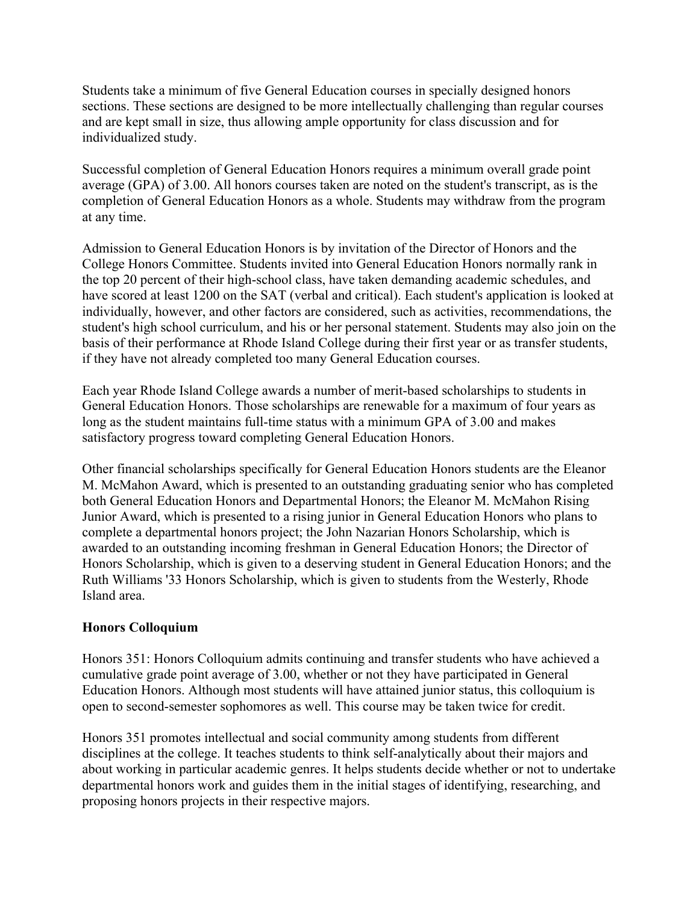Students take a minimum of five General Education courses in specially designed honors sections. These sections are designed to be more intellectually challenging than regular courses and are kept small in size, thus allowing ample opportunity for class discussion and for individualized study.

Successful completion of General Education Honors requires a minimum overall grade point average (GPA) of 3.00. All honors courses taken are noted on the student's transcript, as is the completion of General Education Honors as a whole. Students may withdraw from the program at any time.

Admission to General Education Honors is by invitation of the Director of Honors and the College Honors Committee. Students invited into General Education Honors normally rank in the top 20 percent of their high-school class, have taken demanding academic schedules, and have scored at least 1200 on the SAT (verbal and critical). Each student's application is looked at individually, however, and other factors are considered, such as activities, recommendations, the student's high school curriculum, and his or her personal statement. Students may also join on the basis of their performance at Rhode Island College during their first year or as transfer students, if they have not already completed too many General Education courses.

Each year Rhode Island College awards a number of merit-based scholarships to students in General Education Honors. Those scholarships are renewable for a maximum of four years as long as the student maintains full-time status with a minimum GPA of 3.00 and makes satisfactory progress toward completing General Education Honors.

Other financial scholarships specifically for General Education Honors students are the Eleanor M. McMahon Award, which is presented to an outstanding graduating senior who has completed both General Education Honors and Departmental Honors; the Eleanor M. McMahon Rising Junior Award, which is presented to a rising junior in General Education Honors who plans to complete a departmental honors project; the John Nazarian Honors Scholarship, which is awarded to an outstanding incoming freshman in General Education Honors; the Director of Honors Scholarship, which is given to a deserving student in General Education Honors; and the Ruth Williams '33 Honors Scholarship, which is given to students from the Westerly, Rhode Island area.

**Honors Colloquium**

Honors 351: Honors Colloquium admits continuing and transfer students who have achieved a cumulative grade point average of 3.00, whether or not they have participated in General Education Honors. Although most students will have attained junior status, this colloquium is open to second-semester sophomores as well. This course may be taken twice for credit.

Honors 351 promotes intellectual and social community among students from different disciplines at the college. It teaches students to think self-analytically about their majors and about working in particular academic genres. It helps students decide whether or not to undertake departmental honors work and guides them in the initial stages of identifying, researching, and proposing honors projects in their respective majors.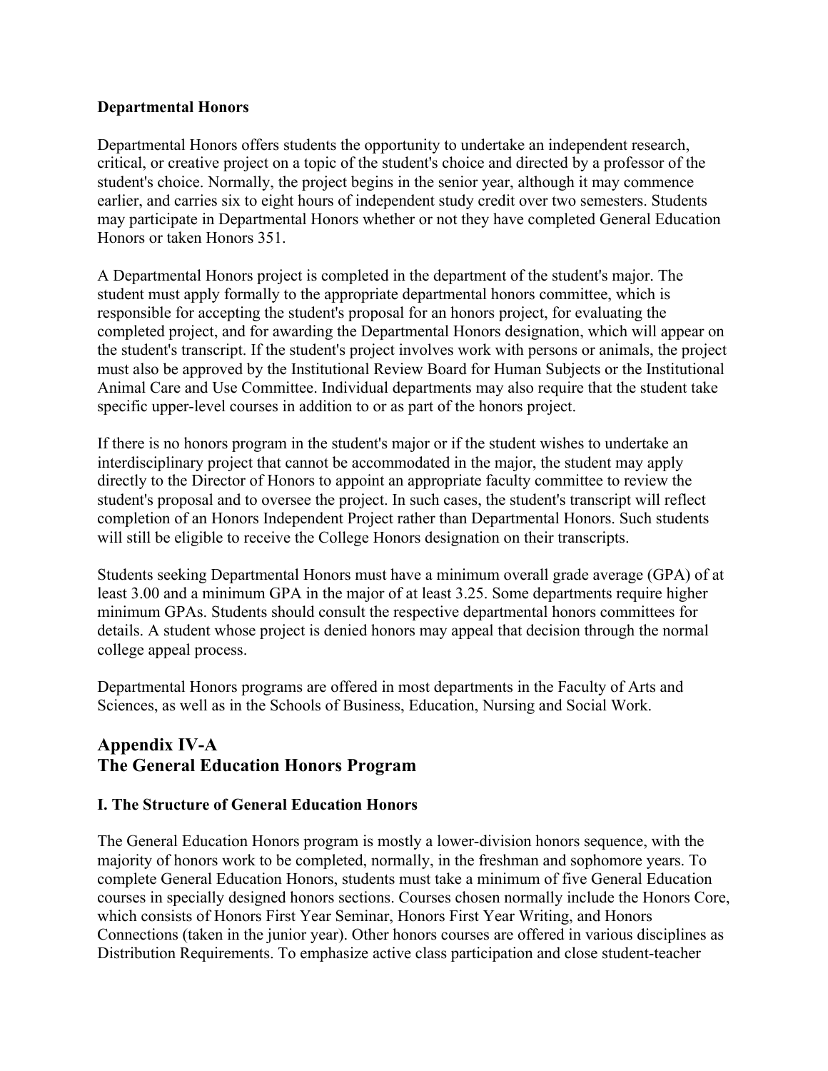**Departmental Honors**

Departmental Honors offers students the opportunity to undertake an independent research, critical, or creative project on a topic of the student's choice and directed by a professor of the student's choice. Normally, the project begins in the senior year, although it may commence earlier, and carries six to eight hours of independent study credit over two semesters. Students may participate in Departmental Honors whether or not they have completed General Education Honors or taken Honors 351.

A Departmental Honors project is completed in the department of the student's major. The student must apply formally to the appropriate departmental honors committee, which is responsible for accepting the student's proposal for an honors project, for evaluating the completed project, and for awarding the Departmental Honors designation, which will appear on the student's transcript. If the student's project involves work with persons or animals, the project must also be approved by the Institutional Review Board for Human Subjects or the Institutional Animal Care and Use Committee. Individual departments may also require that the student take specific upper-level courses in addition to or as part of the honors project.

If there is no honors program in the student's major or if the student wishes to undertake an interdisciplinary project that cannot be accommodated in the major, the student may apply directly to the Director of Honors to appoint an appropriate faculty committee to review the student's proposal and to oversee the project. In such cases, the student's transcript will reflect completion of an Honors Independent Project rather than Departmental Honors. Such students will still be eligible to receive the College Honors designation on their transcripts.

Students seeking Departmental Honors must have a minimum overall grade average (GPA) of at least 3.00 and a minimum GPA in the major of at least 3.25. Some departments require higher minimum GPAs. Students should consult the respective departmental honors committees for details. A student whose project is denied honors may appeal that decision through the normal college appeal process.

Departmental Honors programs are offered in most departments in the Faculty of Arts and Sciences, as well as in the Schools of Business, Education, Nursing and Social Work.

## Appendix IV-A
## The General Education Honors Program

**I. The Structure of General Education Honors**

The General Education Honors program is mostly a lower-division honors sequence, with the majority of honors work to be completed, normally, in the freshman and sophomore years. To complete General Education Honors, students must take a minimum of five General Education courses in specially designed honors sections. Courses chosen normally include the Honors Core, which consists of Honors First Year Seminar, Honors First Year Writing, and Honors Connections (taken in the junior year). Other honors courses are offered in various disciplines as Distribution Requirements. To emphasize active class participation and close student-teacher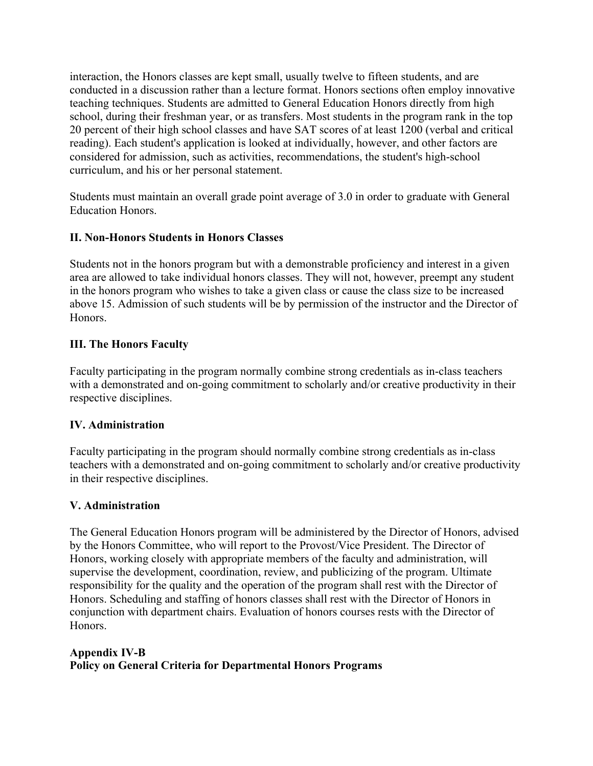interaction, the Honors classes are kept small, usually twelve to fifteen students, and are conducted in a discussion rather than a lecture format. Honors sections often employ innovative teaching techniques. Students are admitted to General Education Honors directly from high school, during their freshman year, or as transfers. Most students in the program rank in the top 20 percent of their high school classes and have SAT scores of at least 1200 (verbal and critical reading). Each student's application is looked at individually, however, and other factors are considered for admission, such as activities, recommendations, the student's high-school curriculum, and his or her personal statement.

Students must maintain an overall grade point average of 3.0 in order to graduate with General Education Honors.

**II. Non-Honors Students in Honors Classes**

Students not in the honors program but with a demonstrable proficiency and interest in a given area are allowed to take individual honors classes. They will not, however, preempt any student in the honors program who wishes to take a given class or cause the class size to be increased above 15. Admission of such students will be by permission of the instructor and the Director of Honors.

**III. The Honors Faculty**

Faculty participating in the program normally combine strong credentials as in-class teachers with a demonstrated and on-going commitment to scholarly and/or creative productivity in their respective disciplines.

**IV. Administration**

Faculty participating in the program should normally combine strong credentials as in-class teachers with a demonstrated and on-going commitment to scholarly and/or creative productivity in their respective disciplines.

**V. Administration**

The General Education Honors program will be administered by the Director of Honors, advised by the Honors Committee, who will report to the Provost/Vice President. The Director of Honors, working closely with appropriate members of the faculty and administration, will supervise the development, coordination, review, and publicizing of the program. Ultimate responsibility for the quality and the operation of the program shall rest with the Director of Honors. Scheduling and staffing of honors classes shall rest with the Director of Honors in conjunction with department chairs. Evaluation of honors courses rests with the Director of Honors.

**Appendix IV-B**
**Policy on General Criteria for Departmental Honors Programs**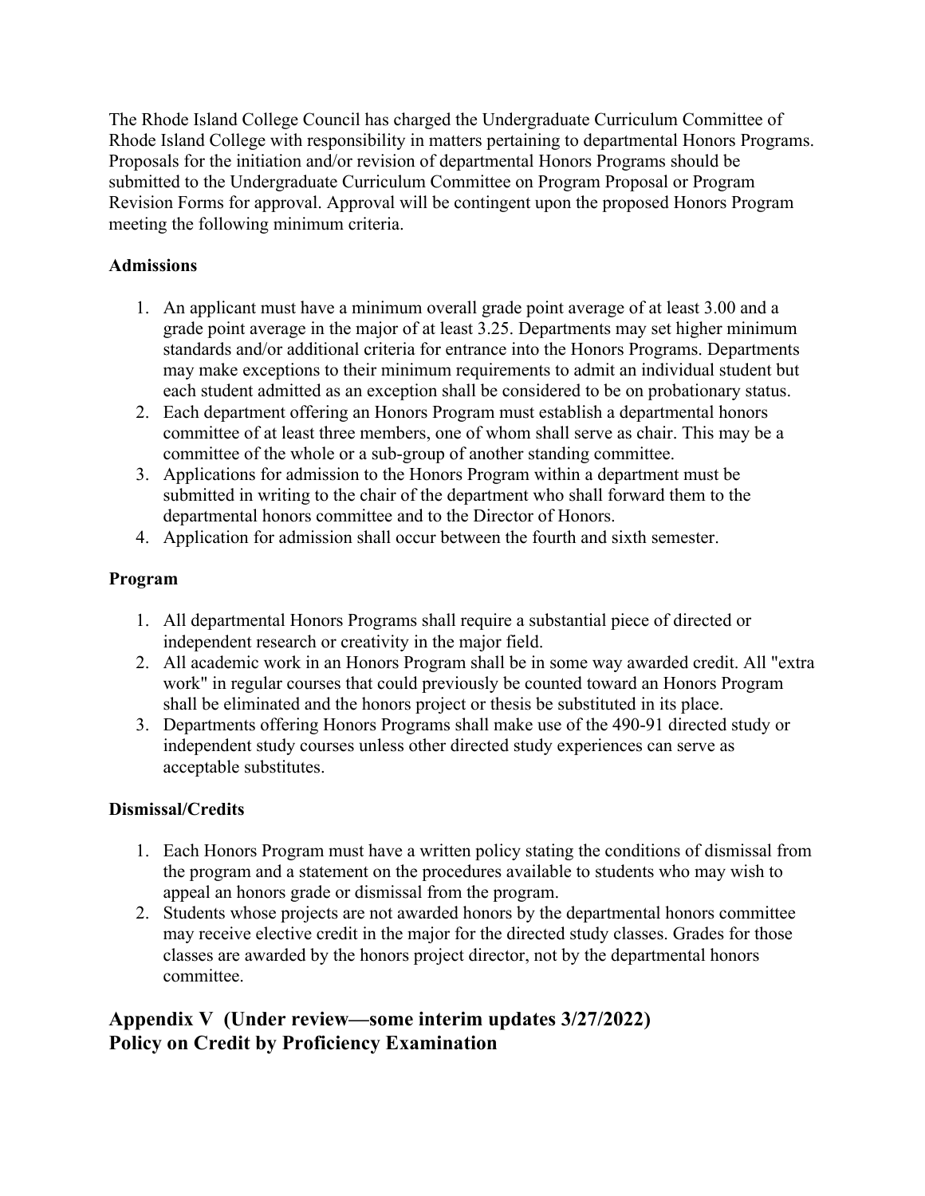The Rhode Island College Council has charged the Undergraduate Curriculum Committee of Rhode Island College with responsibility in matters pertaining to departmental Honors Programs. Proposals for the initiation and/or revision of departmental Honors Programs should be submitted to the Undergraduate Curriculum Committee on Program Proposal or Program Revision Forms for approval. Approval will be contingent upon the proposed Honors Program meeting the following minimum criteria.

**Admissions**

1. An applicant must have a minimum overall grade point average of at least 3.00 and a grade point average in the major of at least 3.25. Departments may set higher minimum standards and/or additional criteria for entrance into the Honors Programs. Departments may make exceptions to their minimum requirements to admit an individual student but each student admitted as an exception shall be considered to be on probationary status.
2. Each department offering an Honors Program must establish a departmental honors committee of at least three members, one of whom shall serve as chair. This may be a committee of the whole or a sub-group of another standing committee.
3. Applications for admission to the Honors Program within a department must be submitted in writing to the chair of the department who shall forward them to the departmental honors committee and to the Director of Honors.
4. Application for admission shall occur between the fourth and sixth semester.

**Program**

1. All departmental Honors Programs shall require a substantial piece of directed or independent research or creativity in the major field.
2. All academic work in an Honors Program shall be in some way awarded credit. All "extra work" in regular courses that could previously be counted toward an Honors Program shall be eliminated and the honors project or thesis be substituted in its place.
3. Departments offering Honors Programs shall make use of the 490-91 directed study or independent study courses unless other directed study experiences can serve as acceptable substitutes.

**Dismissal/Credits**

1. Each Honors Program must have a written policy stating the conditions of dismissal from the program and a statement on the procedures available to students who may wish to appeal an honors grade or dismissal from the program.
2. Students whose projects are not awarded honors by the departmental honors committee may receive elective credit in the major for the directed study classes. Grades for those classes are awarded by the honors project director, not by the departmental honors committee.

## Appendix V (Under review—some interim updates 3/27/2022)
## Policy on Credit by Proficiency Examination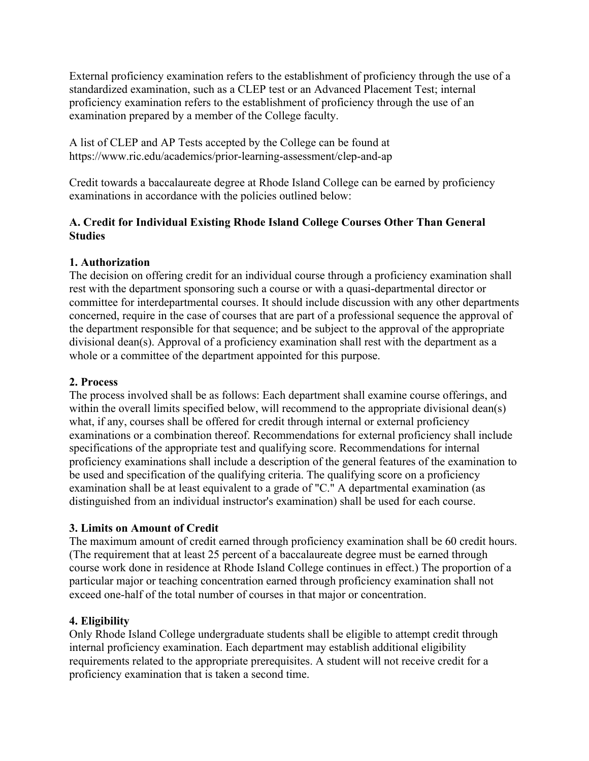External proficiency examination refers to the establishment of proficiency through the use of a standardized examination, such as a CLEP test or an Advanced Placement Test; internal proficiency examination refers to the establishment of proficiency through the use of an examination prepared by a member of the College faculty.

A list of CLEP and AP Tests accepted by the College can be found at https://www.ric.edu/academics/prior-learning-assessment/clep-and-ap

Credit towards a baccalaureate degree at Rhode Island College can be earned by proficiency examinations in accordance with the policies outlined below:

### A. Credit for Individual Existing Rhode Island College Courses Other Than General Studies

#### 1. Authorization

The decision on offering credit for an individual course through a proficiency examination shall rest with the department sponsoring such a course or with a quasi-departmental director or committee for interdepartmental courses. It should include discussion with any other departments concerned, require in the case of courses that are part of a professional sequence the approval of the department responsible for that sequence; and be subject to the approval of the appropriate divisional dean(s). Approval of a proficiency examination shall rest with the department as a whole or a committee of the department appointed for this purpose.

#### 2. Process

The process involved shall be as follows: Each department shall examine course offerings, and within the overall limits specified below, will recommend to the appropriate divisional dean(s) what, if any, courses shall be offered for credit through internal or external proficiency examinations or a combination thereof. Recommendations for external proficiency shall include specifications of the appropriate test and qualifying score. Recommendations for internal proficiency examinations shall include a description of the general features of the examination to be used and specification of the qualifying criteria. The qualifying score on a proficiency examination shall be at least equivalent to a grade of "C." A departmental examination (as distinguished from an individual instructor's examination) shall be used for each course.

#### 3. Limits on Amount of Credit

The maximum amount of credit earned through proficiency examination shall be 60 credit hours. (The requirement that at least 25 percent of a baccalaureate degree must be earned through course work done in residence at Rhode Island College continues in effect.) The proportion of a particular major or teaching concentration earned through proficiency examination shall not exceed one-half of the total number of courses in that major or concentration.

#### 4. Eligibility

Only Rhode Island College undergraduate students shall be eligible to attempt credit through internal proficiency examination. Each department may establish additional eligibility requirements related to the appropriate prerequisites. A student will not receive credit for a proficiency examination that is taken a second time.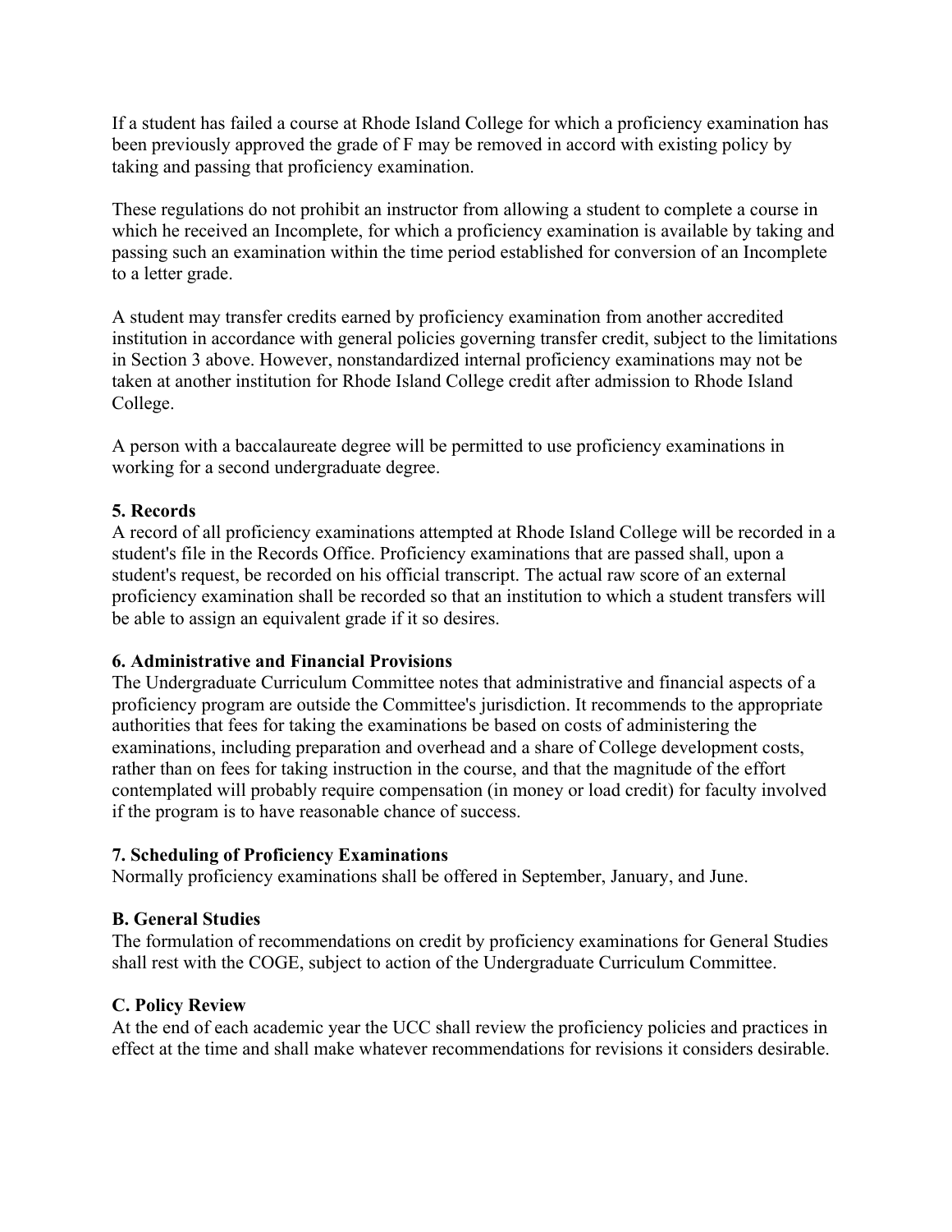If a student has failed a course at Rhode Island College for which a proficiency examination has been previously approved the grade of F may be removed in accord with existing policy by taking and passing that proficiency examination.

These regulations do not prohibit an instructor from allowing a student to complete a course in which he received an Incomplete, for which a proficiency examination is available by taking and passing such an examination within the time period established for conversion of an Incomplete to a letter grade.

A student may transfer credits earned by proficiency examination from another accredited institution in accordance with general policies governing transfer credit, subject to the limitations in Section 3 above. However, nonstandardized internal proficiency examinations may not be taken at another institution for Rhode Island College credit after admission to Rhode Island College.

A person with a baccalaureate degree will be permitted to use proficiency examinations in working for a second undergraduate degree.

**5. Records**
A record of all proficiency examinations attempted at Rhode Island College will be recorded in a student's file in the Records Office. Proficiency examinations that are passed shall, upon a student's request, be recorded on his official transcript. The actual raw score of an external proficiency examination shall be recorded so that an institution to which a student transfers will be able to assign an equivalent grade if it so desires.

**6. Administrative and Financial Provisions**
The Undergraduate Curriculum Committee notes that administrative and financial aspects of a proficiency program are outside the Committee's jurisdiction. It recommends to the appropriate authorities that fees for taking the examinations be based on costs of administering the examinations, including preparation and overhead and a share of College development costs, rather than on fees for taking instruction in the course, and that the magnitude of the effort contemplated will probably require compensation (in money or load credit) for faculty involved if the program is to have reasonable chance of success.

**7. Scheduling of Proficiency Examinations**
Normally proficiency examinations shall be offered in September, January, and June.

**B. General Studies**
The formulation of recommendations on credit by proficiency examinations for General Studies shall rest with the COGE, subject to action of the Undergraduate Curriculum Committee.

**C. Policy Review**
At the end of each academic year the UCC shall review the proficiency policies and practices in effect at the time and shall make whatever recommendations for revisions it considers desirable.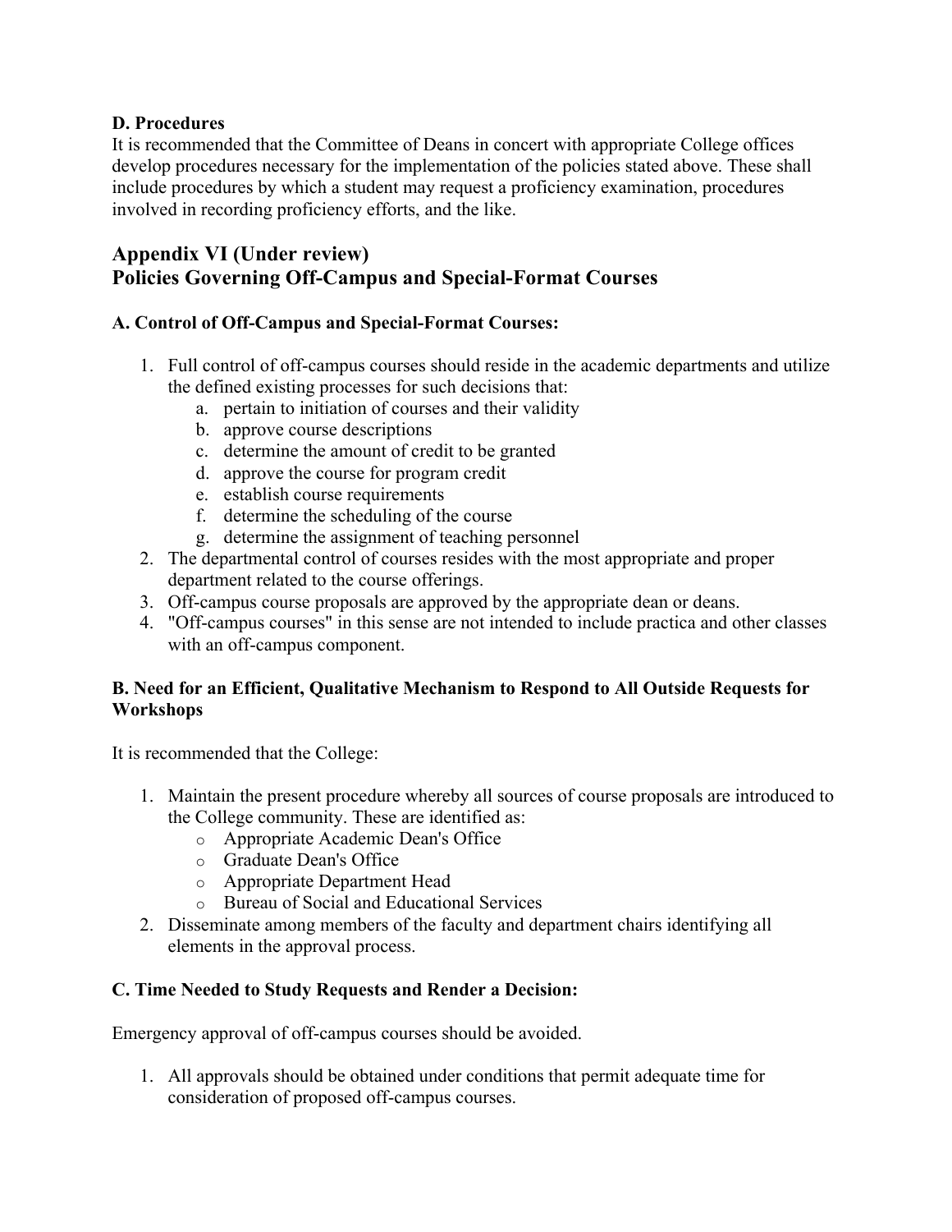**D. Procedures**

It is recommended that the Committee of Deans in concert with appropriate College offices develop procedures necessary for the implementation of the policies stated above. These shall include procedures by which a student may request a proficiency examination, procedures involved in recording proficiency efforts, and the like.

## Appendix VI (Under review)
## Policies Governing Off-Campus and Special-Format Courses

### A. Control of Off-Campus and Special-Format Courses:

1. Full control of off-campus courses should reside in the academic departments and utilize the defined existing processes for such decisions that:
   a. pertain to initiation of courses and their validity
   b. approve course descriptions
   c. determine the amount of credit to be granted
   d. approve the course for program credit
   e. establish course requirements
   f. determine the scheduling of the course
   g. determine the assignment of teaching personnel
2. The departmental control of courses resides with the most appropriate and proper department related to the course offerings.
3. Off-campus course proposals are approved by the appropriate dean or deans.
4. "Off-campus courses" in this sense are not intended to include practica and other classes with an off-campus component.

### B. Need for an Efficient, Qualitative Mechanism to Respond to All Outside Requests for Workshops

It is recommended that the College:

1. Maintain the present procedure whereby all sources of course proposals are introduced to the College community. These are identified as:
   - Appropriate Academic Dean's Office
   - Graduate Dean's Office
   - Appropriate Department Head
   - Bureau of Social and Educational Services
2. Disseminate among members of the faculty and department chairs identifying all elements in the approval process.

### C. Time Needed to Study Requests and Render a Decision:

Emergency approval of off-campus courses should be avoided.

1. All approvals should be obtained under conditions that permit adequate time for consideration of proposed off-campus courses.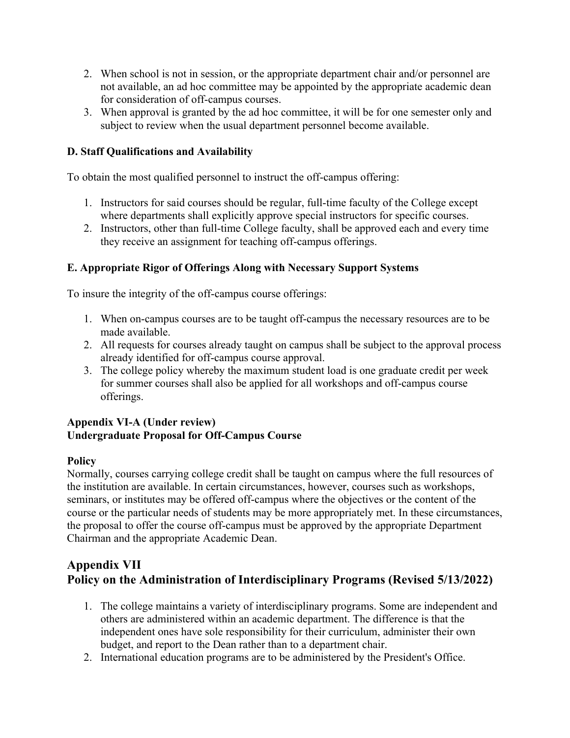2. When school is not in session, or the appropriate department chair and/or personnel are not available, an ad hoc committee may be appointed by the appropriate academic dean for consideration of off-campus courses.
3. When approval is granted by the ad hoc committee, it will be for one semester only and subject to review when the usual department personnel become available.

**D. Staff Qualifications and Availability**

To obtain the most qualified personnel to instruct the off-campus offering:

1. Instructors for said courses should be regular, full-time faculty of the College except where departments shall explicitly approve special instructors for specific courses.
2. Instructors, other than full-time College faculty, shall be approved each and every time they receive an assignment for teaching off-campus offerings.

**E. Appropriate Rigor of Offerings Along with Necessary Support Systems**

To insure the integrity of the off-campus course offerings:

1. When on-campus courses are to be taught off-campus the necessary resources are to be made available.
2. All requests for courses already taught on campus shall be subject to the approval process already identified for off-campus course approval.
3. The college policy whereby the maximum student load is one graduate credit per week for summer courses shall also be applied for all workshops and off-campus course offerings.

**Appendix VI-A (Under review)**
**Undergraduate Proposal for Off-Campus Course**

**Policy**
Normally, courses carrying college credit shall be taught on campus where the full resources of the institution are available. In certain circumstances, however, courses such as workshops, seminars, or institutes may be offered off-campus where the objectives or the content of the course or the particular needs of students may be more appropriately met. In these circumstances, the proposal to offer the course off-campus must be approved by the appropriate Department Chairman and the appropriate Academic Dean.

## Appendix VII
## Policy on the Administration of Interdisciplinary Programs (Revised 5/13/2022)

1. The college maintains a variety of interdisciplinary programs. Some are independent and others are administered within an academic department. The difference is that the independent ones have sole responsibility for their curriculum, administer their own budget, and report to the Dean rather than to a department chair.
2. International education programs are to be administered by the President's Office.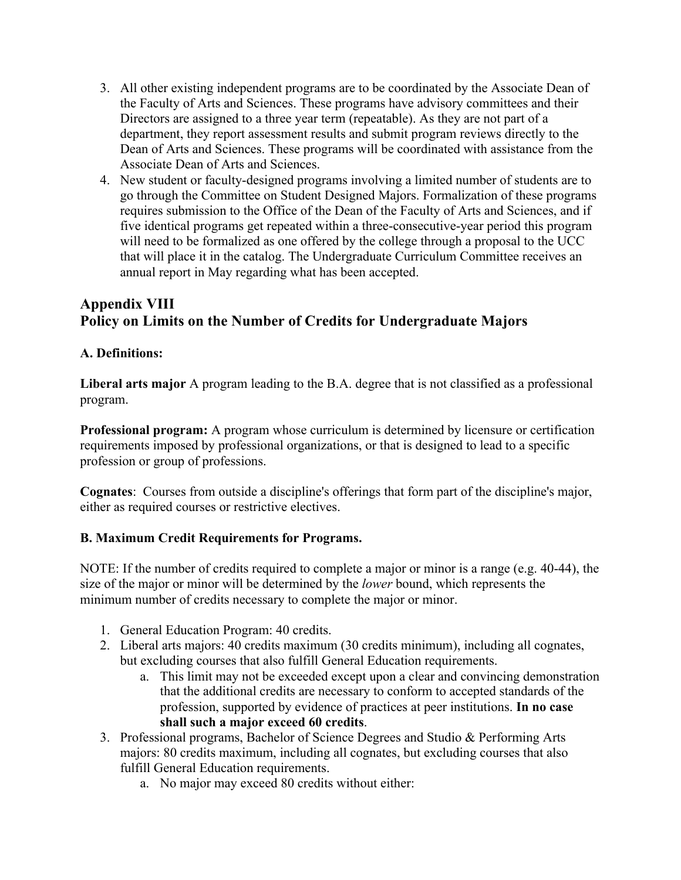3. All other existing independent programs are to be coordinated by the Associate Dean of the Faculty of Arts and Sciences. These programs have advisory committees and their Directors are assigned to a three year term (repeatable). As they are not part of a department, they report assessment results and submit program reviews directly to the Dean of Arts and Sciences. These programs will be coordinated with assistance from the Associate Dean of Arts and Sciences.
4. New student or faculty-designed programs involving a limited number of students are to go through the Committee on Student Designed Majors. Formalization of these programs requires submission to the Office of the Dean of the Faculty of Arts and Sciences, and if five identical programs get repeated within a three-consecutive-year period this program will need to be formalized as one offered by the college through a proposal to the UCC that will place it in the catalog. The Undergraduate Curriculum Committee receives an annual report in May regarding what has been accepted.

## Appendix VIII
## Policy on Limits on the Number of Credits for Undergraduate Majors

### A. Definitions:

**Liberal arts major** A program leading to the B.A. degree that is not classified as a professional program.

**Professional program:** A program whose curriculum is determined by licensure or certification requirements imposed by professional organizations, or that is designed to lead to a specific profession or group of professions.

**Cognates**: Courses from outside a discipline's offerings that form part of the discipline's major, either as required courses or restrictive electives.

### B. Maximum Credit Requirements for Programs.

NOTE: If the number of credits required to complete a major or minor is a range (e.g. 40-44), the size of the major or minor will be determined by the *lower* bound, which represents the minimum number of credits necessary to complete the major or minor.

1. General Education Program: 40 credits.
2. Liberal arts majors: 40 credits maximum (30 credits minimum), including all cognates, but excluding courses that also fulfill General Education requirements.
   a. This limit may not be exceeded except upon a clear and convincing demonstration that the additional credits are necessary to conform to accepted standards of the profession, supported by evidence of practices at peer institutions. **In no case shall such a major exceed 60 credits**.
3. Professional programs, Bachelor of Science Degrees and Studio & Performing Arts majors: 80 credits maximum, including all cognates, but excluding courses that also fulfill General Education requirements.
   a. No major may exceed 80 credits without either: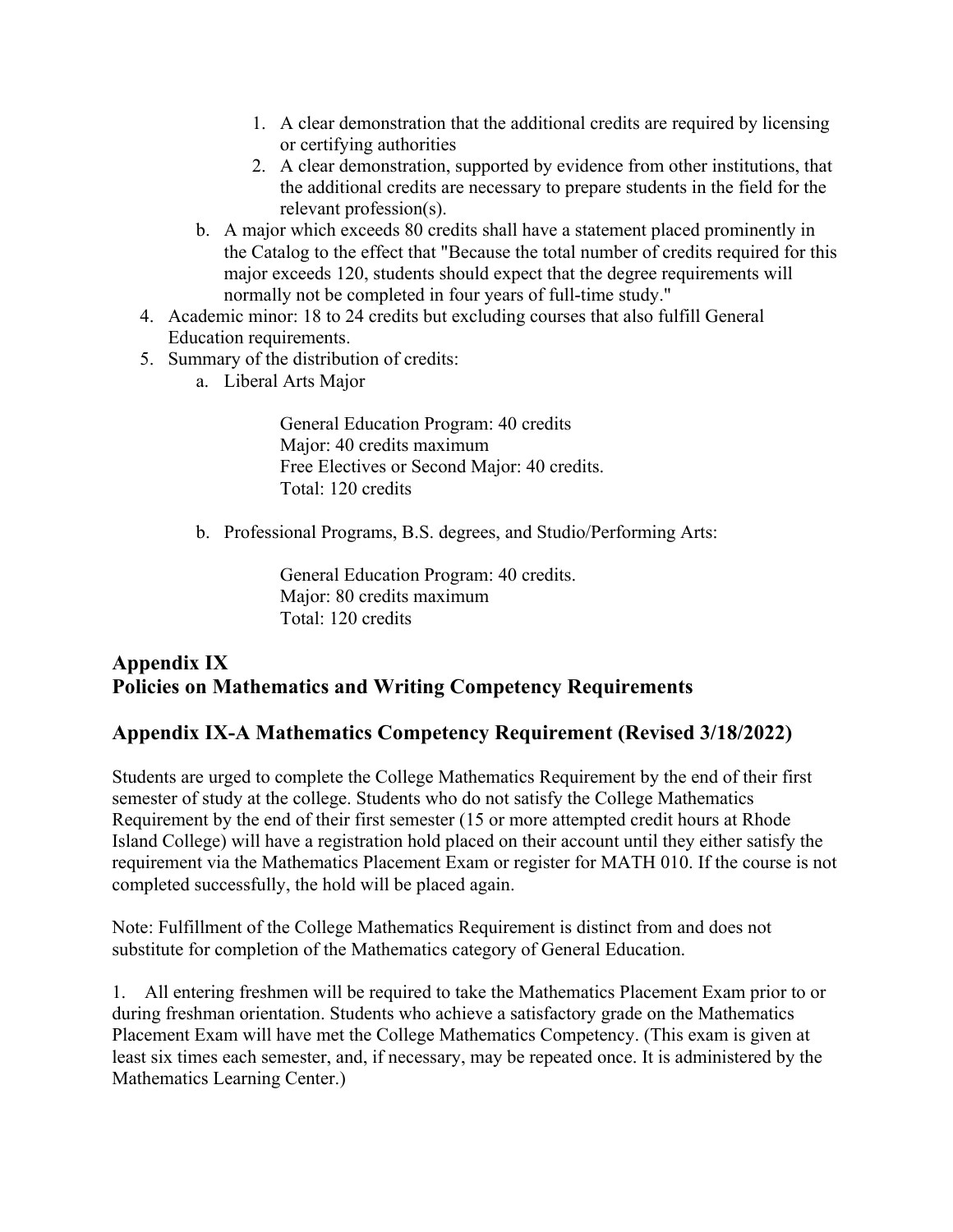1. A clear demonstration that the additional credits are required by licensing or certifying authorities
      2. A clear demonstration, supported by evidence from other institutions, that the additional credits are necessary to prepare students in the field for the relevant profession(s).
   b. A major which exceeds 80 credits shall have a statement placed prominently in the Catalog to the effect that "Because the total number of credits required for this major exceeds 120, students should expect that the degree requirements will normally not be completed in four years of full-time study."
4. Academic minor: 18 to 24 credits but excluding courses that also fulfill General Education requirements.
5. Summary of the distribution of credits:
   a. Liberal Arts Major

      General Education Program: 40 credits
      Major: 40 credits maximum
      Free Electives or Second Major: 40 credits.
      Total: 120 credits

   b. Professional Programs, B.S. degrees, and Studio/Performing Arts:

      General Education Program: 40 credits.
      Major: 80 credits maximum
      Total: 120 credits

## Appendix IX
## Policies on Mathematics and Writing Competency Requirements

## Appendix IX-A Mathematics Competency Requirement (Revised 3/18/2022)

Students are urged to complete the College Mathematics Requirement by the end of their first semester of study at the college. Students who do not satisfy the College Mathematics Requirement by the end of their first semester (15 or more attempted credit hours at Rhode Island College) will have a registration hold placed on their account until they either satisfy the requirement via the Mathematics Placement Exam or register for MATH 010. If the course is not completed successfully, the hold will be placed again.

Note: Fulfillment of the College Mathematics Requirement is distinct from and does not substitute for completion of the Mathematics category of General Education.

1. All entering freshmen will be required to take the Mathematics Placement Exam prior to or during freshman orientation. Students who achieve a satisfactory grade on the Mathematics Placement Exam will have met the College Mathematics Competency. (This exam is given at least six times each semester, and, if necessary, may be repeated once. It is administered by the Mathematics Learning Center.)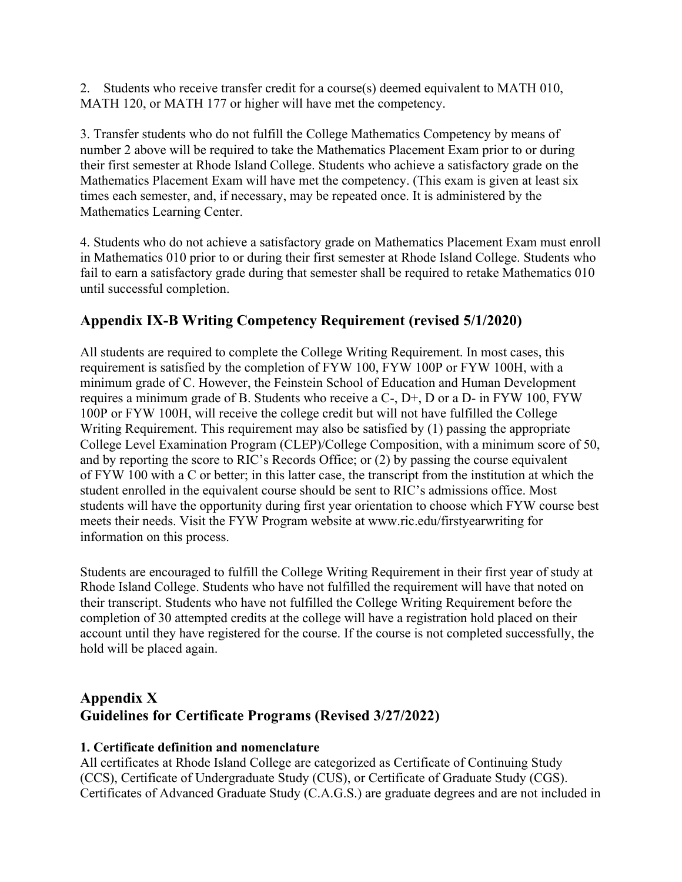2. Students who receive transfer credit for a course(s) deemed equivalent to MATH 010, MATH 120, or MATH 177 or higher will have met the competency.

3. Transfer students who do not fulfill the College Mathematics Competency by means of number 2 above will be required to take the Mathematics Placement Exam prior to or during their first semester at Rhode Island College. Students who achieve a satisfactory grade on the Mathematics Placement Exam will have met the competency. (This exam is given at least six times each semester, and, if necessary, may be repeated once. It is administered by the Mathematics Learning Center.

4. Students who do not achieve a satisfactory grade on Mathematics Placement Exam must enroll in Mathematics 010 prior to or during their first semester at Rhode Island College. Students who fail to earn a satisfactory grade during that semester shall be required to retake Mathematics 010 until successful completion.

## Appendix IX-B Writing Competency Requirement (revised 5/1/2020)

All students are required to complete the College Writing Requirement. In most cases, this requirement is satisfied by the completion of FYW 100, FYW 100P or FYW 100H, with a minimum grade of C. However, the Feinstein School of Education and Human Development requires a minimum grade of B. Students who receive a C-, D+, D or a D- in FYW 100, FYW 100P or FYW 100H, will receive the college credit but will not have fulfilled the College Writing Requirement. This requirement may also be satisfied by (1) passing the appropriate College Level Examination Program (CLEP)/College Composition, with a minimum score of 50, and by reporting the score to RIC's Records Office; or (2) by passing the course equivalent of FYW 100 with a C or better; in this latter case, the transcript from the institution at which the student enrolled in the equivalent course should be sent to RIC's admissions office. Most students will have the opportunity during first year orientation to choose which FYW course best meets their needs. Visit the FYW Program website at www.ric.edu/firstyearwriting for information on this process.

Students are encouraged to fulfill the College Writing Requirement in their first year of study at Rhode Island College. Students who have not fulfilled the requirement will have that noted on their transcript. Students who have not fulfilled the College Writing Requirement before the completion of 30 attempted credits at the college will have a registration hold placed on their account until they have registered for the course. If the course is not completed successfully, the hold will be placed again.

## Appendix X
## Guidelines for Certificate Programs (Revised 3/27/2022)

**1. Certificate definition and nomenclature**

All certificates at Rhode Island College are categorized as Certificate of Continuing Study (CCS), Certificate of Undergraduate Study (CUS), or Certificate of Graduate Study (CGS). Certificates of Advanced Graduate Study (C.A.G.S.) are graduate degrees and are not included in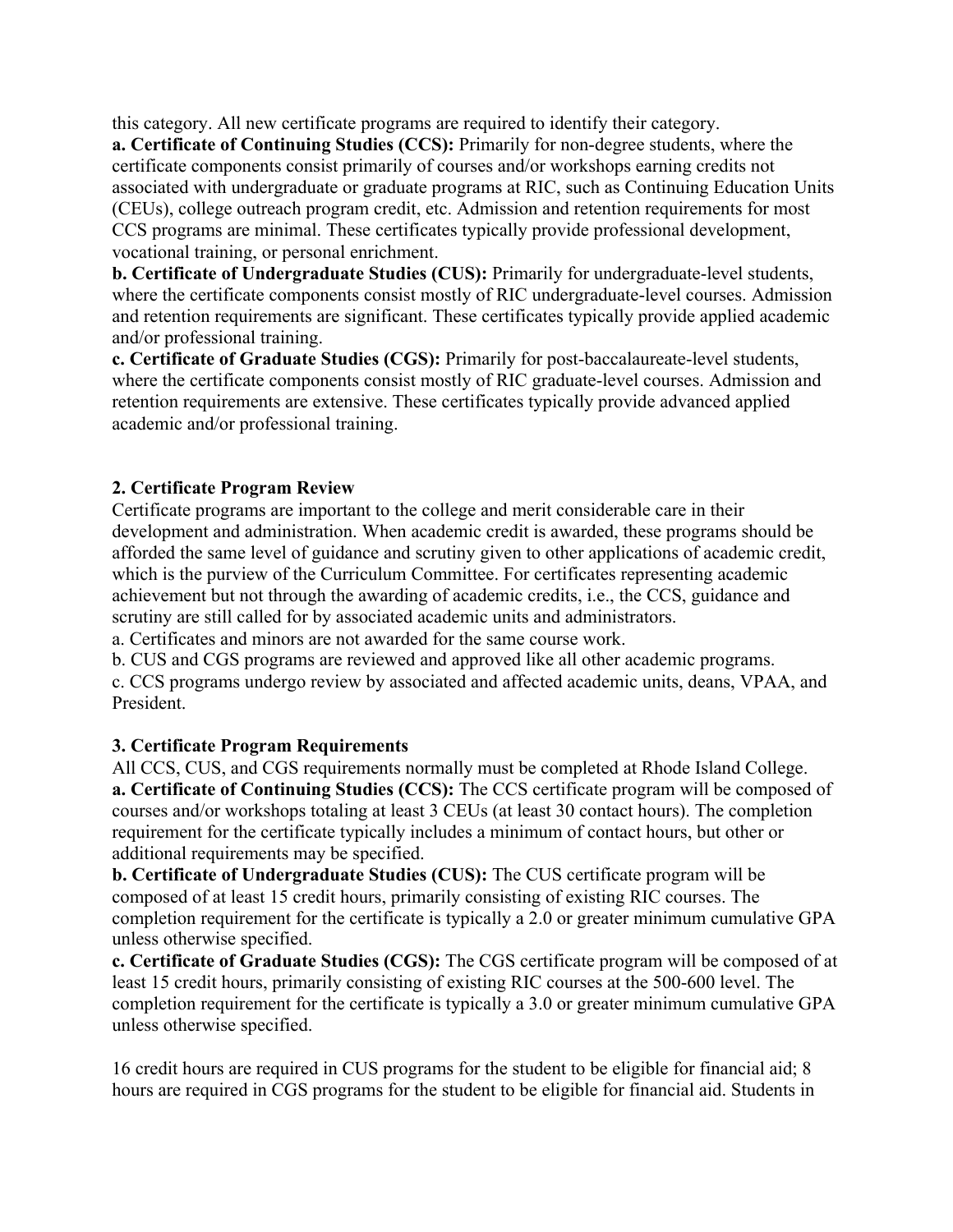this category. All new certificate programs are required to identify their category.

**a. Certificate of Continuing Studies (CCS):** Primarily for non-degree students, where the certificate components consist primarily of courses and/or workshops earning credits not associated with undergraduate or graduate programs at RIC, such as Continuing Education Units (CEUs), college outreach program credit, etc. Admission and retention requirements for most CCS programs are minimal. These certificates typically provide professional development, vocational training, or personal enrichment.

**b. Certificate of Undergraduate Studies (CUS):** Primarily for undergraduate-level students, where the certificate components consist mostly of RIC undergraduate-level courses. Admission and retention requirements are significant. These certificates typically provide applied academic and/or professional training.

**c. Certificate of Graduate Studies (CGS):** Primarily for post-baccalaureate-level students, where the certificate components consist mostly of RIC graduate-level courses. Admission and retention requirements are extensive. These certificates typically provide advanced applied academic and/or professional training.

**2. Certificate Program Review**

Certificate programs are important to the college and merit considerable care in their development and administration. When academic credit is awarded, these programs should be afforded the same level of guidance and scrutiny given to other applications of academic credit, which is the purview of the Curriculum Committee. For certificates representing academic achievement but not through the awarding of academic credits, i.e., the CCS, guidance and scrutiny are still called for by associated academic units and administrators.

a. Certificates and minors are not awarded for the same course work.

b. CUS and CGS programs are reviewed and approved like all other academic programs.

c. CCS programs undergo review by associated and affected academic units, deans, VPAA, and President.

**3. Certificate Program Requirements**

All CCS, CUS, and CGS requirements normally must be completed at Rhode Island College.

**a. Certificate of Continuing Studies (CCS):** The CCS certificate program will be composed of courses and/or workshops totaling at least 3 CEUs (at least 30 contact hours). The completion requirement for the certificate typically includes a minimum of contact hours, but other or additional requirements may be specified.

**b. Certificate of Undergraduate Studies (CUS):** The CUS certificate program will be composed of at least 15 credit hours, primarily consisting of existing RIC courses. The completion requirement for the certificate is typically a 2.0 or greater minimum cumulative GPA unless otherwise specified.

**c. Certificate of Graduate Studies (CGS):** The CGS certificate program will be composed of at least 15 credit hours, primarily consisting of existing RIC courses at the 500-600 level. The completion requirement for the certificate is typically a 3.0 or greater minimum cumulative GPA unless otherwise specified.

16 credit hours are required in CUS programs for the student to be eligible for financial aid; 8 hours are required in CGS programs for the student to be eligible for financial aid. Students in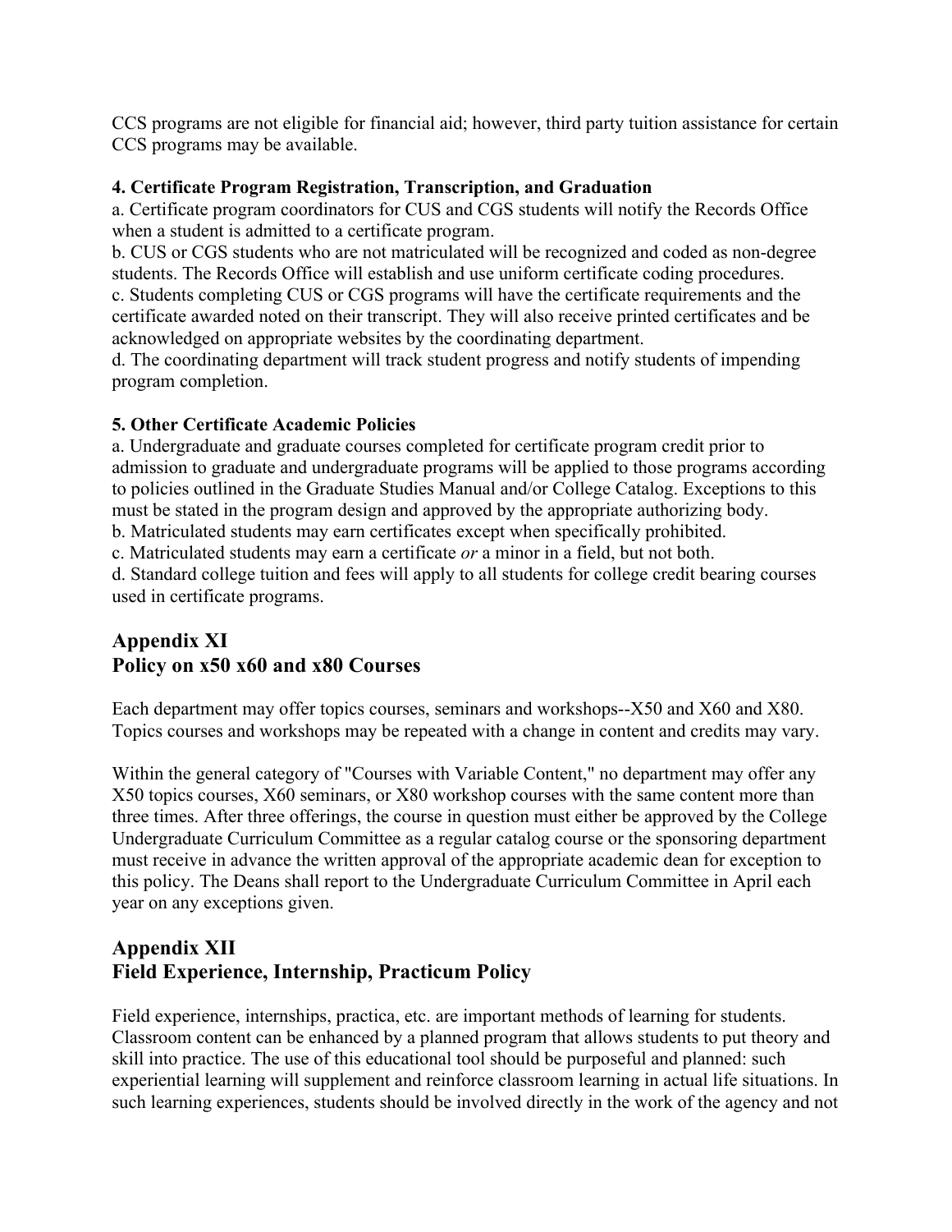CCS programs are not eligible for financial aid; however, third party tuition assistance for certain CCS programs may be available.

**4. Certificate Program Registration, Transcription, and Graduation**

a. Certificate program coordinators for CUS and CGS students will notify the Records Office when a student is admitted to a certificate program.

b. CUS or CGS students who are not matriculated will be recognized and coded as non-degree students. The Records Office will establish and use uniform certificate coding procedures.

c. Students completing CUS or CGS programs will have the certificate requirements and the certificate awarded noted on their transcript. They will also receive printed certificates and be acknowledged on appropriate websites by the coordinating department.

d. The coordinating department will track student progress and notify students of impending program completion.

**5. Other Certificate Academic Policies**

a. Undergraduate and graduate courses completed for certificate program credit prior to admission to graduate and undergraduate programs will be applied to those programs according to policies outlined in the Graduate Studies Manual and/or College Catalog. Exceptions to this must be stated in the program design and approved by the appropriate authorizing body.

b. Matriculated students may earn certificates except when specifically prohibited.

c. Matriculated students may earn a certificate *or* a minor in a field, but not both.

d. Standard college tuition and fees will apply to all students for college credit bearing courses used in certificate programs.

## Appendix XI
## Policy on x50 x60 and x80 Courses

Each department may offer topics courses, seminars and workshops--X50 and X60 and X80. Topics courses and workshops may be repeated with a change in content and credits may vary.

Within the general category of "Courses with Variable Content," no department may offer any X50 topics courses, X60 seminars, or X80 workshop courses with the same content more than three times. After three offerings, the course in question must either be approved by the College Undergraduate Curriculum Committee as a regular catalog course or the sponsoring department must receive in advance the written approval of the appropriate academic dean for exception to this policy. The Deans shall report to the Undergraduate Curriculum Committee in April each year on any exceptions given.

## Appendix XII
## Field Experience, Internship, Practicum Policy

Field experience, internships, practica, etc. are important methods of learning for students. Classroom content can be enhanced by a planned program that allows students to put theory and skill into practice. The use of this educational tool should be purposeful and planned: such experiential learning will supplement and reinforce classroom learning in actual life situations. In such learning experiences, students should be involved directly in the work of the agency and not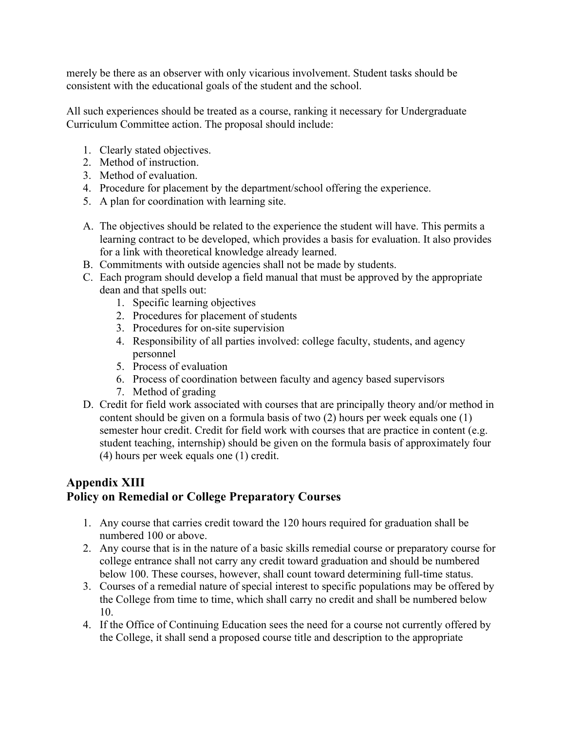merely be there as an observer with only vicarious involvement. Student tasks should be consistent with the educational goals of the student and the school.

All such experiences should be treated as a course, ranking it necessary for Undergraduate Curriculum Committee action. The proposal should include:

1. Clearly stated objectives.
2. Method of instruction.
3. Method of evaluation.
4. Procedure for placement by the department/school offering the experience.
5. A plan for coordination with learning site.

A. The objectives should be related to the experience the student will have. This permits a learning contract to be developed, which provides a basis for evaluation. It also provides for a link with theoretical knowledge already learned.
B. Commitments with outside agencies shall not be made by students.
C. Each program should develop a field manual that must be approved by the appropriate dean and that spells out:
    1. Specific learning objectives
    2. Procedures for placement of students
    3. Procedures for on-site supervision
    4. Responsibility of all parties involved: college faculty, students, and agency personnel
    5. Process of evaluation
    6. Process of coordination between faculty and agency based supervisors
    7. Method of grading
D. Credit for field work associated with courses that are principally theory and/or method in content should be given on a formula basis of two (2) hours per week equals one (1) semester hour credit. Credit for field work with courses that are practice in content (e.g. student teaching, internship) should be given on the formula basis of approximately four (4) hours per week equals one (1) credit.

## Appendix XIII
## Policy on Remedial or College Preparatory Courses

1. Any course that carries credit toward the 120 hours required for graduation shall be numbered 100 or above.
2. Any course that is in the nature of a basic skills remedial course or preparatory course for college entrance shall not carry any credit toward graduation and should be numbered below 100. These courses, however, shall count toward determining full-time status.
3. Courses of a remedial nature of special interest to specific populations may be offered by the College from time to time, which shall carry no credit and shall be numbered below 10.
4. If the Office of Continuing Education sees the need for a course not currently offered by the College, it shall send a proposed course title and description to the appropriate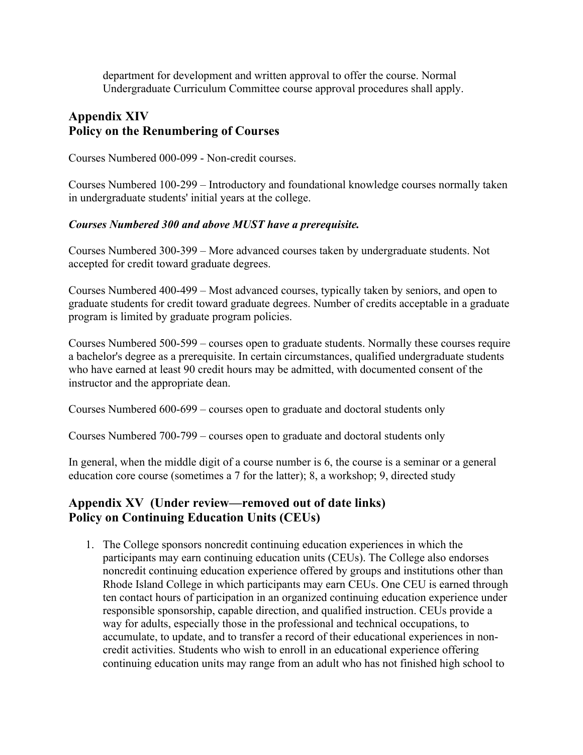department for development and written approval to offer the course. Normal Undergraduate Curriculum Committee course approval procedures shall apply.

## Appendix XIV
## Policy on the Renumbering of Courses

Courses Numbered 000-099 - Non-credit courses.

Courses Numbered 100-299 – Introductory and foundational knowledge courses normally taken in undergraduate students' initial years at the college.

***Courses Numbered 300 and above MUST have a prerequisite.***

Courses Numbered 300-399 – More advanced courses taken by undergraduate students. Not accepted for credit toward graduate degrees.

Courses Numbered 400-499 – Most advanced courses, typically taken by seniors, and open to graduate students for credit toward graduate degrees. Number of credits acceptable in a graduate program is limited by graduate program policies.

Courses Numbered 500-599 – courses open to graduate students. Normally these courses require a bachelor's degree as a prerequisite. In certain circumstances, qualified undergraduate students who have earned at least 90 credit hours may be admitted, with documented consent of the instructor and the appropriate dean.

Courses Numbered 600-699 – courses open to graduate and doctoral students only

Courses Numbered 700-799 – courses open to graduate and doctoral students only

In general, when the middle digit of a course number is 6, the course is a seminar or a general education core course (sometimes a 7 for the latter); 8, a workshop; 9, directed study

## Appendix XV (Under review—removed out of date links)
## Policy on Continuing Education Units (CEUs)

1. The College sponsors noncredit continuing education experiences in which the participants may earn continuing education units (CEUs). The College also endorses noncredit continuing education experience offered by groups and institutions other than Rhode Island College in which participants may earn CEUs. One CEU is earned through ten contact hours of participation in an organized continuing education experience under responsible sponsorship, capable direction, and qualified instruction. CEUs provide a way for adults, especially those in the professional and technical occupations, to accumulate, to update, and to transfer a record of their educational experiences in non-credit activities. Students who wish to enroll in an educational experience offering continuing education units may range from an adult who has not finished high school to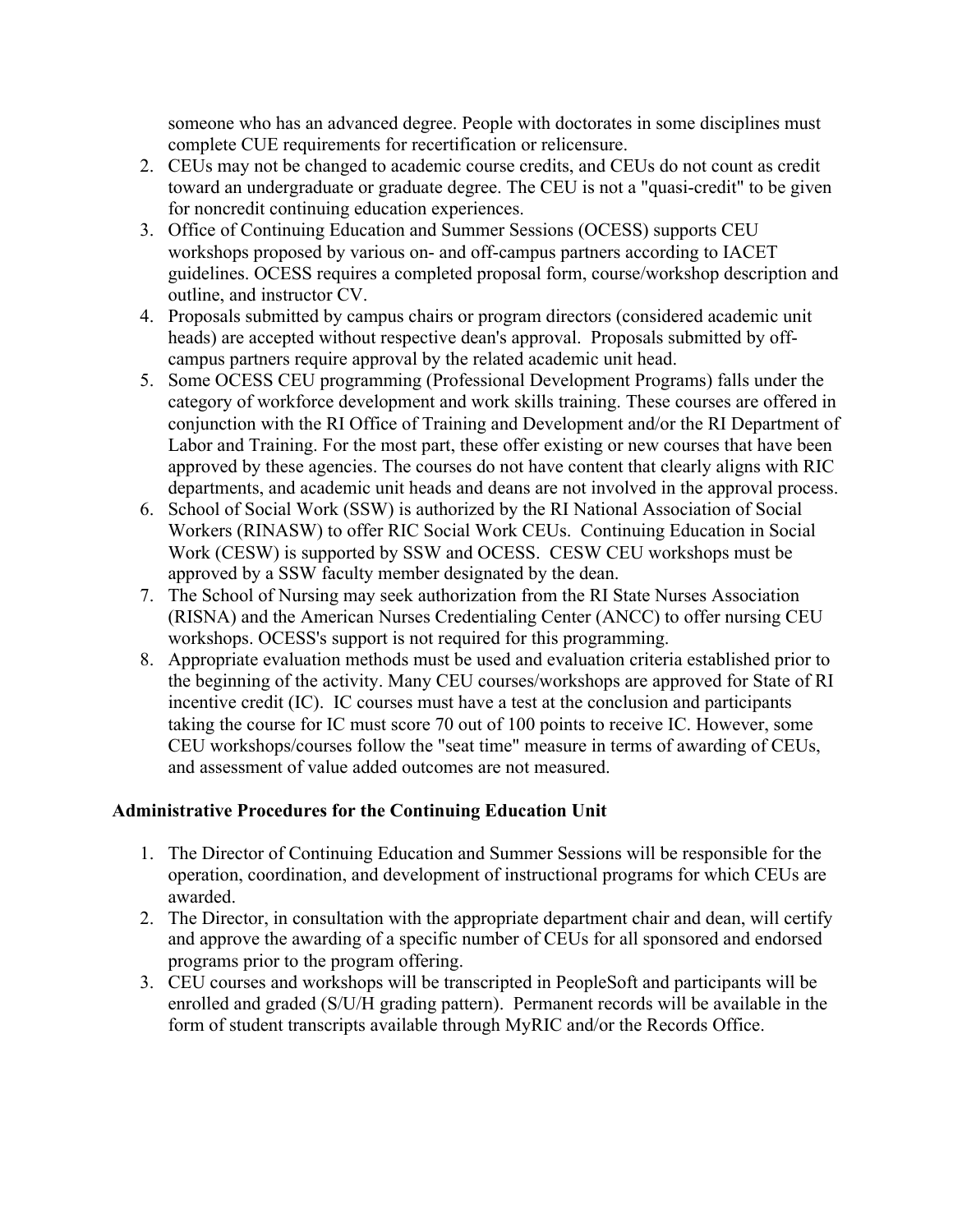someone who has an advanced degree. People with doctorates in some disciplines must complete CUE requirements for recertification or relicensure.

2. CEUs may not be changed to academic course credits, and CEUs do not count as credit toward an undergraduate or graduate degree. The CEU is not a "quasi-credit" to be given for noncredit continuing education experiences.
3. Office of Continuing Education and Summer Sessions (OCESS) supports CEU workshops proposed by various on- and off-campus partners according to IACET guidelines. OCESS requires a completed proposal form, course/workshop description and outline, and instructor CV.
4. Proposals submitted by campus chairs or program directors (considered academic unit heads) are accepted without respective dean's approval. Proposals submitted by off-campus partners require approval by the related academic unit head.
5. Some OCESS CEU programming (Professional Development Programs) falls under the category of workforce development and work skills training. These courses are offered in conjunction with the RI Office of Training and Development and/or the RI Department of Labor and Training. For the most part, these offer existing or new courses that have been approved by these agencies. The courses do not have content that clearly aligns with RIC departments, and academic unit heads and deans are not involved in the approval process.
6. School of Social Work (SSW) is authorized by the RI National Association of Social Workers (RINASW) to offer RIC Social Work CEUs. Continuing Education in Social Work (CESW) is supported by SSW and OCESS. CESW CEU workshops must be approved by a SSW faculty member designated by the dean.
7. The School of Nursing may seek authorization from the RI State Nurses Association (RISNA) and the American Nurses Credentialing Center (ANCC) to offer nursing CEU workshops. OCESS's support is not required for this programming.
8. Appropriate evaluation methods must be used and evaluation criteria established prior to the beginning of the activity. Many CEU courses/workshops are approved for State of RI incentive credit (IC). IC courses must have a test at the conclusion and participants taking the course for IC must score 70 out of 100 points to receive IC. However, some CEU workshops/courses follow the "seat time" measure in terms of awarding of CEUs, and assessment of value added outcomes are not measured.

**Administrative Procedures for the Continuing Education Unit**

1. The Director of Continuing Education and Summer Sessions will be responsible for the operation, coordination, and development of instructional programs for which CEUs are awarded.
2. The Director, in consultation with the appropriate department chair and dean, will certify and approve the awarding of a specific number of CEUs for all sponsored and endorsed programs prior to the program offering.
3. CEU courses and workshops will be transcripted in PeopleSoft and participants will be enrolled and graded (S/U/H grading pattern). Permanent records will be available in the form of student transcripts available through MyRIC and/or the Records Office.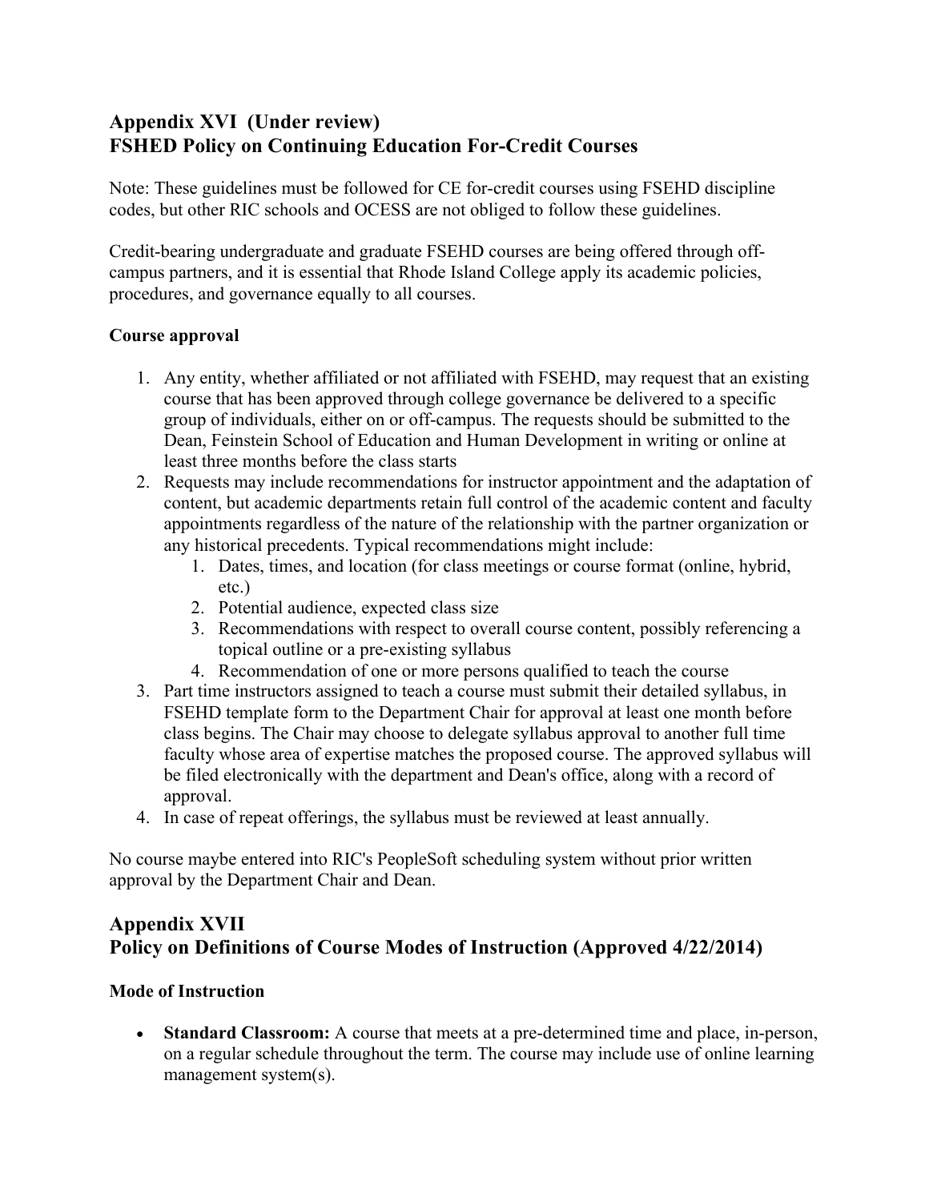## Appendix XVI (Under review)
## FSHED Policy on Continuing Education For-Credit Courses

Note: These guidelines must be followed for CE for-credit courses using FSEHD discipline codes, but other RIC schools and OCESS are not obliged to follow these guidelines.

Credit-bearing undergraduate and graduate FSEHD courses are being offered through off-campus partners, and it is essential that Rhode Island College apply its academic policies, procedures, and governance equally to all courses.

**Course approval**

1. Any entity, whether affiliated or not affiliated with FSEHD, may request that an existing course that has been approved through college governance be delivered to a specific group of individuals, either on or off-campus. The requests should be submitted to the Dean, Feinstein School of Education and Human Development in writing or online at least three months before the class starts
2. Requests may include recommendations for instructor appointment and the adaptation of content, but academic departments retain full control of the academic content and faculty appointments regardless of the nature of the relationship with the partner organization or any historical precedents. Typical recommendations might include:
    1. Dates, times, and location (for class meetings or course format (online, hybrid, etc.)
    2. Potential audience, expected class size
    3. Recommendations with respect to overall course content, possibly referencing a topical outline or a pre-existing syllabus
    4. Recommendation of one or more persons qualified to teach the course
3. Part time instructors assigned to teach a course must submit their detailed syllabus, in FSEHD template form to the Department Chair for approval at least one month before class begins. The Chair may choose to delegate syllabus approval to another full time faculty whose area of expertise matches the proposed course. The approved syllabus will be filed electronically with the department and Dean's office, along with a record of approval.
4. In case of repeat offerings, the syllabus must be reviewed at least annually.

No course maybe entered into RIC's PeopleSoft scheduling system without prior written approval by the Department Chair and Dean.

## Appendix XVII
## Policy on Definitions of Course Modes of Instruction (Approved 4/22/2014)

**Mode of Instruction**

- **Standard Classroom:** A course that meets at a pre-determined time and place, in-person, on a regular schedule throughout the term. The course may include use of online learning management system(s).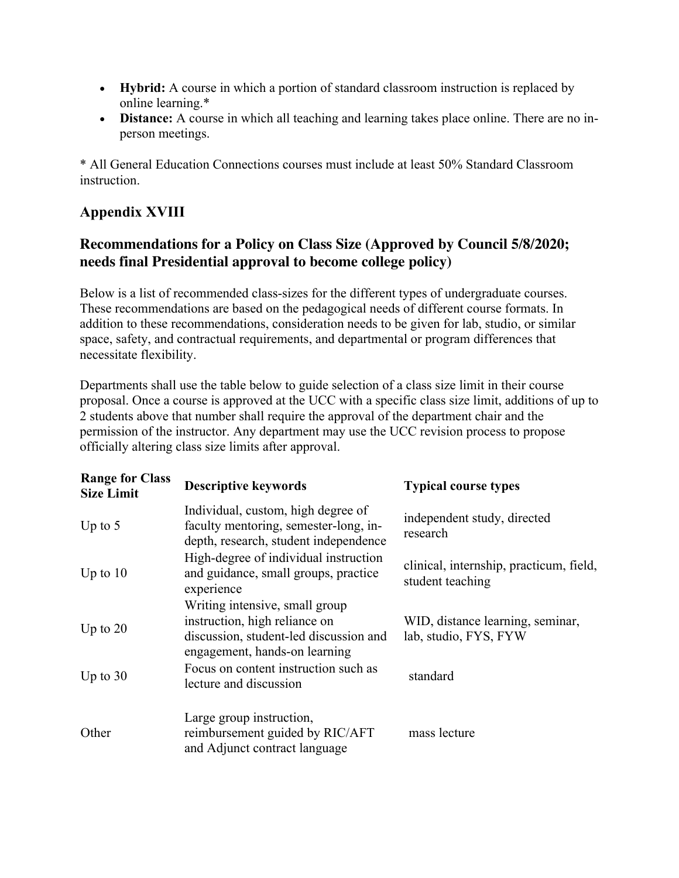- **Hybrid:** A course in which a portion of standard classroom instruction is replaced by online learning.*
- **Distance:** A course in which all teaching and learning takes place online. There are no in-person meetings.

* All General Education Connections courses must include at least 50% Standard Classroom instruction.

## Appendix XVIII

## Recommendations for a Policy on Class Size (Approved by Council 5/8/2020; needs final Presidential approval to become college policy)

Below is a list of recommended class-sizes for the different types of undergraduate courses. These recommendations are based on the pedagogical needs of different course formats. In addition to these recommendations, consideration needs to be given for lab, studio, or similar space, safety, and contractual requirements, and departmental or program differences that necessitate flexibility.

Departments shall use the table below to guide selection of a class size limit in their course proposal. Once a course is approved at the UCC with a specific class size limit, additions of up to 2 students above that number shall require the approval of the department chair and the permission of the instructor. Any department may use the UCC revision process to propose officially altering class size limits after approval.

| Range for Class Size Limit | Descriptive keywords | Typical course types |
|---|---|---|
| Up to 5 | Individual, custom, high degree of faculty mentoring, semester-long, in-depth, research, student independence | independent study, directed research |
| Up to 10 | High-degree of individual instruction and guidance, small groups, practice experience | clinical, internship, practicum, field, student teaching |
| Up to 20 | Writing intensive, small group instruction, high reliance on discussion, student-led discussion and engagement, hands-on learning | WID, distance learning, seminar, lab, studio, FYS, FYW |
| Up to 30 | Focus on content instruction such as lecture and discussion | standard |
| Other | Large group instruction, reimbursement guided by RIC/AFT and Adjunct contract language | mass lecture |